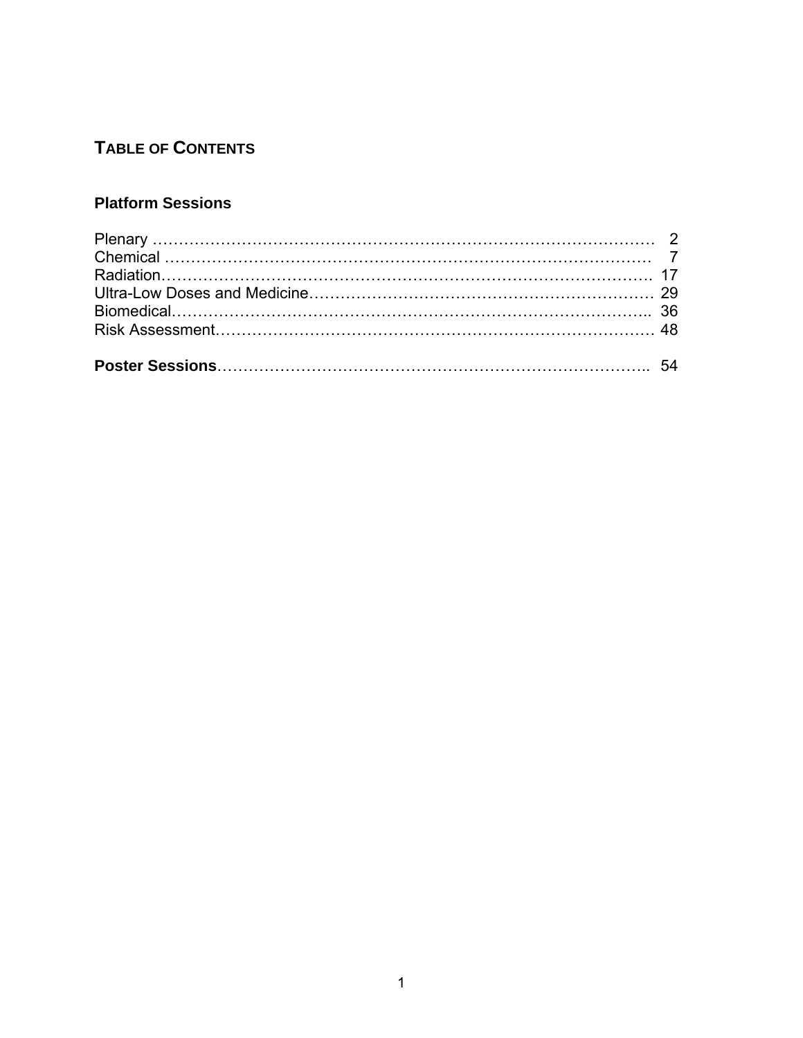# TABLE OF CONTENTS

## Platform Sessions

Plenary …………………………………………………………………………………… 2
Chemical ……………………………………………………………………………… 7
Radiation………………………………………………………………………………… 17
Ultra-Low Doses and Medicine………………………………………………………… 29
Biomedical……………………………………………………………………………….. 36
Risk Assessment………………………………………………………………………… 48

**Poster Sessions**…………………………………………………………………….. 54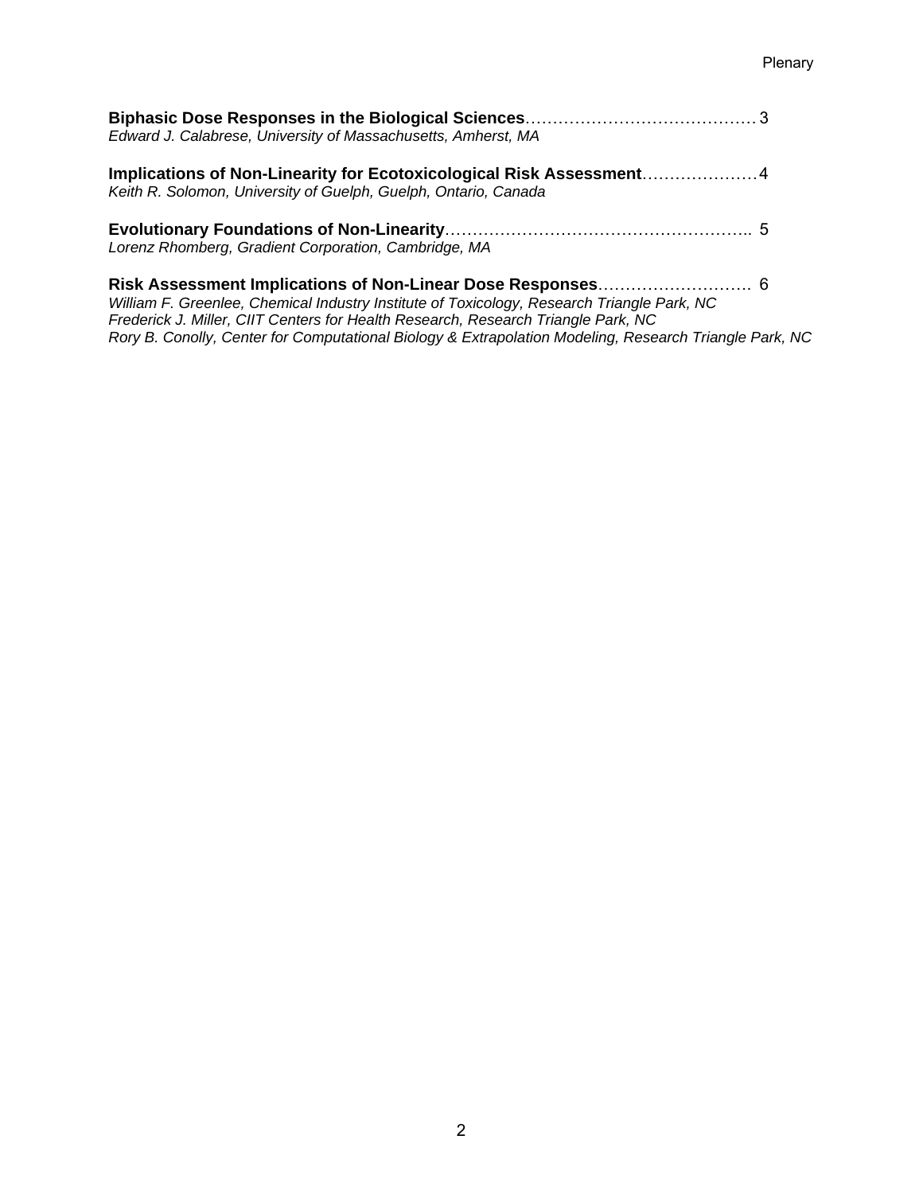**Biphasic Dose Responses in the Biological Sciences**……………………………………3
*Edward J. Calabrese, University of Massachusetts, Amherst, MA*

**Implications of Non-Linearity for Ecotoxicological Risk Assessment**…………………4
*Keith R. Solomon, University of Guelph, Guelph, Ontario, Canada*

**Evolutionary Foundations of Non-Linearity**……………………………………………….. 5
*Lorenz Rhomberg, Gradient Corporation, Cambridge, MA*

**Risk Assessment Implications of Non-Linear Dose Responses**………………………. 6
*William F. Greenlee, Chemical Industry Institute of Toxicology, Research Triangle Park, NC*
*Frederick J. Miller, CIIT Centers for Health Research, Research Triangle Park, NC*
*Rory B. Conolly, Center for Computational Biology & Extrapolation Modeling, Research Triangle Park, NC*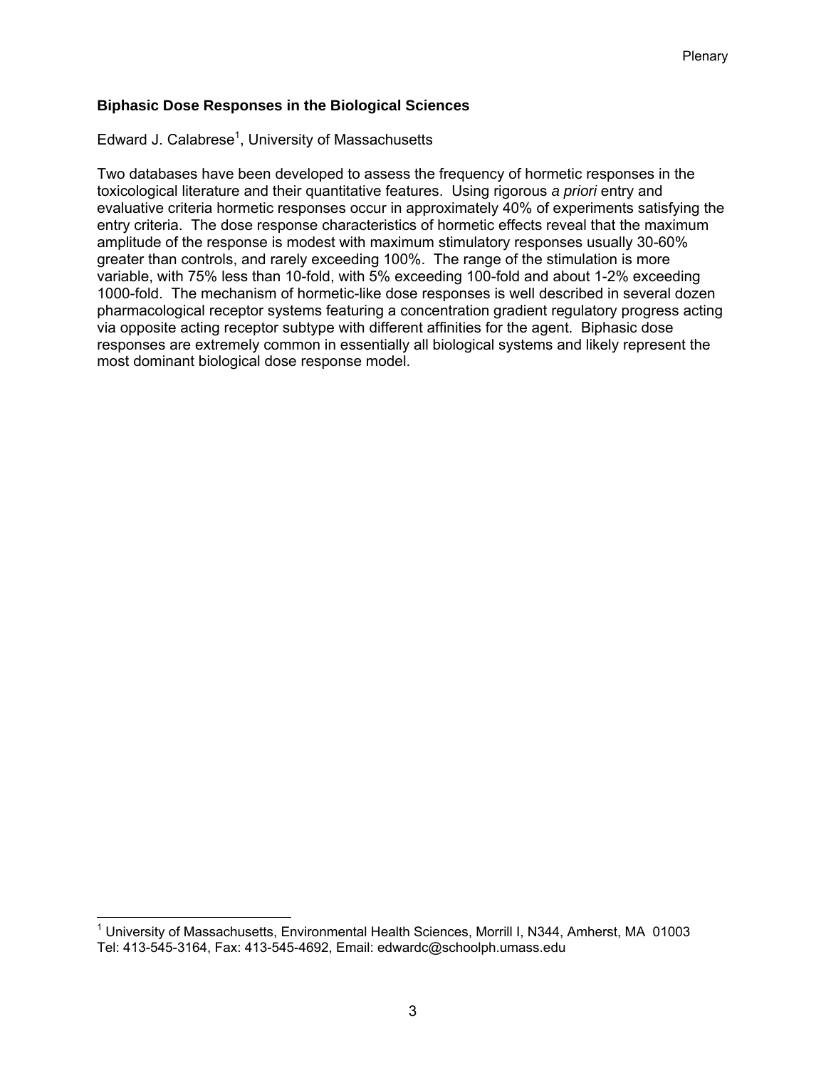## Biphasic Dose Responses in the Biological Sciences

Edward J. Calabrese[1], University of Massachusetts

Two databases have been developed to assess the frequency of hormetic responses in the toxicological literature and their quantitative features. Using rigorous *a priori* entry and evaluative criteria hormetic responses occur in approximately 40% of experiments satisfying the entry criteria. The dose response characteristics of hormetic effects reveal that the maximum amplitude of the response is modest with maximum stimulatory responses usually 30-60% greater than controls, and rarely exceeding 100%. The range of the stimulation is more variable, with 75% less than 10-fold, with 5% exceeding 100-fold and about 1-2% exceeding 1000-fold. The mechanism of hormetic-like dose responses is well described in several dozen pharmacological receptor systems featuring a concentration gradient regulatory progress acting via opposite acting receptor subtype with different affinities for the agent. Biphasic dose responses are extremely common in essentially all biological systems and likely represent the most dominant biological dose response model.

---

[1] University of Massachusetts, Environmental Health Sciences, Morrill I, N344, Amherst, MA 01003
Tel: 413-545-3164, Fax: 413-545-4692, Email: edwardc@schoolph.umass.edu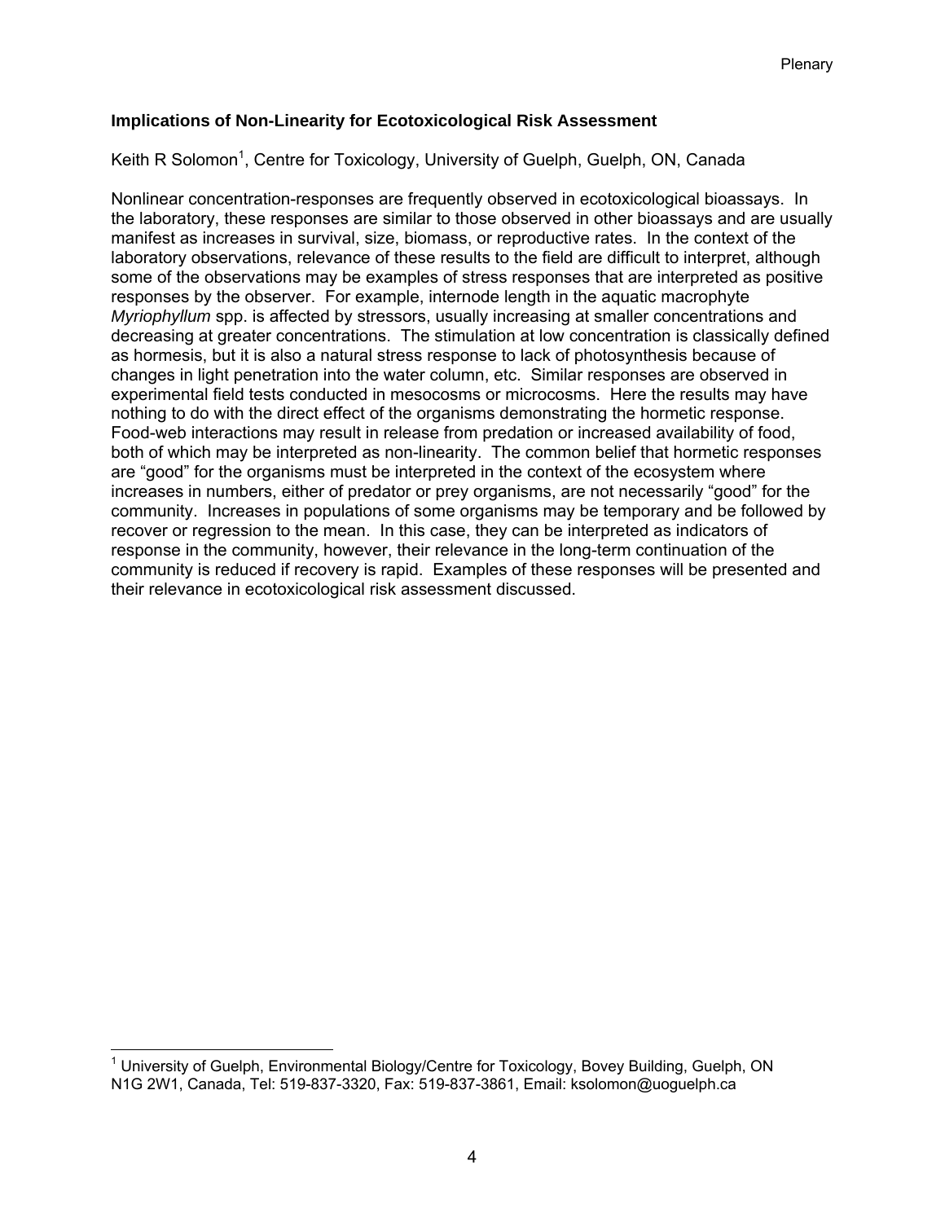### Implications of Non-Linearity for Ecotoxicological Risk Assessment

Keith R Solomon[1], Centre for Toxicology, University of Guelph, Guelph, ON, Canada

Nonlinear concentration-responses are frequently observed in ecotoxicological bioassays. In the laboratory, these responses are similar to those observed in other bioassays and are usually manifest as increases in survival, size, biomass, or reproductive rates. In the context of the laboratory observations, relevance of these results to the field are difficult to interpret, although some of the observations may be examples of stress responses that are interpreted as positive responses by the observer. For example, internode length in the aquatic macrophyte *Myriophyllum* spp. is affected by stressors, usually increasing at smaller concentrations and decreasing at greater concentrations. The stimulation at low concentration is classically defined as hormesis, but it is also a natural stress response to lack of photosynthesis because of changes in light penetration into the water column, etc. Similar responses are observed in experimental field tests conducted in mesocosms or microcosms. Here the results may have nothing to do with the direct effect of the organisms demonstrating the hormetic response. Food-web interactions may result in release from predation or increased availability of food, both of which may be interpreted as non-linearity. The common belief that hormetic responses are "good" for the organisms must be interpreted in the context of the ecosystem where increases in numbers, either of predator or prey organisms, are not necessarily "good" for the community. Increases in populations of some organisms may be temporary and be followed by recover or regression to the mean. In this case, they can be interpreted as indicators of response in the community, however, their relevance in the long-term continuation of the community is reduced if recovery is rapid. Examples of these responses will be presented and their relevance in ecotoxicological risk assessment discussed.

[1] University of Guelph, Environmental Biology/Centre for Toxicology, Bovey Building, Guelph, ON N1G 2W1, Canada, Tel: 519-837-3320, Fax: 519-837-3861, Email: ksolomon@uoguelph.ca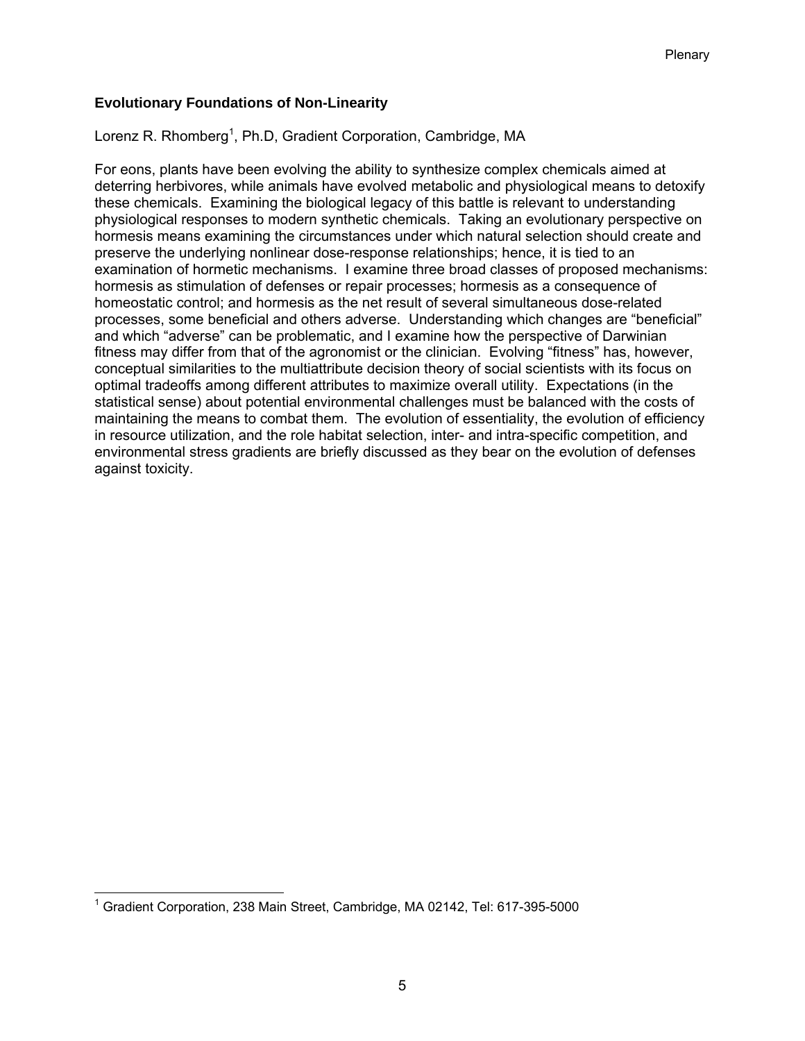## Evolutionary Foundations of Non-Linearity

Lorenz R. Rhomberg[1], Ph.D, Gradient Corporation, Cambridge, MA

For eons, plants have been evolving the ability to synthesize complex chemicals aimed at deterring herbivores, while animals have evolved metabolic and physiological means to detoxify these chemicals. Examining the biological legacy of this battle is relevant to understanding physiological responses to modern synthetic chemicals. Taking an evolutionary perspective on hormesis means examining the circumstances under which natural selection should create and preserve the underlying nonlinear dose-response relationships; hence, it is tied to an examination of hormetic mechanisms. I examine three broad classes of proposed mechanisms: hormesis as stimulation of defenses or repair processes; hormesis as a consequence of homeostatic control; and hormesis as the net result of several simultaneous dose-related processes, some beneficial and others adverse. Understanding which changes are "beneficial" and which "adverse" can be problematic, and I examine how the perspective of Darwinian fitness may differ from that of the agronomist or the clinician. Evolving "fitness" has, however, conceptual similarities to the multiattribute decision theory of social scientists with its focus on optimal tradeoffs among different attributes to maximize overall utility. Expectations (in the statistical sense) about potential environmental challenges must be balanced with the costs of maintaining the means to combat them. The evolution of essentiality, the evolution of efficiency in resource utilization, and the role habitat selection, inter- and intra-specific competition, and environmental stress gradients are briefly discussed as they bear on the evolution of defenses against toxicity.

---

[1] Gradient Corporation, 238 Main Street, Cambridge, MA 02142, Tel: 617-395-5000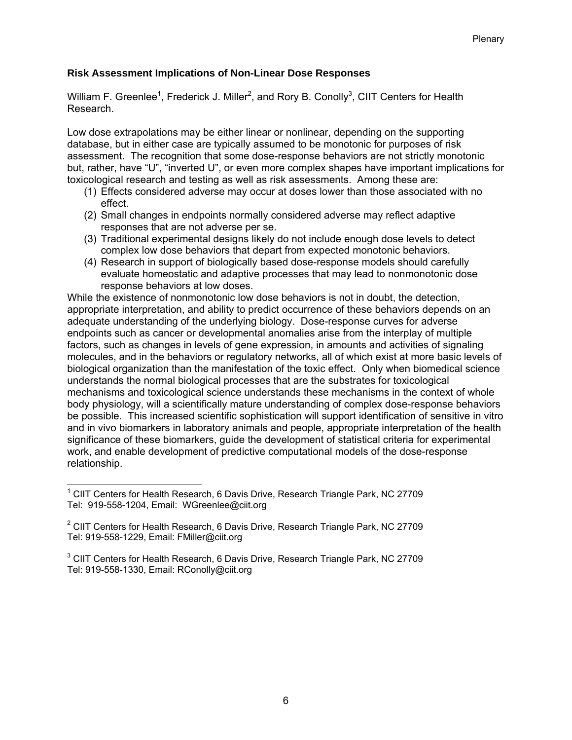## Risk Assessment Implications of Non-Linear Dose Responses

William F. Greenlee[1], Frederick J. Miller[2], and Rory B. Conolly[3], CIIT Centers for Health Research.

Low dose extrapolations may be either linear or nonlinear, depending on the supporting database, but in either case are typically assumed to be monotonic for purposes of risk assessment. The recognition that some dose-response behaviors are not strictly monotonic but, rather, have "U", "inverted U", or even more complex shapes have important implications for toxicological research and testing as well as risk assessments. Among these are:

1. Effects considered adverse may occur at doses lower than those associated with no effect.
2. Small changes in endpoints normally considered adverse may reflect adaptive responses that are not adverse per se.
3. Traditional experimental designs likely do not include enough dose levels to detect complex low dose behaviors that depart from expected monotonic behaviors.
4. Research in support of biologically based dose-response models should carefully evaluate homeostatic and adaptive processes that may lead to nonmonotonic dose response behaviors at low doses.

While the existence of nonmonotonic low dose behaviors is not in doubt, the detection, appropriate interpretation, and ability to predict occurrence of these behaviors depends on an adequate understanding of the underlying biology. Dose-response curves for adverse endpoints such as cancer or developmental anomalies arise from the interplay of multiple factors, such as changes in levels of gene expression, in amounts and activities of signaling molecules, and in the behaviors or regulatory networks, all of which exist at more basic levels of biological organization than the manifestation of the toxic effect. Only when biomedical science understands the normal biological processes that are the substrates for toxicological mechanisms and toxicological science understands these mechanisms in the context of whole body physiology, will a scientifically mature understanding of complex dose-response behaviors be possible. This increased scientific sophistication will support identification of sensitive in vitro and in vivo biomarkers in laboratory animals and people, appropriate interpretation of the health significance of these biomarkers, guide the development of statistical criteria for experimental work, and enable development of predictive computational models of the dose-response relationship.

---

[1] CIIT Centers for Health Research, 6 Davis Drive, Research Triangle Park, NC 27709
Tel: 919-558-1204, Email: WGreenlee@ciit.org

[2] CIIT Centers for Health Research, 6 Davis Drive, Research Triangle Park, NC 27709
Tel: 919-558-1229, Email: FMiller@ciit.org

[3] CIIT Centers for Health Research, 6 Davis Drive, Research Triangle Park, NC 27709
Tel: 919-558-1330, Email: RConolly@ciit.org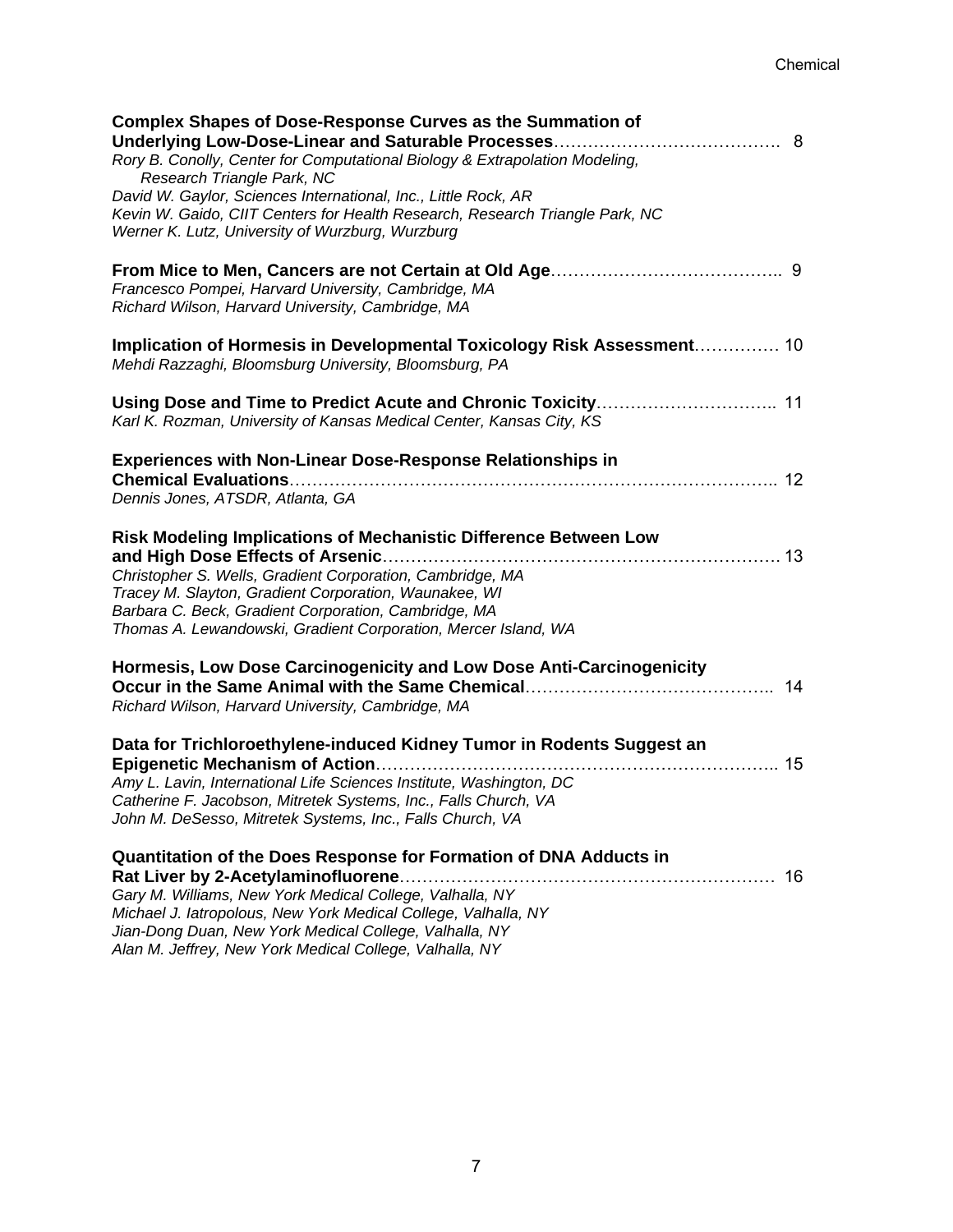**Complex Shapes of Dose-Response Curves as the Summation of Underlying Low-Dose-Linear and Saturable Processes**…………………………………. 8
*Rory B. Conolly, Center for Computational Biology & Extrapolation Modeling, Research Triangle Park, NC*
*David W. Gaylor, Sciences International, Inc., Little Rock, AR*
*Kevin W. Gaido, CIIT Centers for Health Research, Research Triangle Park, NC*
*Werner K. Lutz, University of Wurzburg, Wurzburg*

**From Mice to Men, Cancers are not Certain at Old Age**………………………………….. 9
*Francesco Pompei, Harvard University, Cambridge, MA*
*Richard Wilson, Harvard University, Cambridge, MA*

**Implication of Hormesis in Developmental Toxicology Risk Assessment**…………… 10
*Mehdi Razzaghi, Bloomsburg University, Bloomsburg, PA*

**Using Dose and Time to Predict Acute and Chronic Toxicity**………………………….. 11
*Karl K. Rozman, University of Kansas Medical Center, Kansas City, KS*

**Experiences with Non-Linear Dose-Response Relationships in Chemical Evaluations**……………………………………………………………………….. 12
*Dennis Jones, ATSDR, Atlanta, GA*

**Risk Modeling Implications of Mechanistic Difference Between Low and High Dose Effects of Arsenic**…………………………………………………………… 13
*Christopher S. Wells, Gradient Corporation, Cambridge, MA*
*Tracey M. Slayton, Gradient Corporation, Waunakee, WI*
*Barbara C. Beck, Gradient Corporation, Cambridge, MA*
*Thomas A. Lewandowski, Gradient Corporation, Mercer Island, WA*

**Hormesis, Low Dose Carcinogenicity and Low Dose Anti-Carcinogenicity Occur in the Same Animal with the Same Chemical**…………………………………….. 14
*Richard Wilson, Harvard University, Cambridge, MA*

**Data for Trichloroethylene-induced Kidney Tumor in Rodents Suggest an Epigenetic Mechanism of Action**…………………………………………………………….. 15
*Amy L. Lavin, International Life Sciences Institute, Washington, DC*
*Catherine F. Jacobson, Mitretek Systems, Inc., Falls Church, VA*
*John M. DeSesso, Mitretek Systems, Inc., Falls Church, VA*

**Quantitation of the Does Response for Formation of DNA Adducts in Rat Liver by 2-Acetylaminofluorene**………………………………………………………… 16
*Gary M. Williams, New York Medical College, Valhalla, NY*
*Michael J. Iatropolous, New York Medical College, Valhalla, NY*
*Jian-Dong Duan, New York Medical College, Valhalla, NY*
*Alan M. Jeffrey, New York Medical College, Valhalla, NY*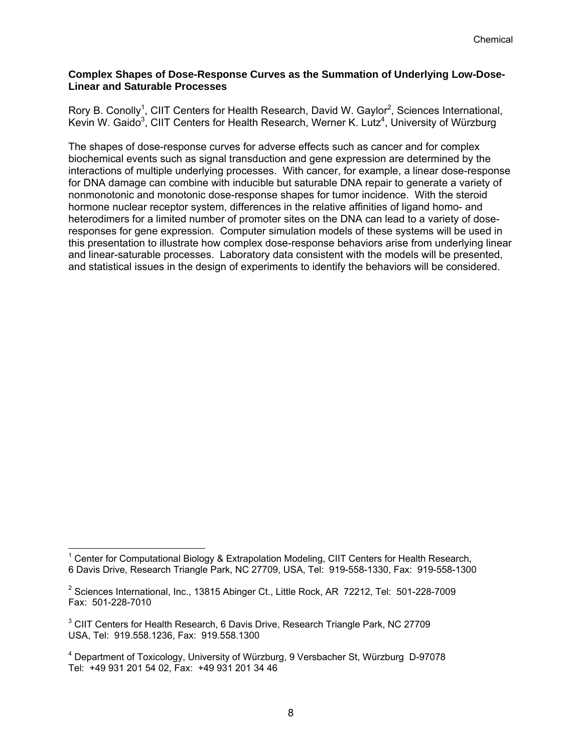**Complex Shapes of Dose-Response Curves as the Summation of Underlying Low-Dose-Linear and Saturable Processes**

Rory B. Conolly[1], CIIT Centers for Health Research, David W. Gaylor[2], Sciences International, Kevin W. Gaido[3], CIIT Centers for Health Research, Werner K. Lutz[4], University of Würzburg

The shapes of dose-response curves for adverse effects such as cancer and for complex biochemical events such as signal transduction and gene expression are determined by the interactions of multiple underlying processes. With cancer, for example, a linear dose-response for DNA damage can combine with inducible but saturable DNA repair to generate a variety of nonmonotonic and monotonic dose-response shapes for tumor incidence. With the steroid hormone nuclear receptor system, differences in the relative affinities of ligand homo- and heterodimers for a limited number of promoter sites on the DNA can lead to a variety of dose-responses for gene expression. Computer simulation models of these systems will be used in this presentation to illustrate how complex dose-response behaviors arise from underlying linear and linear-saturable processes. Laboratory data consistent with the models will be presented, and statistical issues in the design of experiments to identify the behaviors will be considered.

---

[1] Center for Computational Biology & Extrapolation Modeling, CIIT Centers for Health Research, 6 Davis Drive, Research Triangle Park, NC 27709, USA, Tel: 919-558-1330, Fax: 919-558-1300

[2] Sciences International, Inc., 13815 Abinger Ct., Little Rock, AR 72212, Tel: 501-228-7009 Fax: 501-228-7010

[3] CIIT Centers for Health Research, 6 Davis Drive, Research Triangle Park, NC 27709 USA, Tel: 919.558.1236, Fax: 919.558.1300

[4] Department of Toxicology, University of Würzburg, 9 Versbacher St, Würzburg D-97078 Tel: +49 931 201 54 02, Fax: +49 931 201 34 46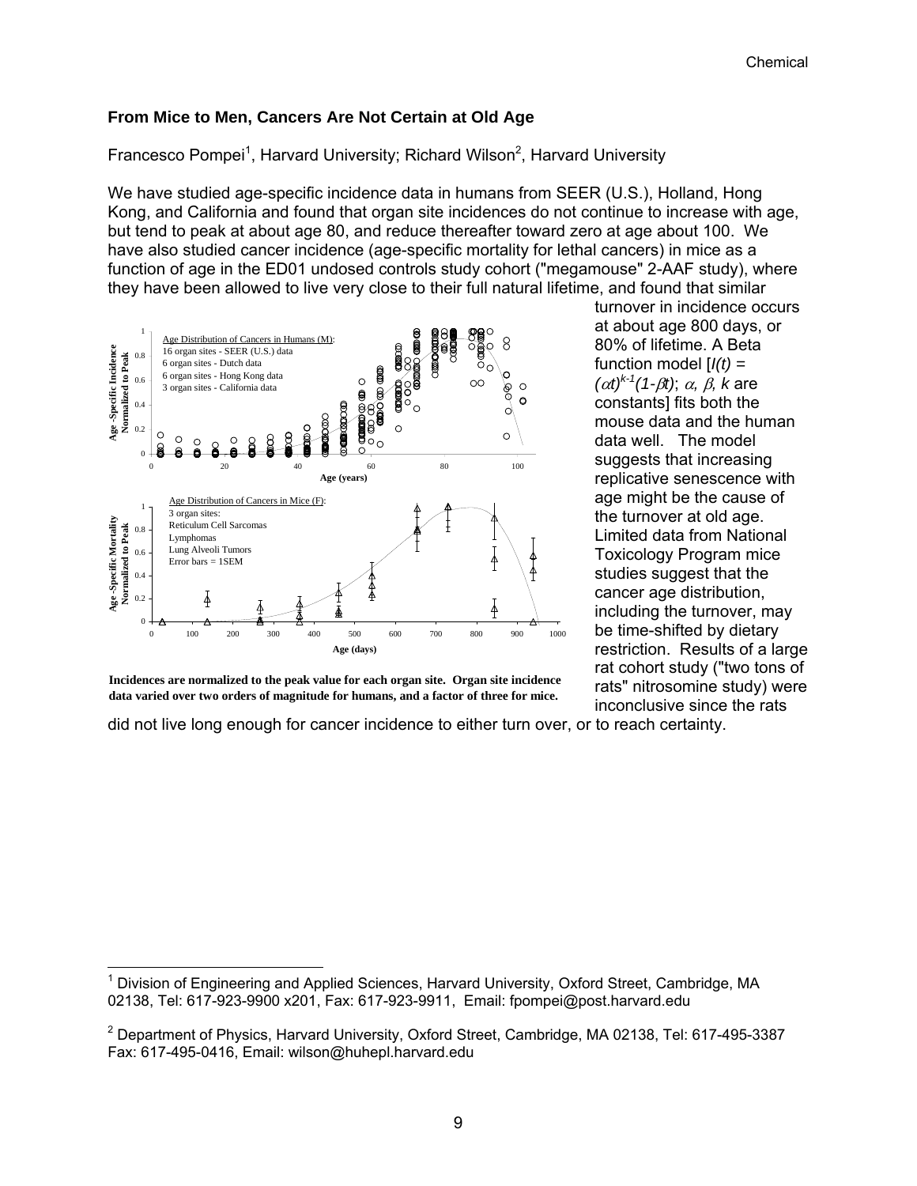## From Mice to Men, Cancers Are Not Certain at Old Age

Francesco Pompei[1], Harvard University; Richard Wilson[2], Harvard University

We have studied age-specific incidence data in humans from SEER (U.S.), Holland, Hong Kong, and California and found that organ site incidences do not continue to increase with age, but tend to peak at about age 80, and reduce thereafter toward zero at age about 100. We have also studied cancer incidence (age-specific mortality for lethal cancers) in mice as a function of age in the ED01 undosed controls study cohort ("megamouse" 2-AAF study), where they have been allowed to live very close to their full natural lifetime, and found that similar turnover in incidence occurs at about age 800 days, or 80% of lifetime. A Beta function model [$I(t) = (\alpha t)^{k-1}(1-\beta t)$; $\alpha$, $\beta$, $k$ are constants] fits both the mouse data and the human data well. The model suggests that increasing replicative senescence with age might be the cause of the turnover at old age. Limited data from National Toxicology Program mice studies suggest that the cancer age distribution, including the turnover, may be time-shifted by dietary restriction. Results of a large rat cohort study ("two tons of rats" nitrosomine study) were inconclusive since the rats did not live long enough for cancer incidence to either turn over, or to reach certainty.

**Incidences are normalized to the peak value for each organ site. Organ site incidence data varied over two orders of magnitude for humans, and a factor of three for mice.**

---

[1] Division of Engineering and Applied Sciences, Harvard University, Oxford Street, Cambridge, MA 02138, Tel: 617-923-9900 x201, Fax: 617-923-9911, Email: fpompei@post.harvard.edu

[2] Department of Physics, Harvard University, Oxford Street, Cambridge, MA 02138, Tel: 617-495-3387 Fax: 617-495-0416, Email: wilson@huhepl.harvard.edu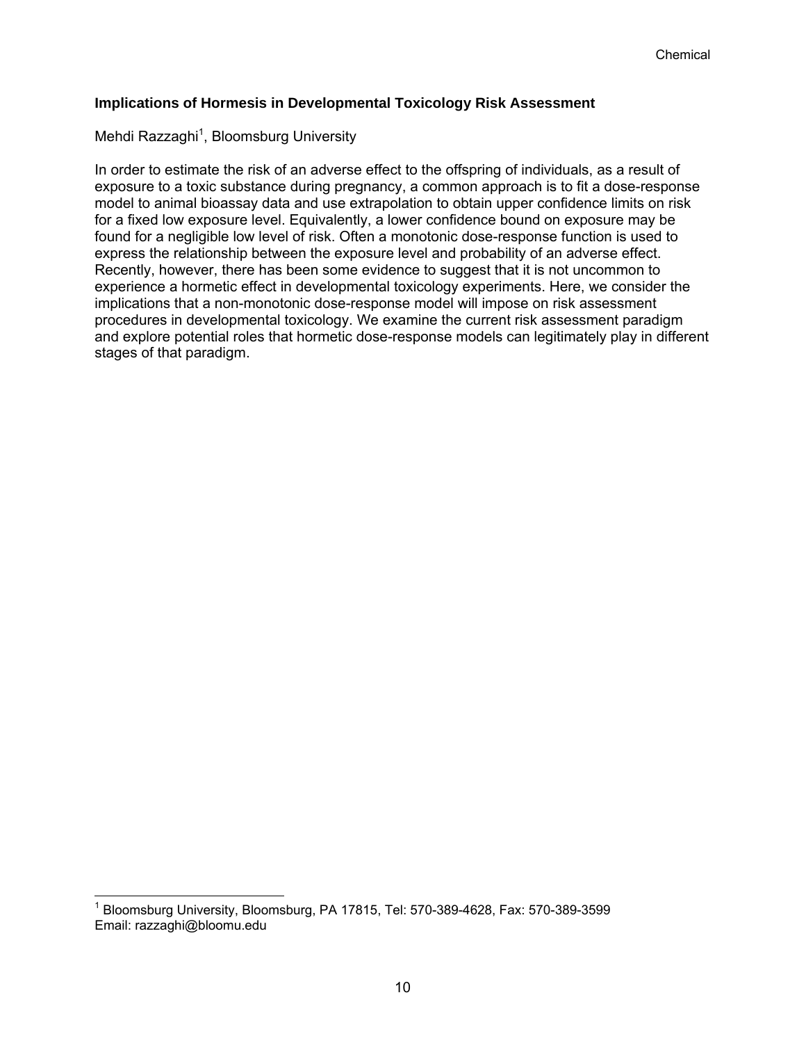## Implications of Hormesis in Developmental Toxicology Risk Assessment

Mehdi Razzaghi[1], Bloomsburg University

In order to estimate the risk of an adverse effect to the offspring of individuals, as a result of exposure to a toxic substance during pregnancy, a common approach is to fit a dose-response model to animal bioassay data and use extrapolation to obtain upper confidence limits on risk for a fixed low exposure level. Equivalently, a lower confidence bound on exposure may be found for a negligible low level of risk. Often a monotonic dose-response function is used to express the relationship between the exposure level and probability of an adverse effect. Recently, however, there has been some evidence to suggest that it is not uncommon to experience a hormetic effect in developmental toxicology experiments. Here, we consider the implications that a non-monotonic dose-response model will impose on risk assessment procedures in developmental toxicology. We examine the current risk assessment paradigm and explore potential roles that hormetic dose-response models can legitimately play in different stages of that paradigm.

---

[1] Bloomsburg University, Bloomsburg, PA 17815, Tel: 570-389-4628, Fax: 570-389-3599
Email: razzaghi@bloomu.edu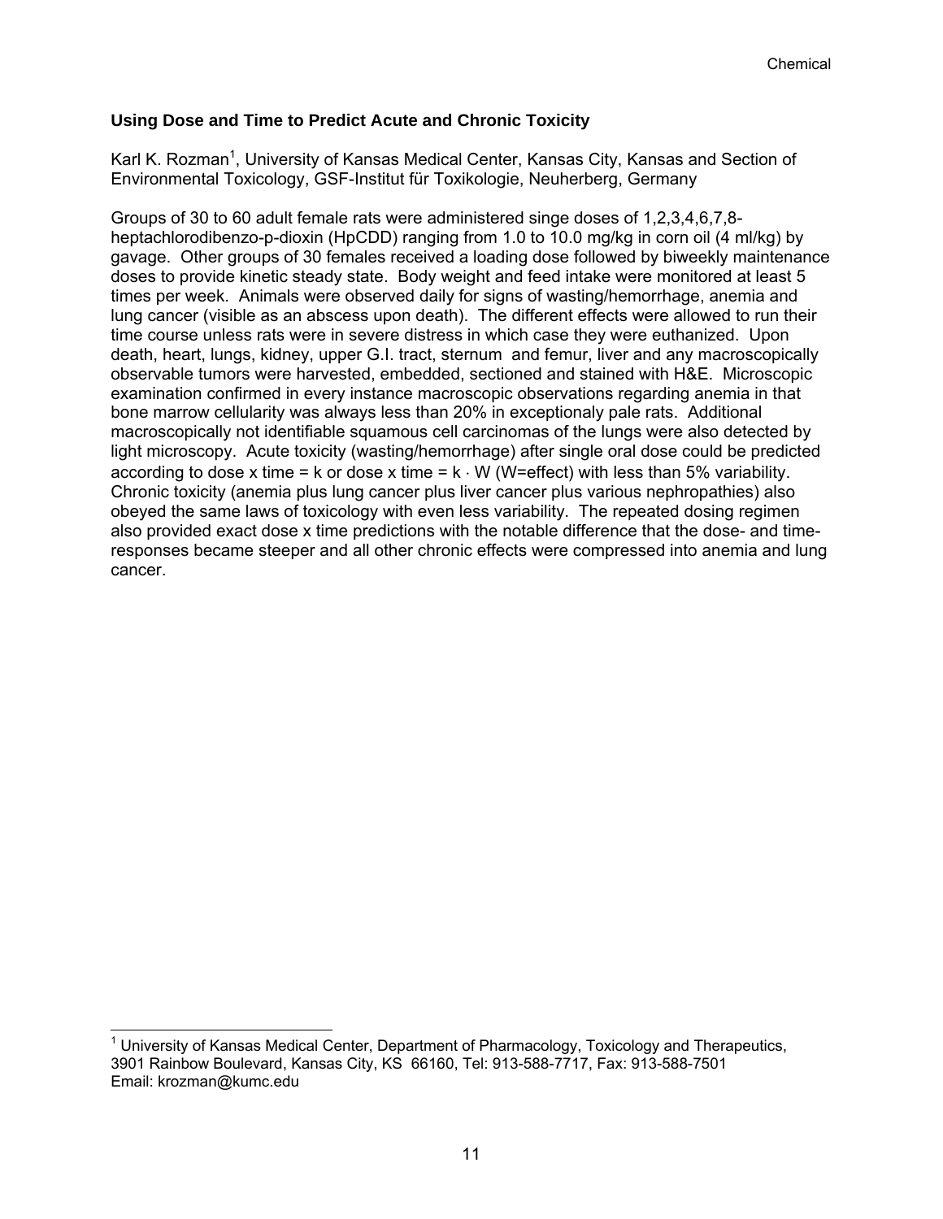### Using Dose and Time to Predict Acute and Chronic Toxicity

Karl K. Rozman[1], University of Kansas Medical Center, Kansas City, Kansas and Section of Environmental Toxicology, GSF-Institut für Toxikologie, Neuherberg, Germany

Groups of 30 to 60 adult female rats were administered singe doses of 1,2,3,4,6,7,8-heptachlorodibenzo-p-dioxin (HpCDD) ranging from 1.0 to 10.0 mg/kg in corn oil (4 ml/kg) by gavage. Other groups of 30 females received a loading dose followed by biweekly maintenance doses to provide kinetic steady state. Body weight and feed intake were monitored at least 5 times per week. Animals were observed daily for signs of wasting/hemorrhage, anemia and lung cancer (visible as an abscess upon death). The different effects were allowed to run their time course unless rats were in severe distress in which case they were euthanized. Upon death, heart, lungs, kidney, upper G.I. tract, sternum and femur, liver and any macroscopically observable tumors were harvested, embedded, sectioned and stained with H&E. Microscopic examination confirmed in every instance macroscopic observations regarding anemia in that bone marrow cellularity was always less than 20% in exceptionaly pale rats. Additional macroscopically not identifiable squamous cell carcinomas of the lungs were also detected by light microscopy. Acute toxicity (wasting/hemorrhage) after single oral dose could be predicted according to dose x time = k or dose x time = $k \cdot W$ (W=effect) with less than 5% variability. Chronic toxicity (anemia plus lung cancer plus liver cancer plus various nephropathies) also obeyed the same laws of toxicology with even less variability. The repeated dosing regimen also provided exact dose x time predictions with the notable difference that the dose- and time-responses became steeper and all other chronic effects were compressed into anemia and lung cancer.

[1] University of Kansas Medical Center, Department of Pharmacology, Toxicology and Therapeutics, 3901 Rainbow Boulevard, Kansas City, KS 66160, Tel: 913-588-7717, Fax: 913-588-7501
Email: krozman@kumc.edu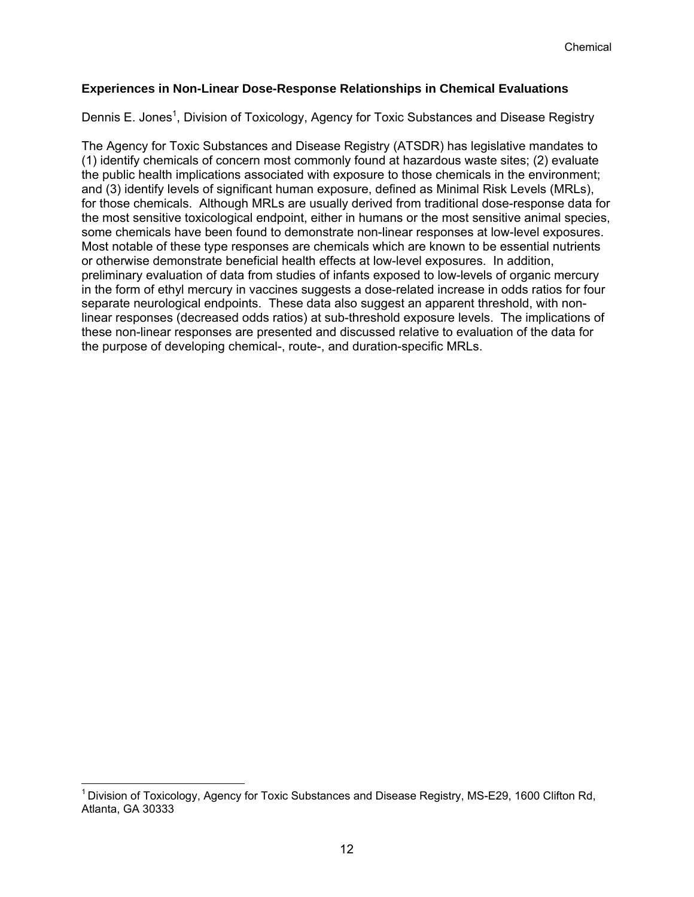**Experiences in Non-Linear Dose-Response Relationships in Chemical Evaluations**

Dennis E. Jones[1], Division of Toxicology, Agency for Toxic Substances and Disease Registry

The Agency for Toxic Substances and Disease Registry (ATSDR) has legislative mandates to (1) identify chemicals of concern most commonly found at hazardous waste sites; (2) evaluate the public health implications associated with exposure to those chemicals in the environment; and (3) identify levels of significant human exposure, defined as Minimal Risk Levels (MRLs), for those chemicals. Although MRLs are usually derived from traditional dose-response data for the most sensitive toxicological endpoint, either in humans or the most sensitive animal species, some chemicals have been found to demonstrate non-linear responses at low-level exposures. Most notable of these type responses are chemicals which are known to be essential nutrients or otherwise demonstrate beneficial health effects at low-level exposures. In addition, preliminary evaluation of data from studies of infants exposed to low-levels of organic mercury in the form of ethyl mercury in vaccines suggests a dose-related increase in odds ratios for four separate neurological endpoints. These data also suggest an apparent threshold, with non-linear responses (decreased odds ratios) at sub-threshold exposure levels. The implications of these non-linear responses are presented and discussed relative to evaluation of the data for the purpose of developing chemical-, route-, and duration-specific MRLs.

---

[1] Division of Toxicology, Agency for Toxic Substances and Disease Registry, MS-E29, 1600 Clifton Rd, Atlanta, GA 30333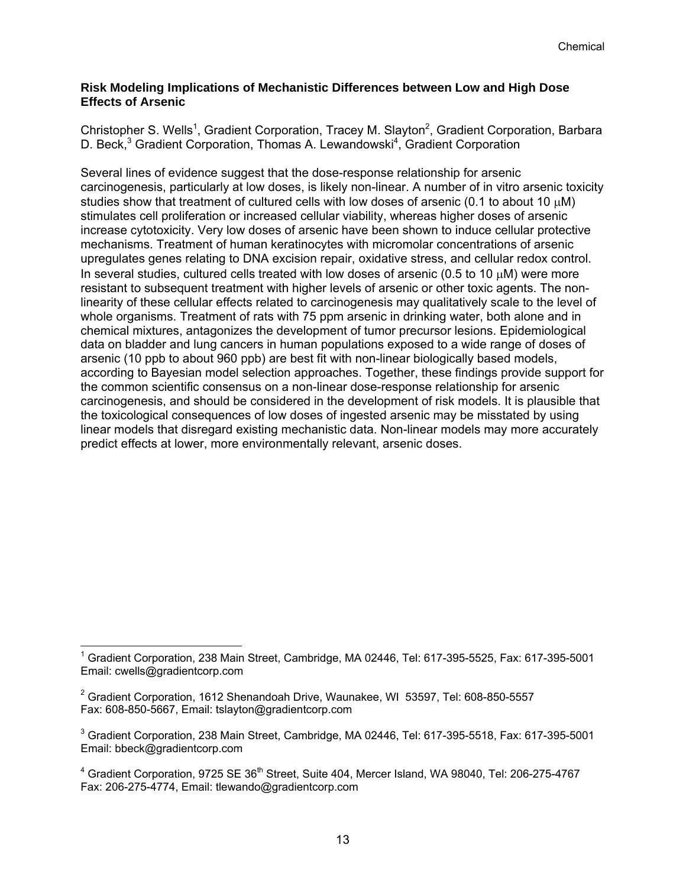## Risk Modeling Implications of Mechanistic Differences between Low and High Dose Effects of Arsenic

Christopher S. Wells[1], Gradient Corporation, Tracey M. Slayton[2], Gradient Corporation, Barbara D. Beck,[3] Gradient Corporation, Thomas A. Lewandowski[4], Gradient Corporation

Several lines of evidence suggest that the dose-response relationship for arsenic carcinogenesis, particularly at low doses, is likely non-linear. A number of in vitro arsenic toxicity studies show that treatment of cultured cells with low doses of arsenic (0.1 to about 10 μM) stimulates cell proliferation or increased cellular viability, whereas higher doses of arsenic increase cytotoxicity. Very low doses of arsenic have been shown to induce cellular protective mechanisms. Treatment of human keratinocytes with micromolar concentrations of arsenic upregulates genes relating to DNA excision repair, oxidative stress, and cellular redox control. In several studies, cultured cells treated with low doses of arsenic (0.5 to 10 μM) were more resistant to subsequent treatment with higher levels of arsenic or other toxic agents. The non-linearity of these cellular effects related to carcinogenesis may qualitatively scale to the level of whole organisms. Treatment of rats with 75 ppm arsenic in drinking water, both alone and in chemical mixtures, antagonizes the development of tumor precursor lesions. Epidemiological data on bladder and lung cancers in human populations exposed to a wide range of doses of arsenic (10 ppb to about 960 ppb) are best fit with non-linear biologically based models, according to Bayesian model selection approaches. Together, these findings provide support for the common scientific consensus on a non-linear dose-response relationship for arsenic carcinogenesis, and should be considered in the development of risk models. It is plausible that the toxicological consequences of low doses of ingested arsenic may be misstated by using linear models that disregard existing mechanistic data. Non-linear models may more accurately predict effects at lower, more environmentally relevant, arsenic doses.

---

[1] Gradient Corporation, 238 Main Street, Cambridge, MA 02446, Tel: 617-395-5525, Fax: 617-395-5001 Email: cwells@gradientcorp.com

[2] Gradient Corporation, 1612 Shenandoah Drive, Waunakee, WI 53597, Tel: 608-850-5557 Fax: 608-850-5667, Email: tslayton@gradientcorp.com

[3] Gradient Corporation, 238 Main Street, Cambridge, MA 02446, Tel: 617-395-5518, Fax: 617-395-5001 Email: bbeck@gradientcorp.com

[4] Gradient Corporation, 9725 SE 36th Street, Suite 404, Mercer Island, WA 98040, Tel: 206-275-4767 Fax: 206-275-4774, Email: tlewando@gradientcorp.com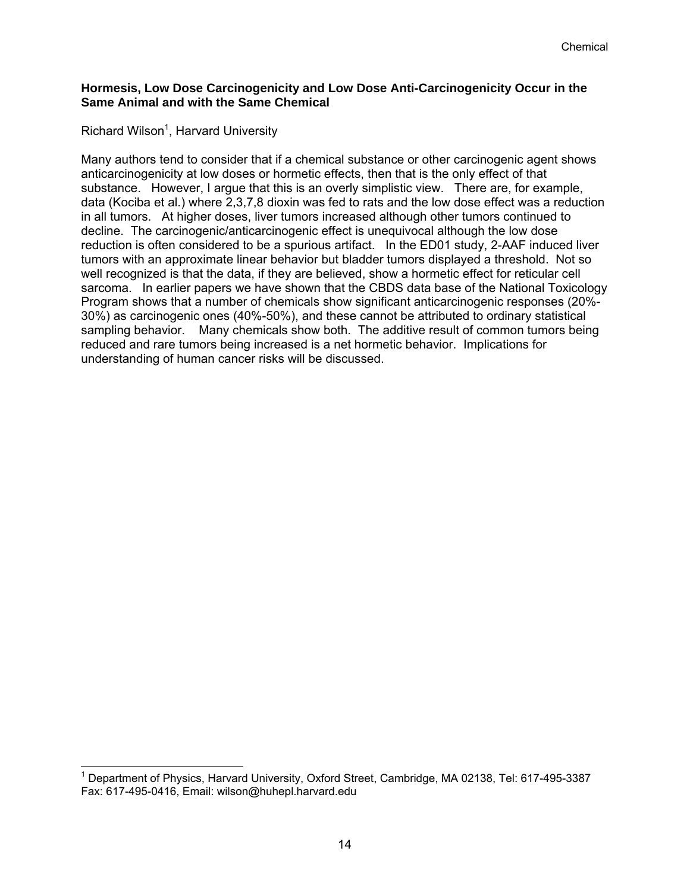### Hormesis, Low Dose Carcinogenicity and Low Dose Anti-Carcinogenicity Occur in the Same Animal and with the Same Chemical

Richard Wilson[1], Harvard University

Many authors tend to consider that if a chemical substance or other carcinogenic agent shows anticarcinogenicity at low doses or hormetic effects, then that is the only effect of that substance. However, I argue that this is an overly simplistic view. There are, for example, data (Kociba et al.) where 2,3,7,8 dioxin was fed to rats and the low dose effect was a reduction in all tumors. At higher doses, liver tumors increased although other tumors continued to decline. The carcinogenic/anticarcinogenic effect is unequivocal although the low dose reduction is often considered to be a spurious artifact. In the ED01 study, 2-AAF induced liver tumors with an approximate linear behavior but bladder tumors displayed a threshold. Not so well recognized is that the data, if they are believed, show a hormetic effect for reticular cell sarcoma. In earlier papers we have shown that the CBDS data base of the National Toxicology Program shows that a number of chemicals show significant anticarcinogenic responses (20%-30%) as carcinogenic ones (40%-50%), and these cannot be attributed to ordinary statistical sampling behavior. Many chemicals show both. The additive result of common tumors being reduced and rare tumors being increased is a net hormetic behavior. Implications for understanding of human cancer risks will be discussed.

---

[1] Department of Physics, Harvard University, Oxford Street, Cambridge, MA 02138, Tel: 617-495-3387 Fax: 617-495-0416, Email: wilson@huhepl.harvard.edu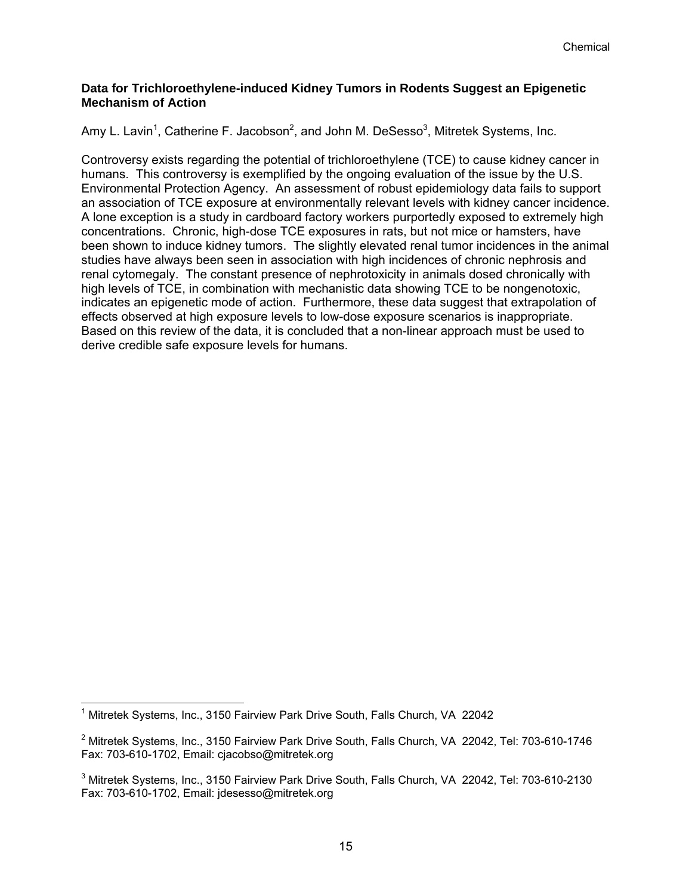### Data for Trichloroethylene-induced Kidney Tumors in Rodents Suggest an Epigenetic Mechanism of Action

Amy L. Lavin[1], Catherine F. Jacobson[2], and John M. DeSesso[3], Mitretek Systems, Inc.

Controversy exists regarding the potential of trichloroethylene (TCE) to cause kidney cancer in humans. This controversy is exemplified by the ongoing evaluation of the issue by the U.S. Environmental Protection Agency. An assessment of robust epidemiology data fails to support an association of TCE exposure at environmentally relevant levels with kidney cancer incidence. A lone exception is a study in cardboard factory workers purportedly exposed to extremely high concentrations. Chronic, high-dose TCE exposures in rats, but not mice or hamsters, have been shown to induce kidney tumors. The slightly elevated renal tumor incidences in the animal studies have always been seen in association with high incidences of chronic nephrosis and renal cytomegaly. The constant presence of nephrotoxicity in animals dosed chronically with high levels of TCE, in combination with mechanistic data showing TCE to be nongenotoxic, indicates an epigenetic mode of action. Furthermore, these data suggest that extrapolation of effects observed at high exposure levels to low-dose exposure scenarios is inappropriate. Based on this review of the data, it is concluded that a non-linear approach must be used to derive credible safe exposure levels for humans.

---

[1] Mitretek Systems, Inc., 3150 Fairview Park Drive South, Falls Church, VA 22042

[2] Mitretek Systems, Inc., 3150 Fairview Park Drive South, Falls Church, VA 22042, Tel: 703-610-1746 Fax: 703-610-1702, Email: cjacobso@mitretek.org

[3] Mitretek Systems, Inc., 3150 Fairview Park Drive South, Falls Church, VA 22042, Tel: 703-610-2130 Fax: 703-610-1702, Email: jdesesso@mitretek.org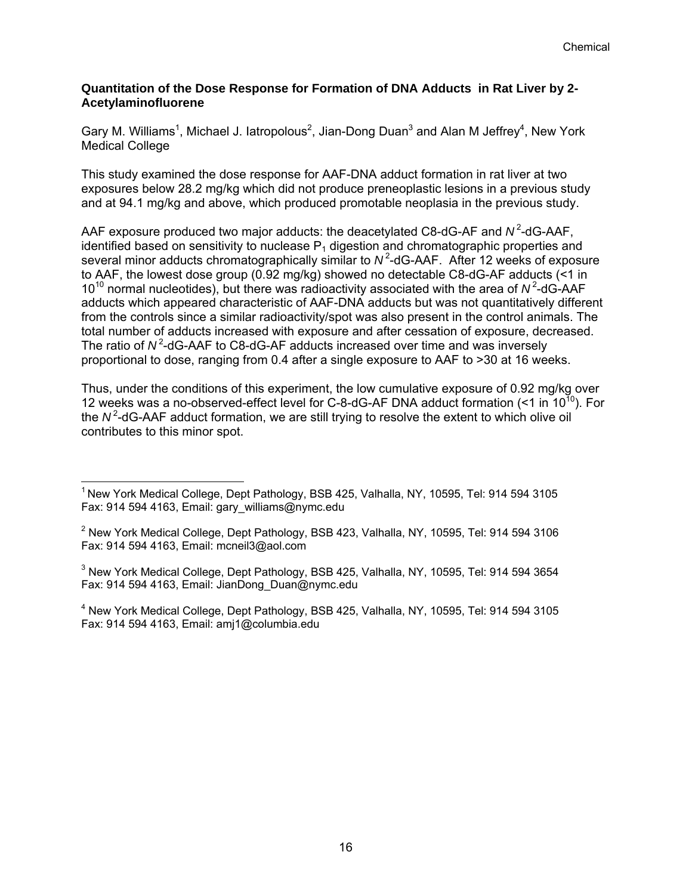**Quantitation of the Dose Response for Formation of DNA Adducts in Rat Liver by 2-Acetylaminofluorene**

Gary M. Williams[1], Michael J. Iatropolous[2], Jian-Dong Duan[3] and Alan M Jeffrey[4], New York Medical College

This study examined the dose response for AAF-DNA adduct formation in rat liver at two exposures below 28.2 mg/kg which did not produce preneoplastic lesions in a previous study and at 94.1 mg/kg and above, which produced promotable neoplasia in the previous study.

AAF exposure produced two major adducts: the deacetylated C8-dG-AF and $N^2$-dG-AAF, identified based on sensitivity to nuclease $P_1$ digestion and chromatographic properties and several minor adducts chromatographically similar to $N^2$-dG-AAF. After 12 weeks of exposure to AAF, the lowest dose group (0.92 mg/kg) showed no detectable C8-dG-AF adducts (<1 in $10^{10}$ normal nucleotides), but there was radioactivity associated with the area of $N^2$-dG-AAF adducts which appeared characteristic of AAF-DNA adducts but was not quantitatively different from the controls since a similar radioactivity/spot was also present in the control animals. The total number of adducts increased with exposure and after cessation of exposure, decreased. The ratio of $N^2$-dG-AAF to C8-dG-AF adducts increased over time and was inversely proportional to dose, ranging from 0.4 after a single exposure to AAF to >30 at 16 weeks.

Thus, under the conditions of this experiment, the low cumulative exposure of 0.92 mg/kg over 12 weeks was a no-observed-effect level for C-8-dG-AF DNA adduct formation (<1 in $10^{10}$). For the $N^2$-dG-AAF adduct formation, we are still trying to resolve the extent to which olive oil contributes to this minor spot.

---

[1] New York Medical College, Dept Pathology, BSB 425, Valhalla, NY, 10595, Tel: 914 594 3105 Fax: 914 594 4163, Email: gary_williams@nymc.edu

[2] New York Medical College, Dept Pathology, BSB 423, Valhalla, NY, 10595, Tel: 914 594 3106 Fax: 914 594 4163, Email: mcneil3@aol.com

[3] New York Medical College, Dept Pathology, BSB 425, Valhalla, NY, 10595, Tel: 914 594 3654 Fax: 914 594 4163, Email: JianDong_Duan@nymc.edu

[4] New York Medical College, Dept Pathology, BSB 425, Valhalla, NY, 10595, Tel: 914 594 3105 Fax: 914 594 4163, Email: amj1@columbia.edu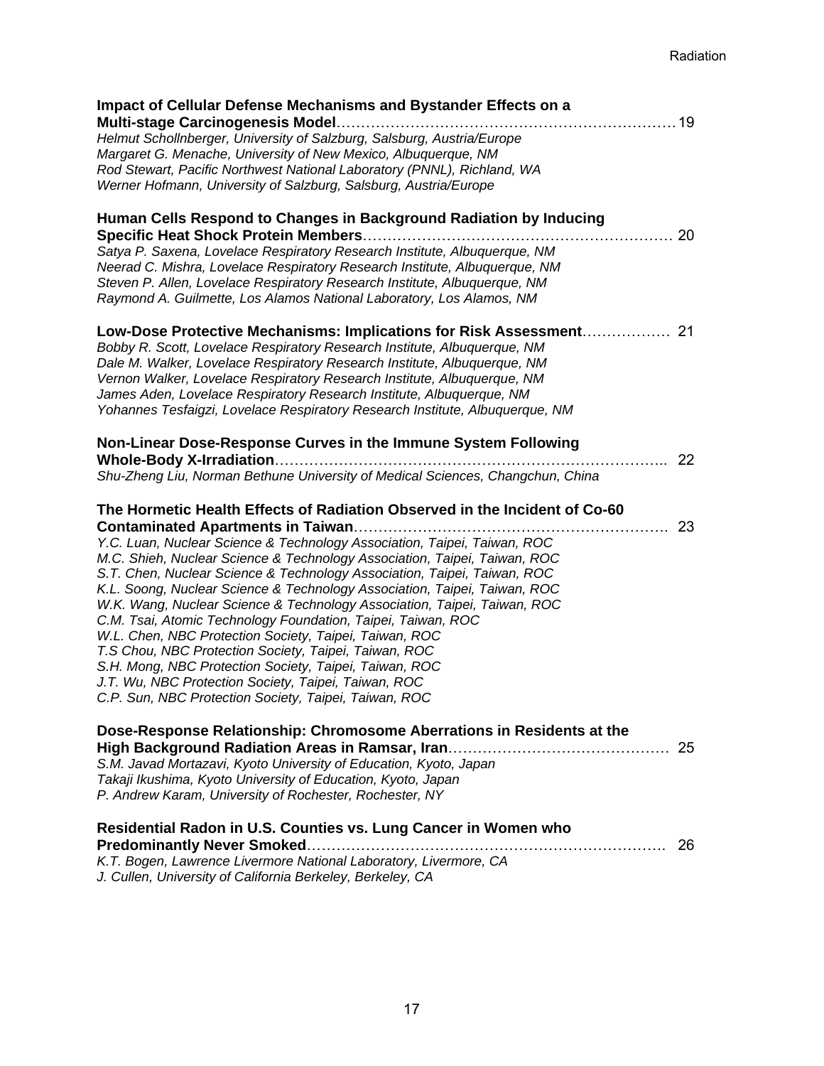**Impact of Cellular Defense Mechanisms and Bystander Effects on a Multi-stage Carcinogenesis Model**……………………………………………………………… 19
*Helmut Schollnberger, University of Salzburg, Salsburg, Austria/Europe*
*Margaret G. Menache, University of New Mexico, Albuquerque, NM*
*Rod Stewart, Pacific Northwest National Laboratory (PNNL), Richland, WA*
*Werner Hofmann, University of Salzburg, Salsburg, Austria/Europe*

**Human Cells Respond to Changes in Background Radiation by Inducing Specific Heat Shock Protein Members**…………………………………………………… 20
*Satya P. Saxena, Lovelace Respiratory Research Institute, Albuquerque, NM*
*Neerad C. Mishra, Lovelace Respiratory Research Institute, Albuquerque, NM*
*Steven P. Allen, Lovelace Respiratory Research Institute, Albuquerque, NM*
*Raymond A. Guilmette, Los Alamos National Laboratory, Los Alamos, NM*

**Low-Dose Protective Mechanisms: Implications for Risk Assessment**……………… 21
*Bobby R. Scott, Lovelace Respiratory Research Institute, Albuquerque, NM*
*Dale M. Walker, Lovelace Respiratory Research Institute, Albuquerque, NM*
*Vernon Walker, Lovelace Respiratory Research Institute, Albuquerque, NM*
*James Aden, Lovelace Respiratory Research Institute, Albuquerque, NM*
*Yohannes Tesfaigzi, Lovelace Respiratory Research Institute, Albuquerque, NM*

**Non-Linear Dose-Response Curves in the Immune System Following Whole-Body X-Irradiation**…………………………………………………………………….. 22
*Shu-Zheng Liu, Norman Bethune University of Medical Sciences, Changchun, China*

**The Hormetic Health Effects of Radiation Observed in the Incident of Co-60 Contaminated Apartments in Taiwan**………………………………………………………. 23
*Y.C. Luan, Nuclear Science & Technology Association, Taipei, Taiwan, ROC*
*M.C. Shieh, Nuclear Science & Technology Association, Taipei, Taiwan, ROC*
*S.T. Chen, Nuclear Science & Technology Association, Taipei, Taiwan, ROC*
*K.L. Soong, Nuclear Science & Technology Association, Taipei, Taiwan, ROC*
*W.K. Wang, Nuclear Science & Technology Association, Taipei, Taiwan, ROC*
*C.M. Tsai, Atomic Technology Foundation, Taipei, Taiwan, ROC*
*W.L. Chen, NBC Protection Society, Taipei, Taiwan, ROC*
*T.S Chou, NBC Protection Society, Taipei, Taiwan, ROC*
*S.H. Mong, NBC Protection Society, Taipei, Taiwan, ROC*
*J.T. Wu, NBC Protection Society, Taipei, Taiwan, ROC*
*C.P. Sun, NBC Protection Society, Taipei, Taiwan, ROC*

**Dose-Response Relationship: Chromosome Aberrations in Residents at the High Background Radiation Areas in Ramsar, Iran**……………………………………… 25
*S.M. Javad Mortazavi, Kyoto University of Education, Kyoto, Japan*
*Takaji Ikushima, Kyoto University of Education, Kyoto, Japan*
*P. Andrew Karam, University of Rochester, Rochester, NY*

**Residential Radon in U.S. Counties vs. Lung Cancer in Women who Predominantly Never Smoked**……………………………………………………………. 26
*K.T. Bogen, Lawrence Livermore National Laboratory, Livermore, CA*
*J. Cullen, University of California Berkeley, Berkeley, CA*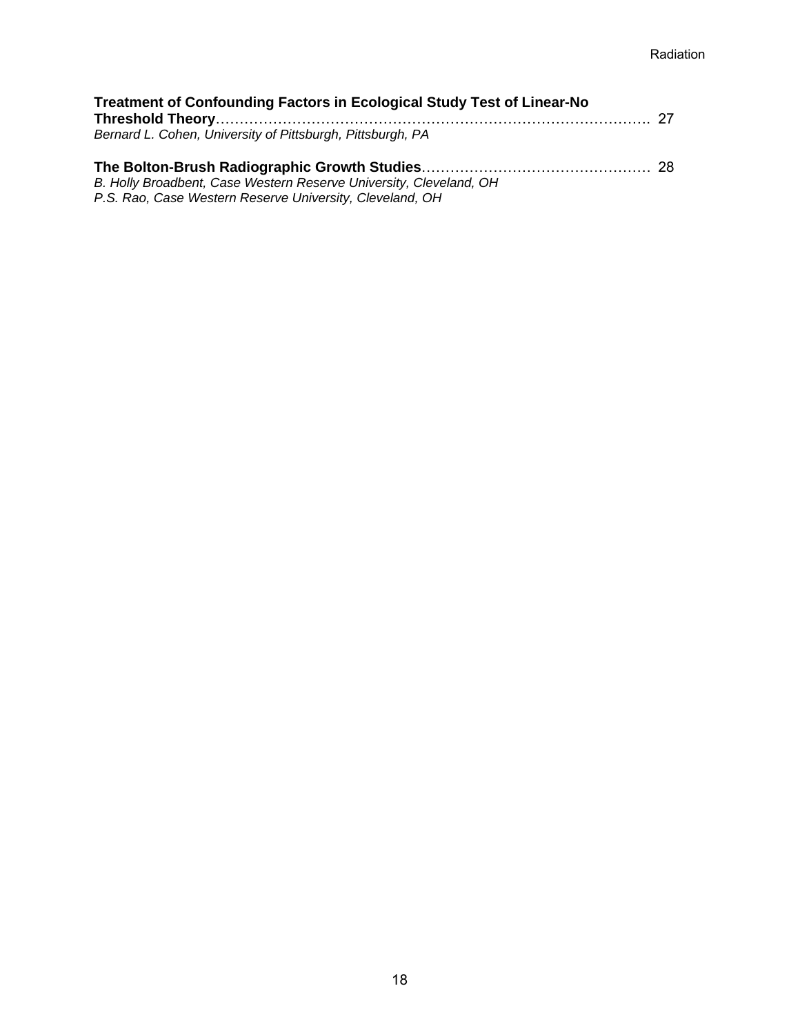**Treatment of Confounding Factors in Ecological Study Test of Linear-No Threshold Theory**……………………………………………………………………………… 27
*Bernard L. Cohen, University of Pittsburgh, Pittsburgh, PA*

**The Bolton-Brush Radiographic Growth Studies**………………………………………… 28
*B. Holly Broadbent, Case Western Reserve University, Cleveland, OH*
*P.S. Rao, Case Western Reserve University, Cleveland, OH*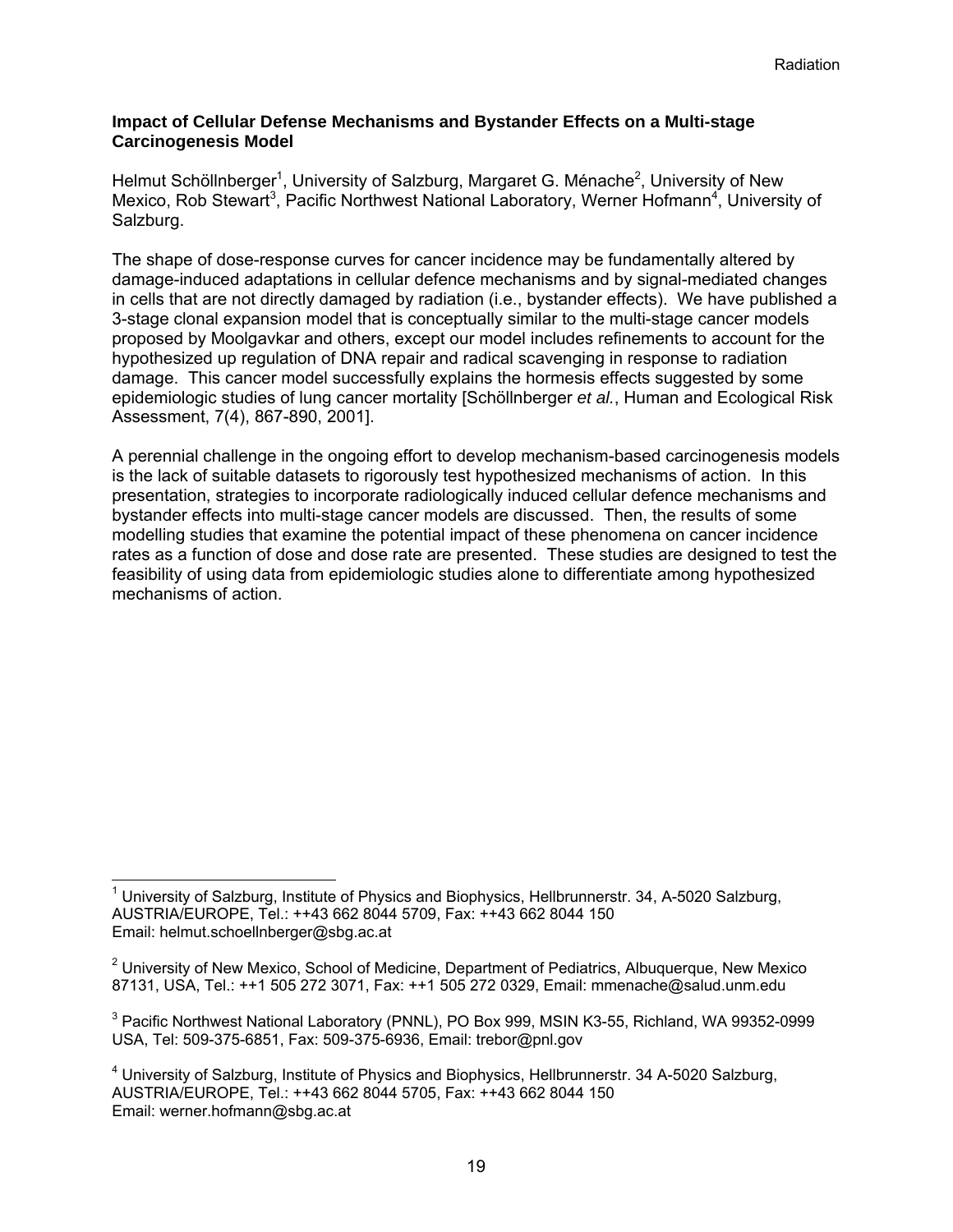### Impact of Cellular Defense Mechanisms and Bystander Effects on a Multi-stage Carcinogenesis Model

Helmut Schöllnberger[1], University of Salzburg, Margaret G. Ménache[2], University of New Mexico, Rob Stewart[3], Pacific Northwest National Laboratory, Werner Hofmann[4], University of Salzburg.

The shape of dose-response curves for cancer incidence may be fundamentally altered by damage-induced adaptations in cellular defence mechanisms and by signal-mediated changes in cells that are not directly damaged by radiation (i.e., bystander effects). We have published a 3-stage clonal expansion model that is conceptually similar to the multi-stage cancer models proposed by Moolgavkar and others, except our model includes refinements to account for the hypothesized up regulation of DNA repair and radical scavenging in response to radiation damage. This cancer model successfully explains the hormesis effects suggested by some epidemiologic studies of lung cancer mortality [Schöllnberger *et al.*, Human and Ecological Risk Assessment, 7(4), 867-890, 2001].

A perennial challenge in the ongoing effort to develop mechanism-based carcinogenesis models is the lack of suitable datasets to rigorously test hypothesized mechanisms of action. In this presentation, strategies to incorporate radiologically induced cellular defence mechanisms and bystander effects into multi-stage cancer models are discussed. Then, the results of some modelling studies that examine the potential impact of these phenomena on cancer incidence rates as a function of dose and dose rate are presented. These studies are designed to test the feasibility of using data from epidemiologic studies alone to differentiate among hypothesized mechanisms of action.

---

[1] University of Salzburg, Institute of Physics and Biophysics, Hellbrunnerstr. 34, A-5020 Salzburg, AUSTRIA/EUROPE, Tel.: ++43 662 8044 5709, Fax: ++43 662 8044 150
Email: helmut.schoellnberger@sbg.ac.at

[2] University of New Mexico, School of Medicine, Department of Pediatrics, Albuquerque, New Mexico 87131, USA, Tel.: ++1 505 272 3071, Fax: ++1 505 272 0329, Email: mmenache@salud.unm.edu

[3] Pacific Northwest National Laboratory (PNNL), PO Box 999, MSIN K3-55, Richland, WA 99352-0999 USA, Tel: 509-375-6851, Fax: 509-375-6936, Email: trebor@pnl.gov

[4] University of Salzburg, Institute of Physics and Biophysics, Hellbrunnerstr. 34 A-5020 Salzburg, AUSTRIA/EUROPE, Tel.: ++43 662 8044 5705, Fax: ++43 662 8044 150
Email: werner.hofmann@sbg.ac.at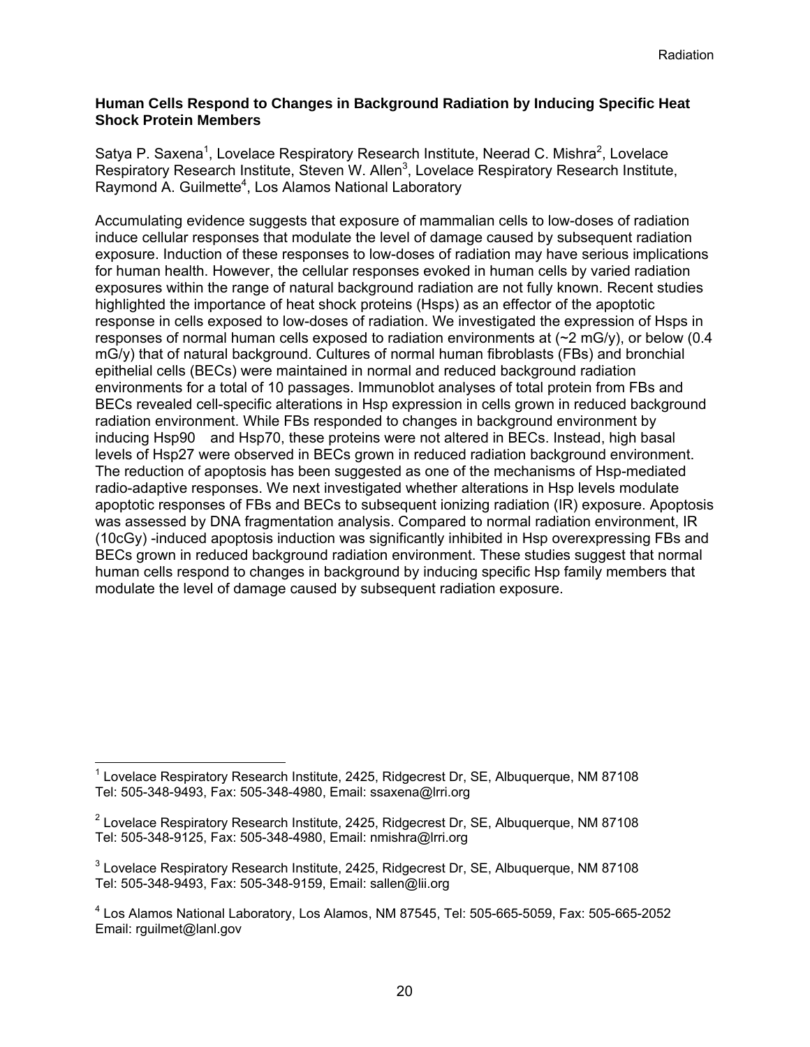### Human Cells Respond to Changes in Background Radiation by Inducing Specific Heat Shock Protein Members

Satya P. Saxena[1], Lovelace Respiratory Research Institute, Neerad C. Mishra[2], Lovelace Respiratory Research Institute, Steven W. Allen[3], Lovelace Respiratory Research Institute, Raymond A. Guilmette[4], Los Alamos National Laboratory

Accumulating evidence suggests that exposure of mammalian cells to low-doses of radiation induce cellular responses that modulate the level of damage caused by subsequent radiation exposure. Induction of these responses to low-doses of radiation may have serious implications for human health. However, the cellular responses evoked in human cells by varied radiation exposures within the range of natural background radiation are not fully known. Recent studies highlighted the importance of heat shock proteins (Hsps) as an effector of the apoptotic response in cells exposed to low-doses of radiation. We investigated the expression of Hsps in responses of normal human cells exposed to radiation environments at (~2 mG/y), or below (0.4 mG/y) that of natural background. Cultures of normal human fibroblasts (FBs) and bronchial epithelial cells (BECs) were maintained in normal and reduced background radiation environments for a total of 10 passages. Immunoblot analyses of total protein from FBs and BECs revealed cell-specific alterations in Hsp expression in cells grown in reduced background radiation environment. While FBs responded to changes in background environment by inducing Hsp90 and Hsp70, these proteins were not altered in BECs. Instead, high basal levels of Hsp27 were observed in BECs grown in reduced radiation background environment. The reduction of apoptosis has been suggested as one of the mechanisms of Hsp-mediated radio-adaptive responses. We next investigated whether alterations in Hsp levels modulate apoptotic responses of FBs and BECs to subsequent ionizing radiation (IR) exposure. Apoptosis was assessed by DNA fragmentation analysis. Compared to normal radiation environment, IR (10cGy) -induced apoptosis induction was significantly inhibited in Hsp overexpressing FBs and BECs grown in reduced background radiation environment. These studies suggest that normal human cells respond to changes in background by inducing specific Hsp family members that modulate the level of damage caused by subsequent radiation exposure.

---

[1] Lovelace Respiratory Research Institute, 2425, Ridgecrest Dr, SE, Albuquerque, NM 87108 Tel: 505-348-9493, Fax: 505-348-4980, Email: ssaxena@lrri.org

[2] Lovelace Respiratory Research Institute, 2425, Ridgecrest Dr, SE, Albuquerque, NM 87108 Tel: 505-348-9125, Fax: 505-348-4980, Email: nmishra@lrri.org

[3] Lovelace Respiratory Research Institute, 2425, Ridgecrest Dr, SE, Albuquerque, NM 87108 Tel: 505-348-9493, Fax: 505-348-9159, Email: sallen@lii.org

[4] Los Alamos National Laboratory, Los Alamos, NM 87545, Tel: 505-665-5059, Fax: 505-665-2052 Email: rguilmet@lanl.gov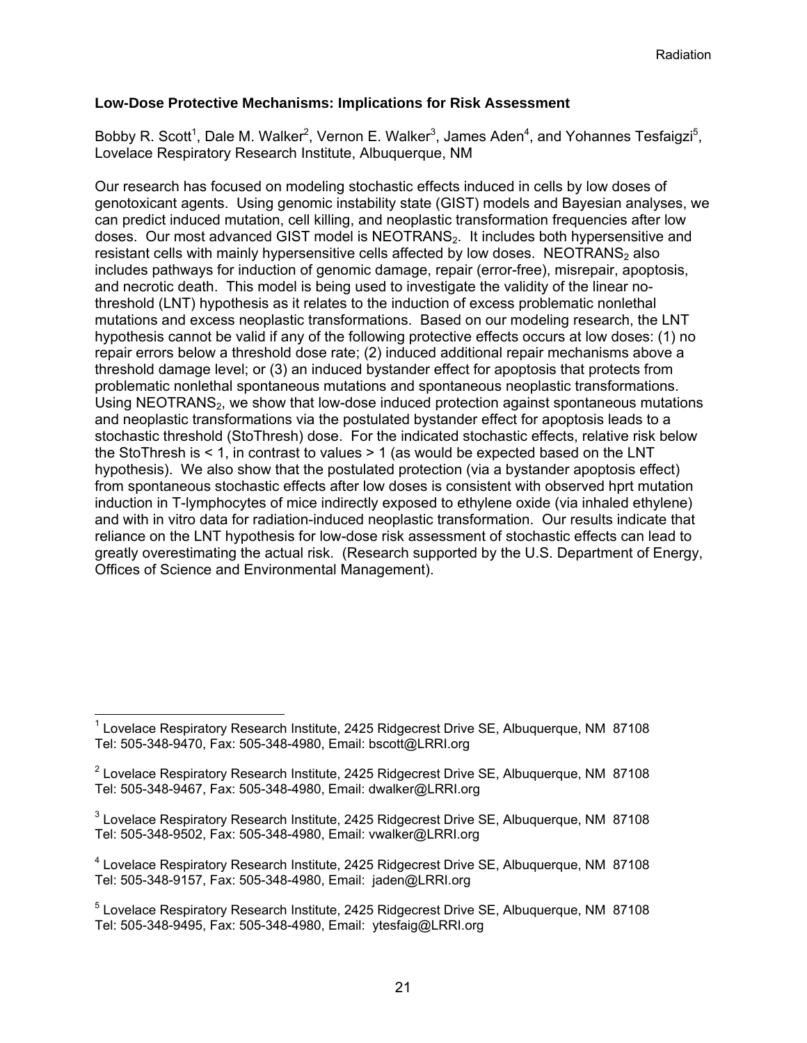## Low-Dose Protective Mechanisms: Implications for Risk Assessment

Bobby R. Scott[1], Dale M. Walker[2], Vernon E. Walker[3], James Aden[4], and Yohannes Tesfaigzi[5], Lovelace Respiratory Research Institute, Albuquerque, NM

Our research has focused on modeling stochastic effects induced in cells by low doses of genotoxicant agents. Using genomic instability state (GIST) models and Bayesian analyses, we can predict induced mutation, cell killing, and neoplastic transformation frequencies after low doses. Our most advanced GIST model is $NEOTRANS_2$. It includes both hypersensitive and resistant cells with mainly hypersensitive cells affected by low doses. $NEOTRANS_2$ also includes pathways for induction of genomic damage, repair (error-free), misrepair, apoptosis, and necrotic death. This model is being used to investigate the validity of the linear no-threshold (LNT) hypothesis as it relates to the induction of excess problematic nonlethal mutations and excess neoplastic transformations. Based on our modeling research, the LNT hypothesis cannot be valid if any of the following protective effects occurs at low doses: (1) no repair errors below a threshold dose rate; (2) induced additional repair mechanisms above a threshold damage level; or (3) an induced bystander effect for apoptosis that protects from problematic nonlethal spontaneous mutations and spontaneous neoplastic transformations. Using $NEOTRANS_2$, we show that low-dose induced protection against spontaneous mutations and neoplastic transformations via the postulated bystander effect for apoptosis leads to a stochastic threshold (StoThresh) dose. For the indicated stochastic effects, relative risk below the StoThresh is $< 1$, in contrast to values $> 1$ (as would be expected based on the LNT hypothesis). We also show that the postulated protection (via a bystander apoptosis effect) from spontaneous stochastic effects after low doses is consistent with observed hprt mutation induction in T-lymphocytes of mice indirectly exposed to ethylene oxide (via inhaled ethylene) and with in vitro data for radiation-induced neoplastic transformation. Our results indicate that reliance on the LNT hypothesis for low-dose risk assessment of stochastic effects can lead to greatly overestimating the actual risk. (Research supported by the U.S. Department of Energy, Offices of Science and Environmental Management).

---

[1] Lovelace Respiratory Research Institute, 2425 Ridgecrest Drive SE, Albuquerque, NM 87108
Tel: 505-348-9470, Fax: 505-348-4980, Email: bscott@LRRI.org

[2] Lovelace Respiratory Research Institute, 2425 Ridgecrest Drive SE, Albuquerque, NM 87108
Tel: 505-348-9467, Fax: 505-348-4980, Email: dwalker@LRRI.org

[3] Lovelace Respiratory Research Institute, 2425 Ridgecrest Drive SE, Albuquerque, NM 87108
Tel: 505-348-9502, Fax: 505-348-4980, Email: vwalker@LRRI.org

[4] Lovelace Respiratory Research Institute, 2425 Ridgecrest Drive SE, Albuquerque, NM 87108
Tel: 505-348-9157, Fax: 505-348-4980, Email: jaden@LRRI.org

[5] Lovelace Respiratory Research Institute, 2425 Ridgecrest Drive SE, Albuquerque, NM 87108
Tel: 505-348-9495, Fax: 505-348-4980, Email: ytesfaig@LRRI.org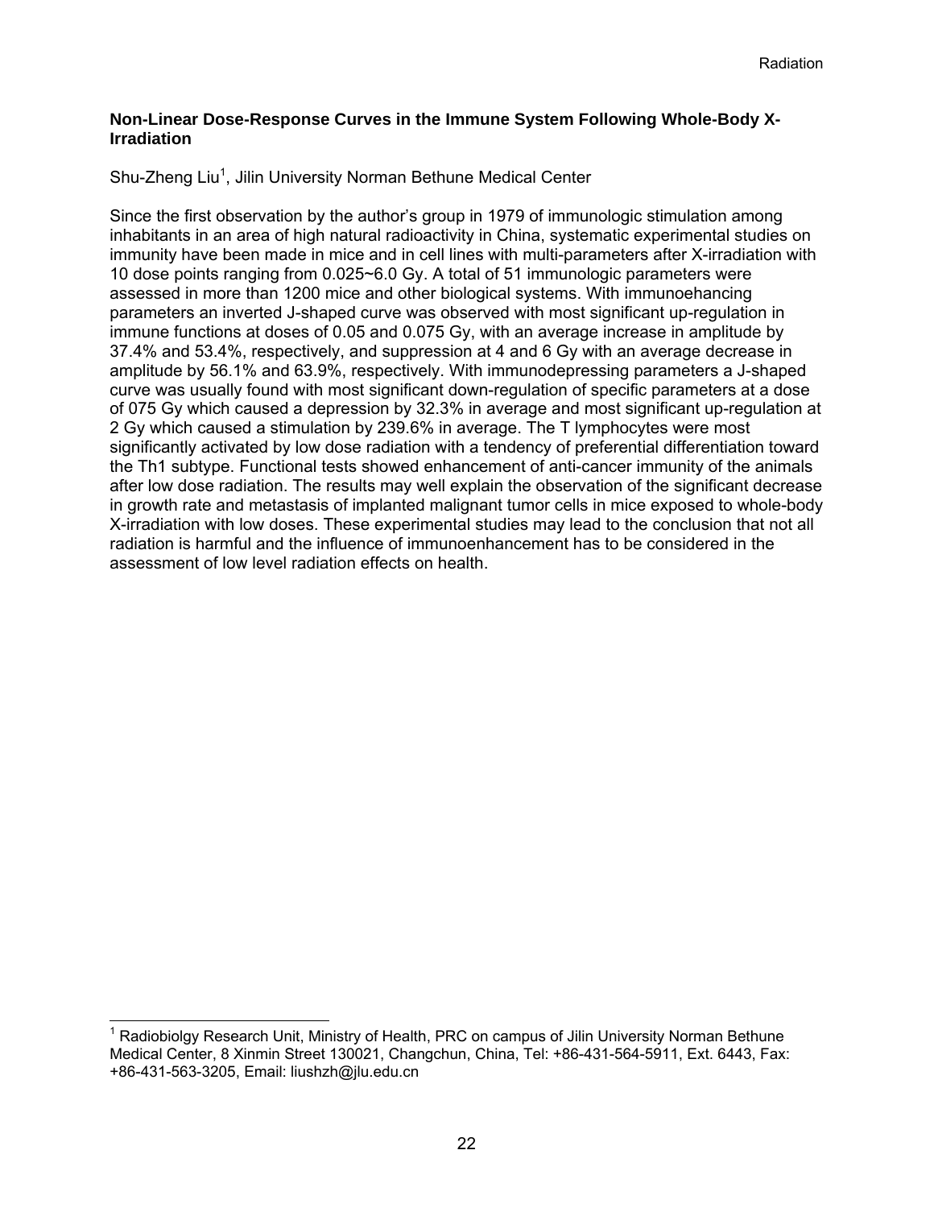## Non-Linear Dose-Response Curves in the Immune System Following Whole-Body X-Irradiation

Shu-Zheng Liu[1], Jilin University Norman Bethune Medical Center

Since the first observation by the author's group in 1979 of immunologic stimulation among inhabitants in an area of high natural radioactivity in China, systematic experimental studies on immunity have been made in mice and in cell lines with multi-parameters after X-irradiation with 10 dose points ranging from 0.025~6.0 Gy. A total of 51 immunologic parameters were assessed in more than 1200 mice and other biological systems. With immunoehancing parameters an inverted J-shaped curve was observed with most significant up-regulation in immune functions at doses of 0.05 and 0.075 Gy, with an average increase in amplitude by 37.4% and 53.4%, respectively, and suppression at 4 and 6 Gy with an average decrease in amplitude by 56.1% and 63.9%, respectively. With immunodepressing parameters a J-shaped curve was usually found with most significant down-regulation of specific parameters at a dose of 075 Gy which caused a depression by 32.3% in average and most significant up-regulation at 2 Gy which caused a stimulation by 239.6% in average. The T lymphocytes were most significantly activated by low dose radiation with a tendency of preferential differentiation toward the Th1 subtype. Functional tests showed enhancement of anti-cancer immunity of the animals after low dose radiation. The results may well explain the observation of the significant decrease in growth rate and metastasis of implanted malignant tumor cells in mice exposed to whole-body X-irradiation with low doses. These experimental studies may lead to the conclusion that not all radiation is harmful and the influence of immunoenhancement has to be considered in the assessment of low level radiation effects on health.

---

[1] Radiobiolgy Research Unit, Ministry of Health, PRC on campus of Jilin University Norman Bethune Medical Center, 8 Xinmin Street 130021, Changchun, China, Tel: +86-431-564-5911, Ext. 6443, Fax: +86-431-563-3205, Email: liushzh@jlu.edu.cn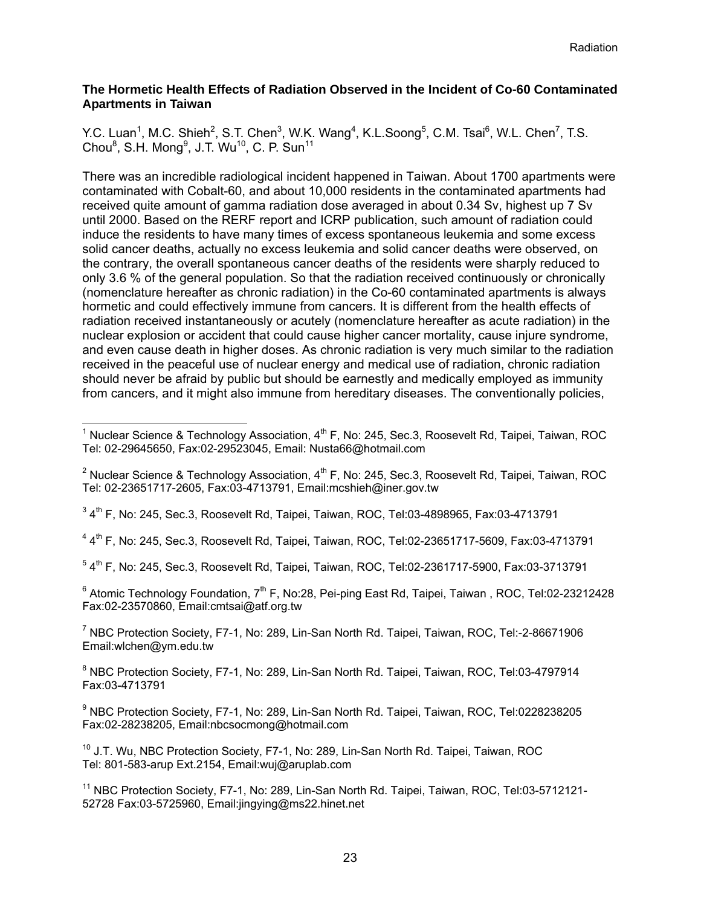### The Hormetic Health Effects of Radiation Observed in the Incident of Co-60 Contaminated Apartments in Taiwan

Y.C. Luan[1], M.C. Shieh[2], S.T. Chen[3], W.K. Wang[4], K.L.Soong[5], C.M. Tsai[6], W.L. Chen[7], T.S. Chou[8], S.H. Mong[9], J.T. Wu[10], C. P. Sun[11]

There was an incredible radiological incident happened in Taiwan. About 1700 apartments were contaminated with Cobalt-60, and about 10,000 residents in the contaminated apartments had received quite amount of gamma radiation dose averaged in about 0.34 Sv, highest up 7 Sv until 2000. Based on the RERF report and ICRP publication, such amount of radiation could induce the residents to have many times of excess spontaneous leukemia and some excess solid cancer deaths, actually no excess leukemia and solid cancer deaths were observed, on the contrary, the overall spontaneous cancer deaths of the residents were sharply reduced to only 3.6 % of the general population. So that the radiation received continuously or chronically (nomenclature hereafter as chronic radiation) in the Co-60 contaminated apartments is always hormetic and could effectively immune from cancers. It is different from the health effects of radiation received instantaneously or acutely (nomenclature hereafter as acute radiation) in the nuclear explosion or accident that could cause higher cancer mortality, cause injure syndrome, and even cause death in higher doses. As chronic radiation is very much similar to the radiation received in the peaceful use of nuclear energy and medical use of radiation, chronic radiation should never be afraid by public but should be earnestly and medically employed as immunity from cancers, and it might also immune from hereditary diseases. The conventionally policies,

---

[1] Nuclear Science & Technology Association, 4th F, No: 245, Sec.3, Roosevelt Rd, Taipei, Taiwan, ROC Tel: 02-29645650, Fax:02-29523045, Email: Nusta66@hotmail.com

[2] Nuclear Science & Technology Association, 4th F, No: 245, Sec.3, Roosevelt Rd, Taipei, Taiwan, ROC Tel: 02-23651717-2605, Fax:03-4713791, Email:mcshieh@iner.gov.tw

[3] 4th F, No: 245, Sec.3, Roosevelt Rd, Taipei, Taiwan, ROC, Tel:03-4898965, Fax:03-4713791

[4] 4th F, No: 245, Sec.3, Roosevelt Rd, Taipei, Taiwan, ROC, Tel:02-23651717-5609, Fax:03-4713791

[5] 4th F, No: 245, Sec.3, Roosevelt Rd, Taipei, Taiwan, ROC, Tel:02-2361717-5900, Fax:03-3713791

[6] Atomic Technology Foundation, 7th F, No:28, Pei-ping East Rd, Taipei, Taiwan , ROC, Tel:02-23212428 Fax:02-23570860, Email:cmtsai@atf.org.tw

[7] NBC Protection Society, F7-1, No: 289, Lin-San North Rd. Taipei, Taiwan, ROC, Tel:-2-86671906 Email:wlchen@ym.edu.tw

[8] NBC Protection Society, F7-1, No: 289, Lin-San North Rd. Taipei, Taiwan, ROC, Tel:03-4797914 Fax:03-4713791

[9] NBC Protection Society, F7-1, No: 289, Lin-San North Rd. Taipei, Taiwan, ROC, Tel:0228238205 Fax:02-28238205, Email:nbcsocmong@hotmail.com

[10] J.T. Wu, NBC Protection Society, F7-1, No: 289, Lin-San North Rd. Taipei, Taiwan, ROC Tel: 801-583-arup Ext.2154, Email:wuj@aruplab.com

[11] NBC Protection Society, F7-1, No: 289, Lin-San North Rd. Taipei, Taiwan, ROC, Tel:03-5712121-52728 Fax:03-5725960, Email:jingying@ms22.hinet.net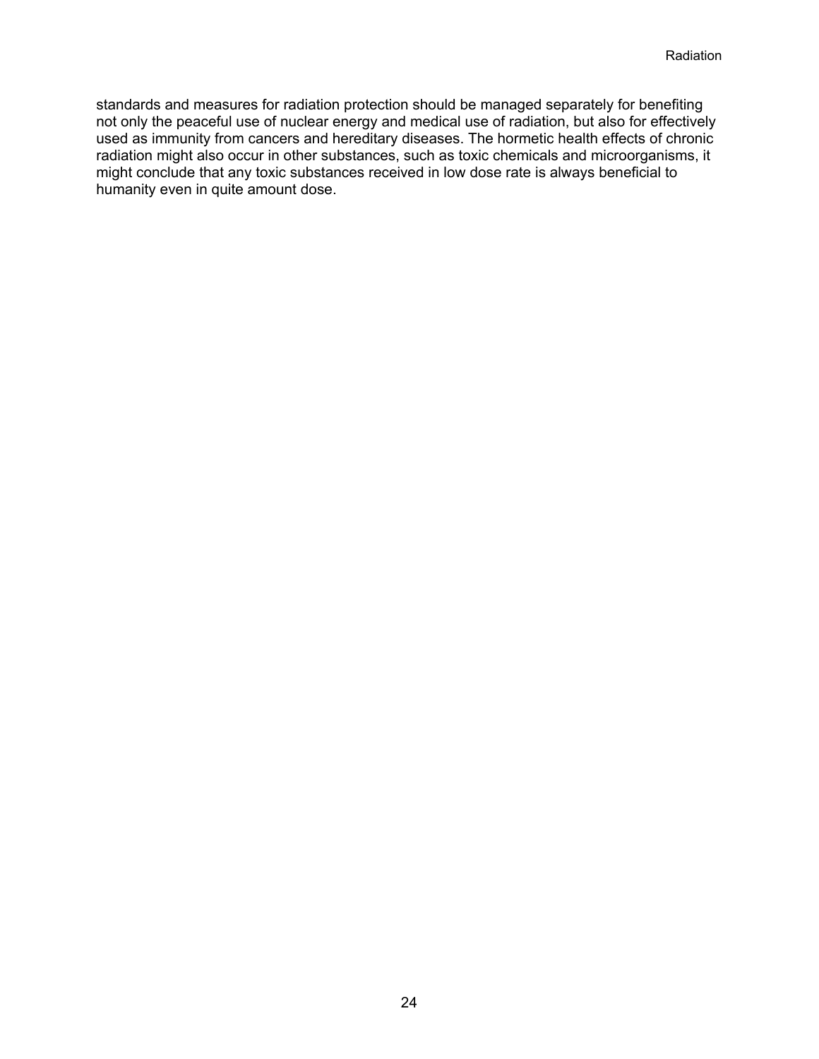standards and measures for radiation protection should be managed separately for benefiting not only the peaceful use of nuclear energy and medical use of radiation, but also for effectively used as immunity from cancers and hereditary diseases. The hormetic health effects of chronic radiation might also occur in other substances, such as toxic chemicals and microorganisms, it might conclude that any toxic substances received in low dose rate is always beneficial to humanity even in quite amount dose.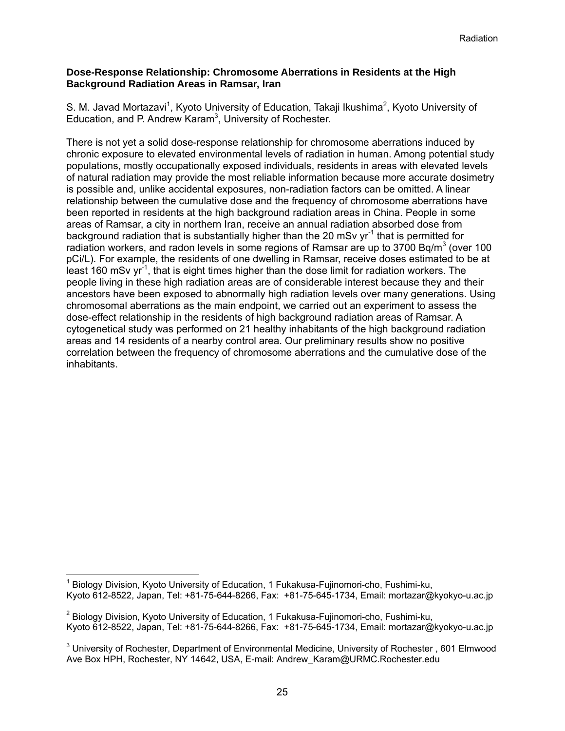**Dose-Response Relationship: Chromosome Aberrations in Residents at the High Background Radiation Areas in Ramsar, Iran**

S. M. Javad Mortazavi[1], Kyoto University of Education, Takaji Ikushima[2], Kyoto University of Education, and P. Andrew Karam[3], University of Rochester.

There is not yet a solid dose-response relationship for chromosome aberrations induced by chronic exposure to elevated environmental levels of radiation in human. Among potential study populations, mostly occupationally exposed individuals, residents in areas with elevated levels of natural radiation may provide the most reliable information because more accurate dosimetry is possible and, unlike accidental exposures, non-radiation factors can be omitted. A linear relationship between the cumulative dose and the frequency of chromosome aberrations have been reported in residents at the high background radiation areas in China. People in some areas of Ramsar, a city in northern Iran, receive an annual radiation absorbed dose from background radiation that is substantially higher than the 20 mSv $yr^{-1}$ that is permitted for radiation workers, and radon levels in some regions of Ramsar are up to 3700 $Bq/m^3$ (over 100 pCi/L). For example, the residents of one dwelling in Ramsar, receive doses estimated to be at least 160 mSv $yr^{-1}$, that is eight times higher than the dose limit for radiation workers. The people living in these high radiation areas are of considerable interest because they and their ancestors have been exposed to abnormally high radiation levels over many generations. Using chromosomal aberrations as the main endpoint, we carried out an experiment to assess the dose-effect relationship in the residents of high background radiation areas of Ramsar. A cytogenetical study was performed on 21 healthy inhabitants of the high background radiation areas and 14 residents of a nearby control area. Our preliminary results show no positive correlation between the frequency of chromosome aberrations and the cumulative dose of the inhabitants.

---

[1] Biology Division, Kyoto University of Education, 1 Fukakusa-Fujinomori-cho, Fushimi-ku, Kyoto 612-8522, Japan, Tel: +81-75-644-8266, Fax: +81-75-645-1734, Email: mortazar@kyokyo-u.ac.jp

[2] Biology Division, Kyoto University of Education, 1 Fukakusa-Fujinomori-cho, Fushimi-ku, Kyoto 612-8522, Japan, Tel: +81-75-644-8266, Fax: +81-75-645-1734, Email: mortazar@kyokyo-u.ac.jp

[3] University of Rochester, Department of Environmental Medicine, University of Rochester , 601 Elmwood Ave Box HPH, Rochester, NY 14642, USA, E-mail: Andrew_Karam@URMC.Rochester.edu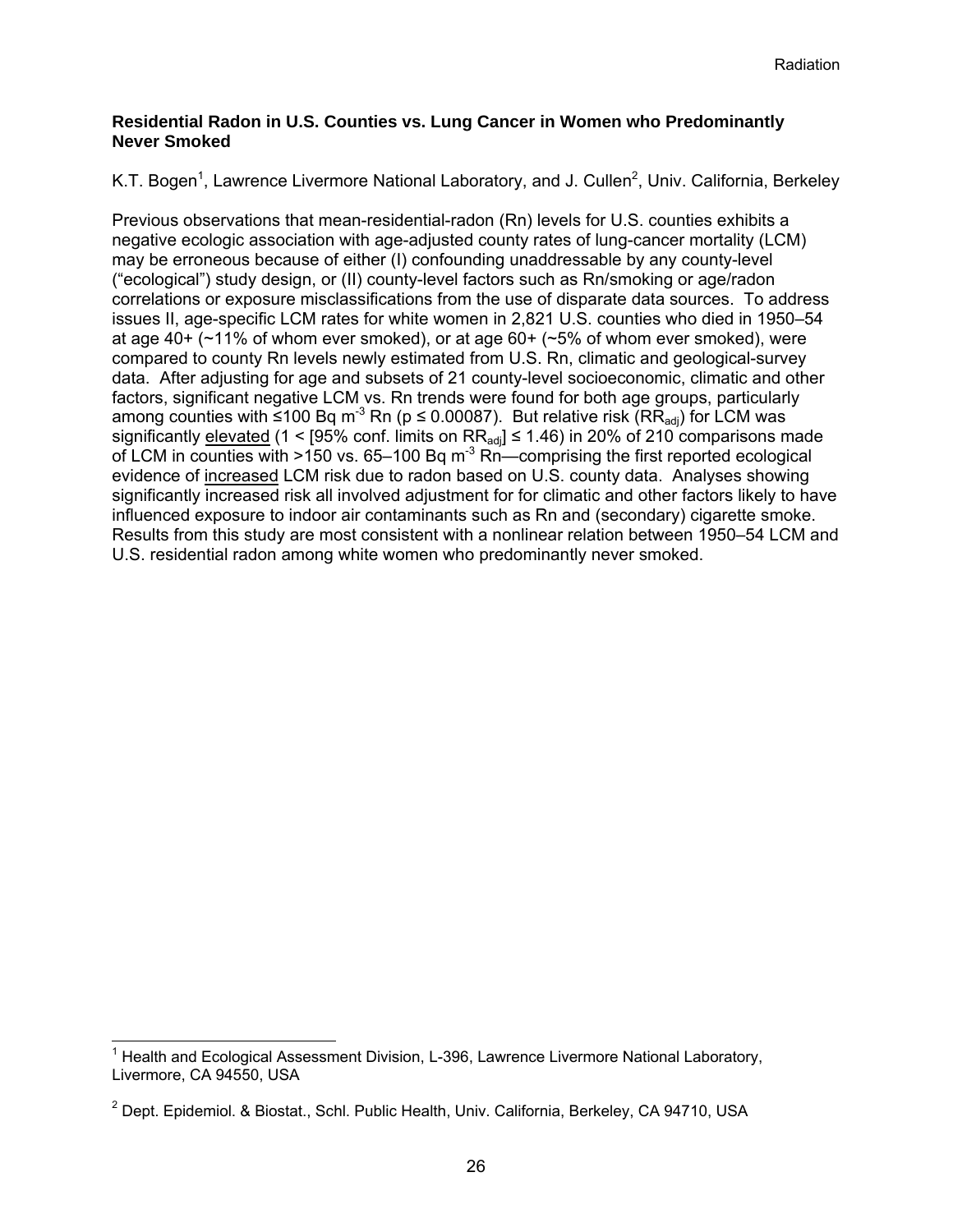### Residential Radon in U.S. Counties vs. Lung Cancer in Women who Predominantly Never Smoked

K.T. Bogen[1], Lawrence Livermore National Laboratory, and J. Cullen[2], Univ. California, Berkeley

Previous observations that mean-residential-radon (Rn) levels for U.S. counties exhibits a negative ecologic association with age-adjusted county rates of lung-cancer mortality (LCM) may be erroneous because of either (I) confounding unaddressable by any county-level ("ecological") study design, or (II) county-level factors such as Rn/smoking or age/radon correlations or exposure misclassifications from the use of disparate data sources. To address issues II, age-specific LCM rates for white women in 2,821 U.S. counties who died in 1950–54 at age 40+ (~11% of whom ever smoked), or at age 60+ (~5% of whom ever smoked), were compared to county Rn levels newly estimated from U.S. Rn, climatic and geological-survey data. After adjusting for age and subsets of 21 county-level socioeconomic, climatic and other factors, significant negative LCM vs. Rn trends were found for both age groups, particularly among counties with ≤100 Bq $m^{-3}$ Rn ($p \le 0.00087$). But relative risk ($RR_{adj}$) for LCM was significantly <u>elevated</u> (1 < [95% conf. limits on $RR_{adj}$] ≤ 1.46) in 20% of 210 comparisons made of LCM in counties with >150 vs. 65–100 Bq $m^{-3}$ Rn—comprising the first reported ecological evidence of <u>increased</u> LCM risk due to radon based on U.S. county data. Analyses showing significantly increased risk all involved adjustment for for climatic and other factors likely to have influenced exposure to indoor air contaminants such as Rn and (secondary) cigarette smoke. Results from this study are most consistent with a nonlinear relation between 1950–54 LCM and U.S. residential radon among white women who predominantly never smoked.

[1] Health and Ecological Assessment Division, L-396, Lawrence Livermore National Laboratory, Livermore, CA 94550, USA

[2] Dept. Epidemiol. & Biostat., Schl. Public Health, Univ. California, Berkeley, CA 94710, USA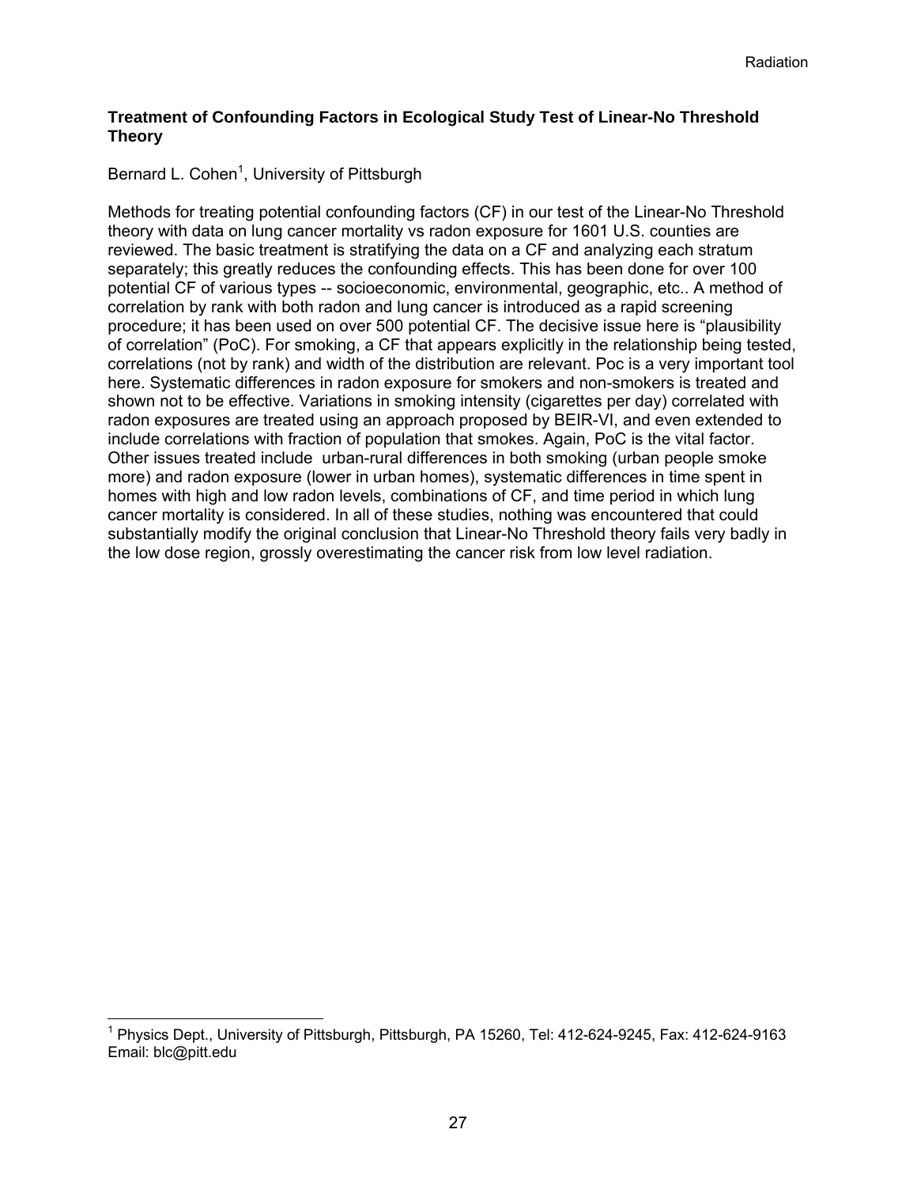**Treatment of Confounding Factors in Ecological Study Test of Linear-No Threshold Theory**

Bernard L. Cohen[1], University of Pittsburgh

Methods for treating potential confounding factors (CF) in our test of the Linear-No Threshold theory with data on lung cancer mortality vs radon exposure for 1601 U.S. counties are reviewed. The basic treatment is stratifying the data on a CF and analyzing each stratum separately; this greatly reduces the confounding effects. This has been done for over 100 potential CF of various types -- socioeconomic, environmental, geographic, etc.. A method of correlation by rank with both radon and lung cancer is introduced as a rapid screening procedure; it has been used on over 500 potential CF. The decisive issue here is "plausibility of correlation" (PoC). For smoking, a CF that appears explicitly in the relationship being tested, correlations (not by rank) and width of the distribution are relevant. Poc is a very important tool here. Systematic differences in radon exposure for smokers and non-smokers is treated and shown not to be effective. Variations in smoking intensity (cigarettes per day) correlated with radon exposures are treated using an approach proposed by BEIR-VI, and even extended to include correlations with fraction of population that smokes. Again, PoC is the vital factor. Other issues treated include urban-rural differences in both smoking (urban people smoke more) and radon exposure (lower in urban homes), systematic differences in time spent in homes with high and low radon levels, combinations of CF, and time period in which lung cancer mortality is considered. In all of these studies, nothing was encountered that could substantially modify the original conclusion that Linear-No Threshold theory fails very badly in the low dose region, grossly overestimating the cancer risk from low level radiation.

[1] Physics Dept., University of Pittsburgh, Pittsburgh, PA 15260, Tel: 412-624-9245, Fax: 412-624-9163 Email: blc@pitt.edu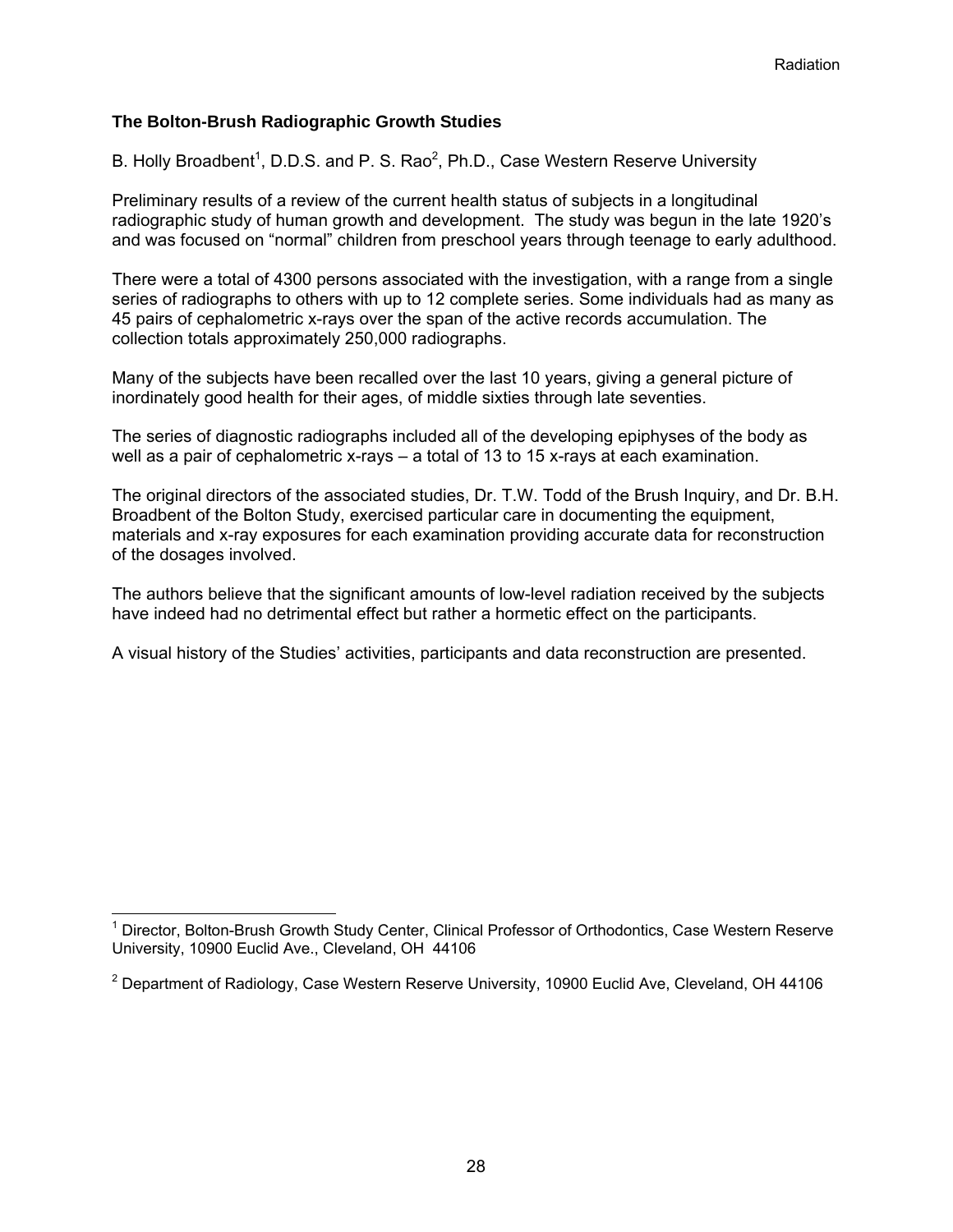### The Bolton-Brush Radiographic Growth Studies

B. Holly Broadbent[1], D.D.S. and P. S. Rao[2], Ph.D., Case Western Reserve University

Preliminary results of a review of the current health status of subjects in a longitudinal radiographic study of human growth and development. The study was begun in the late 1920's and was focused on "normal" children from preschool years through teenage to early adulthood.

There were a total of 4300 persons associated with the investigation, with a range from a single series of radiographs to others with up to 12 complete series. Some individuals had as many as 45 pairs of cephalometric x-rays over the span of the active records accumulation. The collection totals approximately 250,000 radiographs.

Many of the subjects have been recalled over the last 10 years, giving a general picture of inordinately good health for their ages, of middle sixties through late seventies.

The series of diagnostic radiographs included all of the developing epiphyses of the body as well as a pair of cephalometric x-rays – a total of 13 to 15 x-rays at each examination.

The original directors of the associated studies, Dr. T.W. Todd of the Brush Inquiry, and Dr. B.H. Broadbent of the Bolton Study, exercised particular care in documenting the equipment, materials and x-ray exposures for each examination providing accurate data for reconstruction of the dosages involved.

The authors believe that the significant amounts of low-level radiation received by the subjects have indeed had no detrimental effect but rather a hormetic effect on the participants.

A visual history of the Studies' activities, participants and data reconstruction are presented.

---

[1] Director, Bolton-Brush Growth Study Center, Clinical Professor of Orthodontics, Case Western Reserve University, 10900 Euclid Ave., Cleveland, OH 44106

[2] Department of Radiology, Case Western Reserve University, 10900 Euclid Ave, Cleveland, OH 44106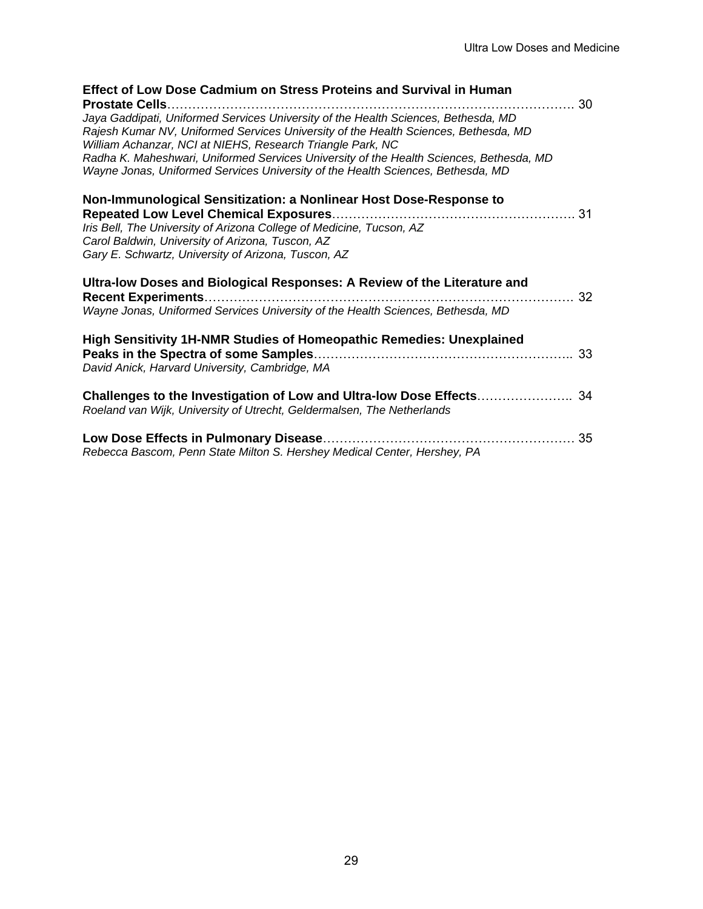**Effect of Low Dose Cadmium on Stress Proteins and Survival in Human Prostate Cells**………………………………………………………………………………………. 30
*Jaya Gaddipati, Uniformed Services University of the Health Sciences, Bethesda, MD*
*Rajesh Kumar NV, Uniformed Services University of the Health Sciences, Bethesda, MD*
*William Achanzar, NCI at NIEHS, Research Triangle Park, NC*
*Radha K. Maheshwari, Uniformed Services University of the Health Sciences, Bethesda, MD*
*Wayne Jonas, Uniformed Services University of the Health Sciences, Bethesda, MD*

**Non-Immunological Sensitization: a Nonlinear Host Dose-Response to Repeated Low Level Chemical Exposures**…………………………………………………. 31
*Iris Bell, The University of Arizona College of Medicine, Tucson, AZ*
*Carol Baldwin, University of Arizona, Tuscon, AZ*
*Gary E. Schwartz, University of Arizona, Tuscon, AZ*

**Ultra-low Doses and Biological Responses: A Review of the Literature and Recent Experiments**……………………………………………………………………………. 32
*Wayne Jonas, Uniformed Services University of the Health Sciences, Bethesda, MD*

**High Sensitivity 1H-NMR Studies of Homeopathic Remedies: Unexplained Peaks in the Spectra of some Samples**…………………………………………………….. 33
*David Anick, Harvard University, Cambridge, MA*

**Challenges to the Investigation of Low and Ultra-low Dose Effects**………………….. 34
*Roeland van Wijk, University of Utrecht, Geldermalsen, The Netherlands*

**Low Dose Effects in Pulmonary Disease**…………………………………………………… 35
*Rebecca Bascom, Penn State Milton S. Hershey Medical Center, Hershey, PA*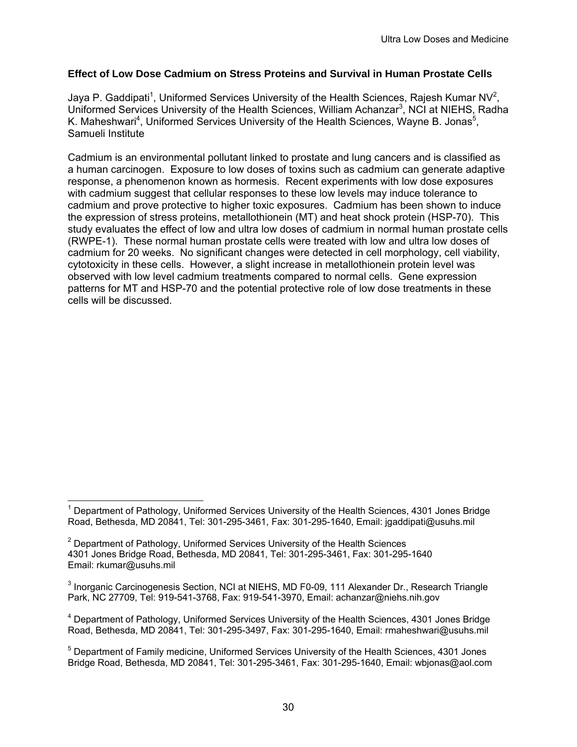**Effect of Low Dose Cadmium on Stress Proteins and Survival in Human Prostate Cells**

Jaya P. Gaddipati[1], Uniformed Services University of the Health Sciences, Rajesh Kumar NV[2], Uniformed Services University of the Health Sciences, William Achanzar[3], NCI at NIEHS, Radha K. Maheshwari[4], Uniformed Services University of the Health Sciences, Wayne B. Jonas[5], Samueli Institute

Cadmium is an environmental pollutant linked to prostate and lung cancers and is classified as a human carcinogen. Exposure to low doses of toxins such as cadmium can generate adaptive response, a phenomenon known as hormesis. Recent experiments with low dose exposures with cadmium suggest that cellular responses to these low levels may induce tolerance to cadmium and prove protective to higher toxic exposures. Cadmium has been shown to induce the expression of stress proteins, metallothionein (MT) and heat shock protein (HSP-70). This study evaluates the effect of low and ultra low doses of cadmium in normal human prostate cells (RWPE-1). These normal human prostate cells were treated with low and ultra low doses of cadmium for 20 weeks. No significant changes were detected in cell morphology, cell viability, cytotoxicity in these cells. However, a slight increase in metallothionein protein level was observed with low level cadmium treatments compared to normal cells. Gene expression patterns for MT and HSP-70 and the potential protective role of low dose treatments in these cells will be discussed.

---

[1] Department of Pathology, Uniformed Services University of the Health Sciences, 4301 Jones Bridge Road, Bethesda, MD 20841, Tel: 301-295-3461, Fax: 301-295-1640, Email: jgaddipati@usuhs.mil

[2] Department of Pathology, Uniformed Services University of the Health Sciences
4301 Jones Bridge Road, Bethesda, MD 20841, Tel: 301-295-3461, Fax: 301-295-1640
Email: rkumar@usuhs.mil

[3] Inorganic Carcinogenesis Section, NCI at NIEHS, MD F0-09, 111 Alexander Dr., Research Triangle Park, NC 27709, Tel: 919-541-3768, Fax: 919-541-3970, Email: achanzar@niehs.nih.gov

[4] Department of Pathology, Uniformed Services University of the Health Sciences, 4301 Jones Bridge Road, Bethesda, MD 20841, Tel: 301-295-3497, Fax: 301-295-1640, Email: rmaheshwari@usuhs.mil

[5] Department of Family medicine, Uniformed Services University of the Health Sciences, 4301 Jones Bridge Road, Bethesda, MD 20841, Tel: 301-295-3461, Fax: 301-295-1640, Email: wbjonas@aol.com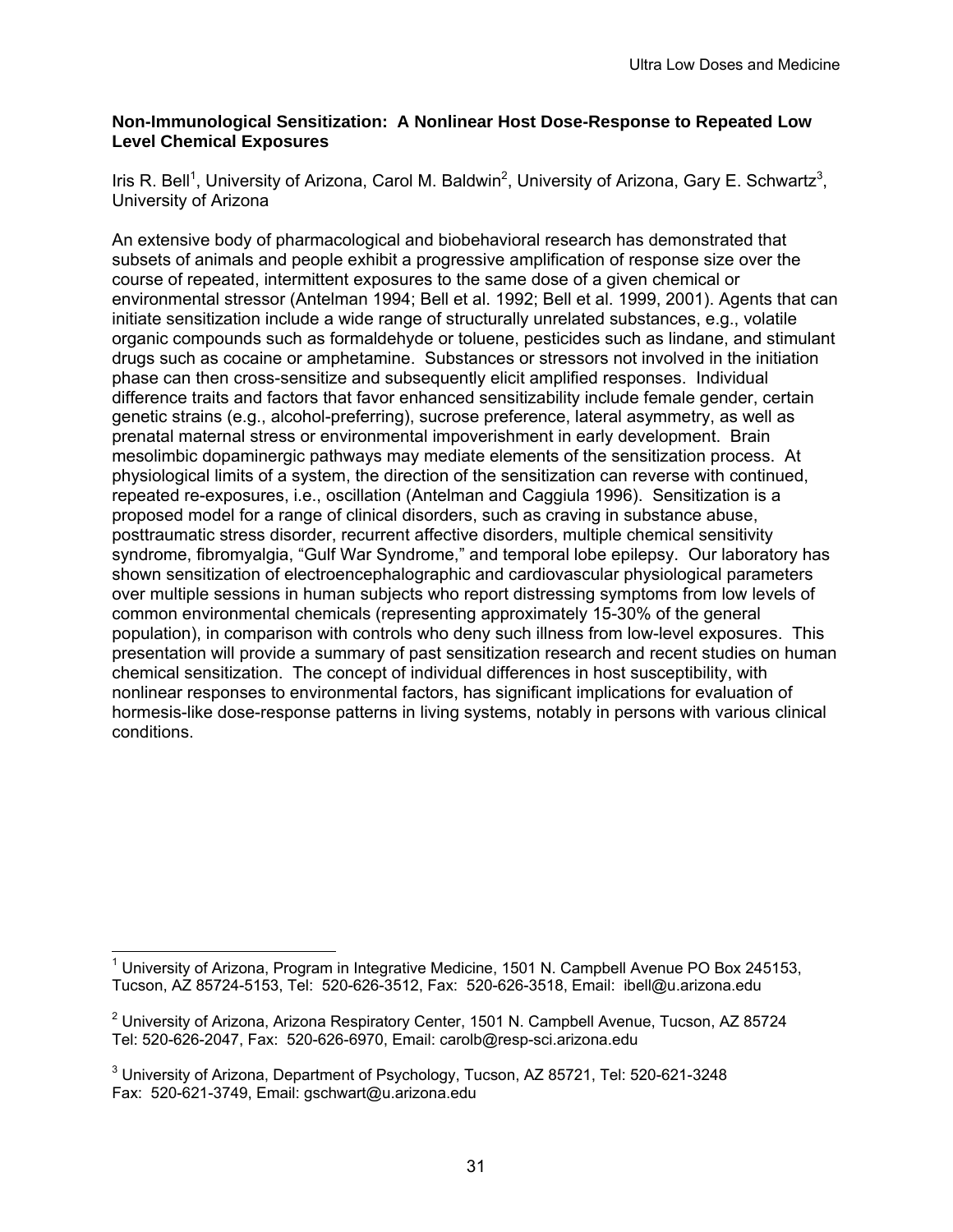**Non-Immunological Sensitization: A Nonlinear Host Dose-Response to Repeated Low Level Chemical Exposures**

Iris R. Bell[1], University of Arizona, Carol M. Baldwin[2], University of Arizona, Gary E. Schwartz[3], University of Arizona

An extensive body of pharmacological and biobehavioral research has demonstrated that subsets of animals and people exhibit a progressive amplification of response size over the course of repeated, intermittent exposures to the same dose of a given chemical or environmental stressor (Antelman 1994; Bell et al. 1992; Bell et al. 1999, 2001). Agents that can initiate sensitization include a wide range of structurally unrelated substances, e.g., volatile organic compounds such as formaldehyde or toluene, pesticides such as lindane, and stimulant drugs such as cocaine or amphetamine. Substances or stressors not involved in the initiation phase can then cross-sensitize and subsequently elicit amplified responses. Individual difference traits and factors that favor enhanced sensitizability include female gender, certain genetic strains (e.g., alcohol-preferring), sucrose preference, lateral asymmetry, as well as prenatal maternal stress or environmental impoverishment in early development. Brain mesolimbic dopaminergic pathways may mediate elements of the sensitization process. At physiological limits of a system, the direction of the sensitization can reverse with continued, repeated re-exposures, i.e., oscillation (Antelman and Caggiula 1996). Sensitization is a proposed model for a range of clinical disorders, such as craving in substance abuse, posttraumatic stress disorder, recurrent affective disorders, multiple chemical sensitivity syndrome, fibromyalgia, "Gulf War Syndrome," and temporal lobe epilepsy. Our laboratory has shown sensitization of electroencephalographic and cardiovascular physiological parameters over multiple sessions in human subjects who report distressing symptoms from low levels of common environmental chemicals (representing approximately 15-30% of the general population), in comparison with controls who deny such illness from low-level exposures. This presentation will provide a summary of past sensitization research and recent studies on human chemical sensitization. The concept of individual differences in host susceptibility, with nonlinear responses to environmental factors, has significant implications for evaluation of hormesis-like dose-response patterns in living systems, notably in persons with various clinical conditions.

---

[1] University of Arizona, Program in Integrative Medicine, 1501 N. Campbell Avenue PO Box 245153, Tucson, AZ 85724-5153, Tel: 520-626-3512, Fax: 520-626-3518, Email: ibell@u.arizona.edu

[2] University of Arizona, Arizona Respiratory Center, 1501 N. Campbell Avenue, Tucson, AZ 85724 Tel: 520-626-2047, Fax: 520-626-6970, Email: carolb@resp-sci.arizona.edu

[3] University of Arizona, Department of Psychology, Tucson, AZ 85721, Tel: 520-621-3248 Fax: 520-621-3749, Email: gschwart@u.arizona.edu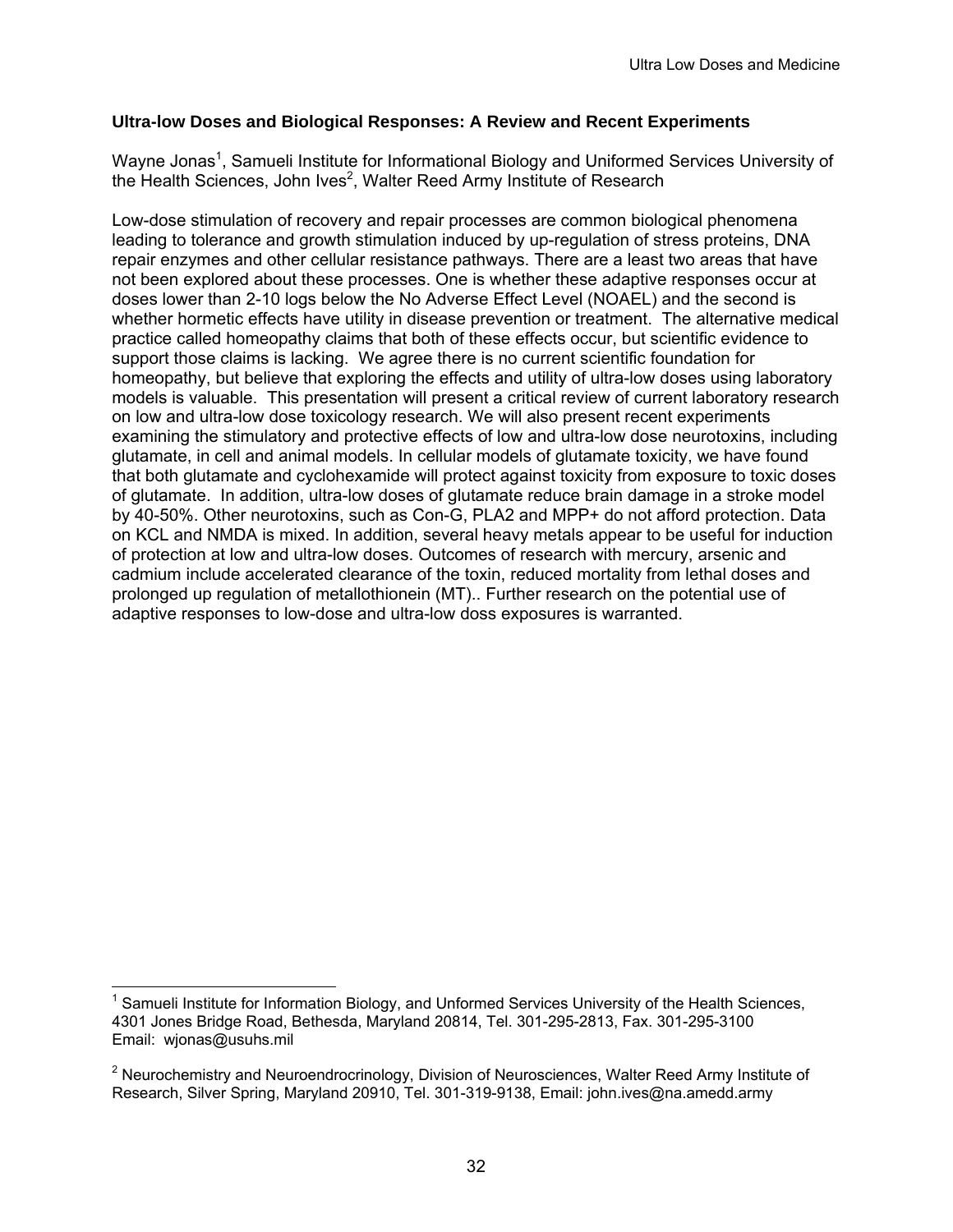**Ultra-low Doses and Biological Responses: A Review and Recent Experiments**

Wayne Jonas[1], Samueli Institute for Informational Biology and Uniformed Services University of the Health Sciences, John Ives[2], Walter Reed Army Institute of Research

Low-dose stimulation of recovery and repair processes are common biological phenomena leading to tolerance and growth stimulation induced by up-regulation of stress proteins, DNA repair enzymes and other cellular resistance pathways. There are a least two areas that have not been explored about these processes. One is whether these adaptive responses occur at doses lower than 2-10 logs below the No Adverse Effect Level (NOAEL) and the second is whether hormetic effects have utility in disease prevention or treatment. The alternative medical practice called homeopathy claims that both of these effects occur, but scientific evidence to support those claims is lacking. We agree there is no current scientific foundation for homeopathy, but believe that exploring the effects and utility of ultra-low doses using laboratory models is valuable. This presentation will present a critical review of current laboratory research on low and ultra-low dose toxicology research. We will also present recent experiments examining the stimulatory and protective effects of low and ultra-low dose neurotoxins, including glutamate, in cell and animal models. In cellular models of glutamate toxicity, we have found that both glutamate and cyclohexamide will protect against toxicity from exposure to toxic doses of glutamate. In addition, ultra-low doses of glutamate reduce brain damage in a stroke model by 40-50%. Other neurotoxins, such as Con-G, PLA2 and MPP+ do not afford protection. Data on KCL and NMDA is mixed. In addition, several heavy metals appear to be useful for induction of protection at low and ultra-low doses. Outcomes of research with mercury, arsenic and cadmium include accelerated clearance of the toxin, reduced mortality from lethal doses and prolonged up regulation of metallothionein (MT).. Further research on the potential use of adaptive responses to low-dose and ultra-low doss exposures is warranted.

---

[1] Samueli Institute for Information Biology, and Unformed Services University of the Health Sciences, 4301 Jones Bridge Road, Bethesda, Maryland 20814, Tel. 301-295-2813, Fax. 301-295-3100 Email: wjonas@usuhs.mil

[2] Neurochemistry and Neuroendrocrinology, Division of Neurosciences, Walter Reed Army Institute of Research, Silver Spring, Maryland 20910, Tel. 301-319-9138, Email: john.ives@na.amedd.army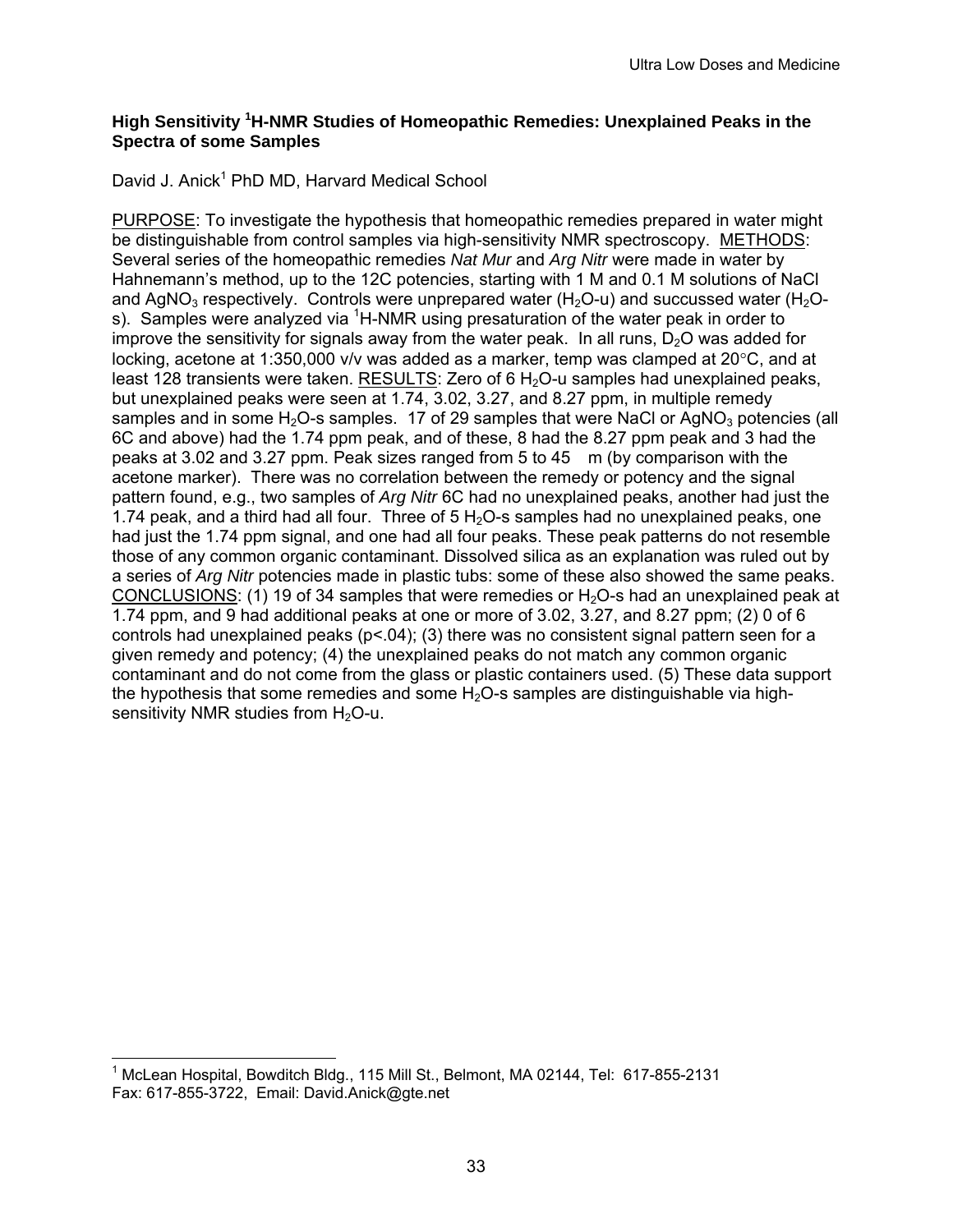### High Sensitivity $^1$H-NMR Studies of Homeopathic Remedies: Unexplained Peaks in the Spectra of some Samples

David J. Anick[1] PhD MD, Harvard Medical School

PURPOSE: To investigate the hypothesis that homeopathic remedies prepared in water might be distinguishable from control samples via high-sensitivity NMR spectroscopy. METHODS: Several series of the homeopathic remedies *Nat Mur* and *Arg Nitr* were made in water by Hahnemann's method, up to the 12C potencies, starting with 1 M and 0.1 M solutions of NaCl and $AgNO_3$ respectively. Controls were unprepared water ($H_2O$-u) and succussed water ($H_2O$-s). Samples were analyzed via $^1$H-NMR using presaturation of the water peak in order to improve the sensitivity for signals away from the water peak. In all runs, $D_2O$ was added for locking, acetone at 1:350,000 v/v was added as a marker, temp was clamped at 20°C, and at least 128 transients were taken. RESULTS: Zero of 6 $H_2O$-u samples had unexplained peaks, but unexplained peaks were seen at 1.74, 3.02, 3.27, and 8.27 ppm, in multiple remedy samples and in some $H_2O$-s samples. 17 of 29 samples that were NaCl or $AgNO_3$ potencies (all 6C and above) had the 1.74 ppm peak, and of these, 8 had the 8.27 ppm peak and 3 had the peaks at 3.02 and 3.27 ppm. Peak sizes ranged from 5 to 45 m (by comparison with the acetone marker). There was no correlation between the remedy or potency and the signal pattern found, e.g., two samples of *Arg Nitr* 6C had no unexplained peaks, another had just the 1.74 peak, and a third had all four. Three of 5 $H_2O$-s samples had no unexplained peaks, one had just the 1.74 ppm signal, and one had all four peaks. These peak patterns do not resemble those of any common organic contaminant. Dissolved silica as an explanation was ruled out by a series of *Arg Nitr* potencies made in plastic tubs: some of these also showed the same peaks. CONCLUSIONS: (1) 19 of 34 samples that were remedies or $H_2O$-s had an unexplained peak at 1.74 ppm, and 9 had additional peaks at one or more of 3.02, 3.27, and 8.27 ppm; (2) 0 of 6 controls had unexplained peaks ($p<.04$); (3) there was no consistent signal pattern seen for a given remedy and potency; (4) the unexplained peaks do not match any common organic contaminant and do not come from the glass or plastic containers used. (5) These data support the hypothesis that some remedies and some $H_2O$-s samples are distinguishable via high-sensitivity NMR studies from $H_2O$-u.

[1] McLean Hospital, Bowditch Bldg., 115 Mill St., Belmont, MA 02144, Tel: 617-855-2131 Fax: 617-855-3722, Email: David.Anick@gte.net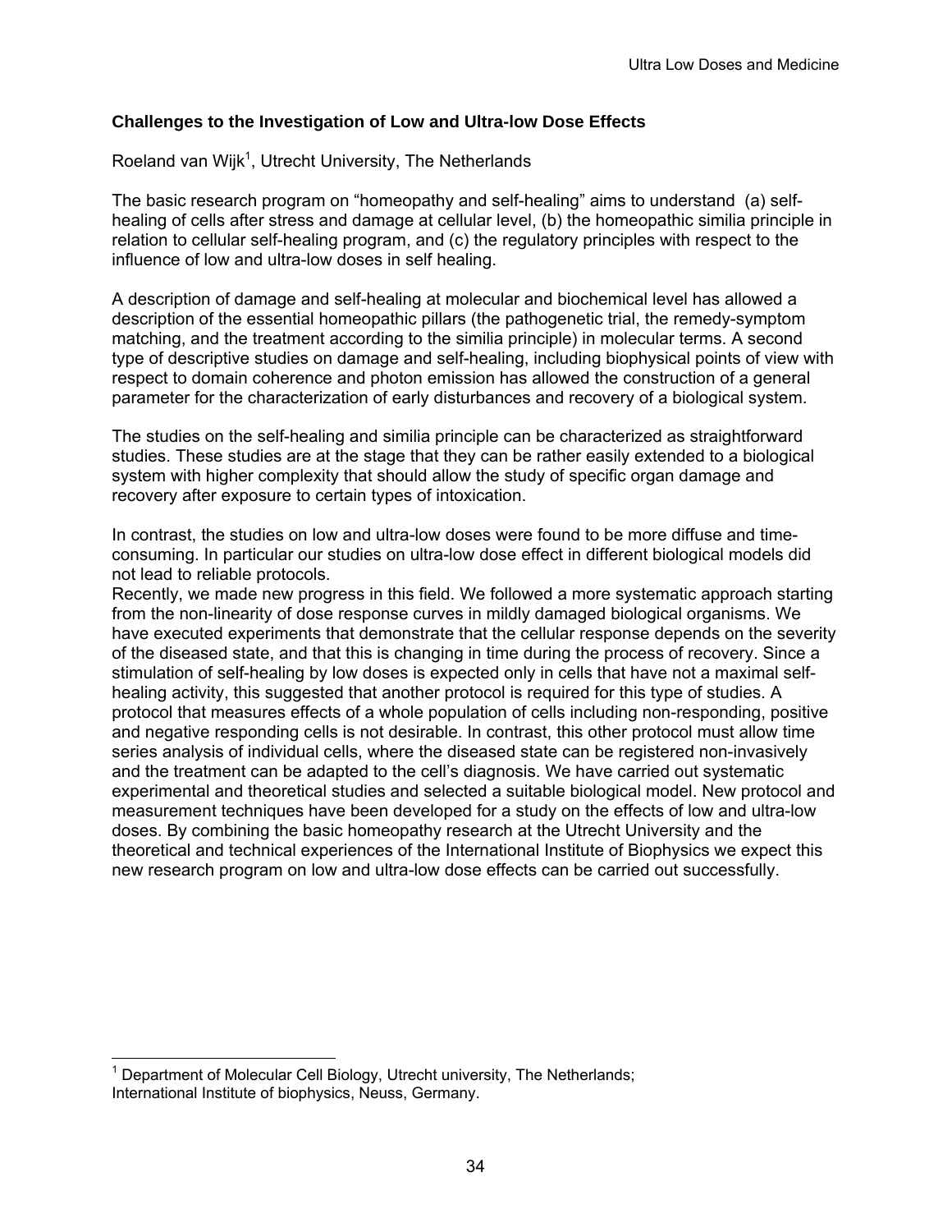### Challenges to the Investigation of Low and Ultra-low Dose Effects

Roeland van Wijk[1], Utrecht University, The Netherlands

The basic research program on "homeopathy and self-healing" aims to understand (a) self-healing of cells after stress and damage at cellular level, (b) the homeopathic similia principle in relation to cellular self-healing program, and (c) the regulatory principles with respect to the influence of low and ultra-low doses in self healing.

A description of damage and self-healing at molecular and biochemical level has allowed a description of the essential homeopathic pillars (the pathogenetic trial, the remedy-symptom matching, and the treatment according to the similia principle) in molecular terms. A second type of descriptive studies on damage and self-healing, including biophysical points of view with respect to domain coherence and photon emission has allowed the construction of a general parameter for the characterization of early disturbances and recovery of a biological system.

The studies on the self-healing and similia principle can be characterized as straightforward studies. These studies are at the stage that they can be rather easily extended to a biological system with higher complexity that should allow the study of specific organ damage and recovery after exposure to certain types of intoxication.

In contrast, the studies on low and ultra-low doses were found to be more diffuse and time-consuming. In particular our studies on ultra-low dose effect in different biological models did not lead to reliable protocols.

Recently, we made new progress in this field. We followed a more systematic approach starting from the non-linearity of dose response curves in mildly damaged biological organisms. We have executed experiments that demonstrate that the cellular response depends on the severity of the diseased state, and that this is changing in time during the process of recovery. Since a stimulation of self-healing by low doses is expected only in cells that have not a maximal self-healing activity, this suggested that another protocol is required for this type of studies. A protocol that measures effects of a whole population of cells including non-responding, positive and negative responding cells is not desirable. In contrast, this other protocol must allow time series analysis of individual cells, where the diseased state can be registered non-invasively and the treatment can be adapted to the cell's diagnosis. We have carried out systematic experimental and theoretical studies and selected a suitable biological model. New protocol and measurement techniques have been developed for a study on the effects of low and ultra-low doses. By combining the basic homeopathy research at the Utrecht University and the theoretical and technical experiences of the International Institute of Biophysics we expect this new research program on low and ultra-low dose effects can be carried out successfully.

[1] Department of Molecular Cell Biology, Utrecht university, The Netherlands; International Institute of biophysics, Neuss, Germany.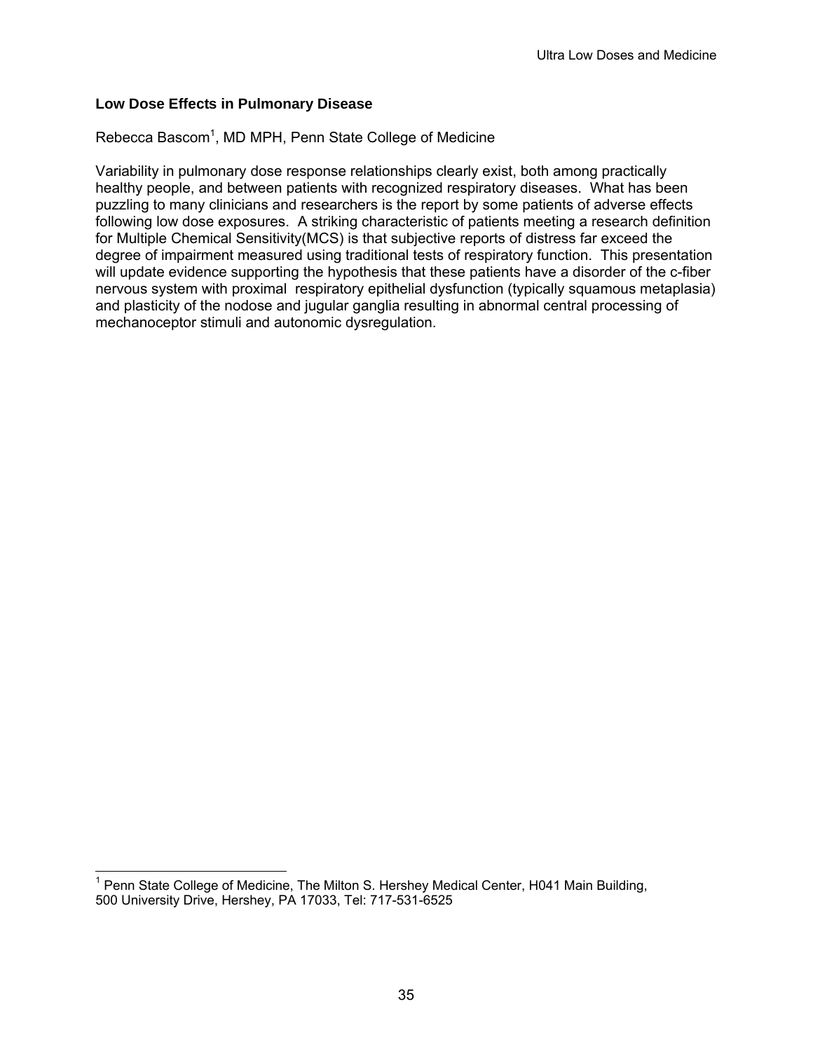**Low Dose Effects in Pulmonary Disease**

Rebecca Bascom[1], MD MPH, Penn State College of Medicine

Variability in pulmonary dose response relationships clearly exist, both among practically healthy people, and between patients with recognized respiratory diseases. What has been puzzling to many clinicians and researchers is the report by some patients of adverse effects following low dose exposures. A striking characteristic of patients meeting a research definition for Multiple Chemical Sensitivity(MCS) is that subjective reports of distress far exceed the degree of impairment measured using traditional tests of respiratory function. This presentation will update evidence supporting the hypothesis that these patients have a disorder of the c-fiber nervous system with proximal respiratory epithelial dysfunction (typically squamous metaplasia) and plasticity of the nodose and jugular ganglia resulting in abnormal central processing of mechanoceptor stimuli and autonomic dysregulation.

---

[1] Penn State College of Medicine, The Milton S. Hershey Medical Center, H041 Main Building, 500 University Drive, Hershey, PA 17033, Tel: 717-531-6525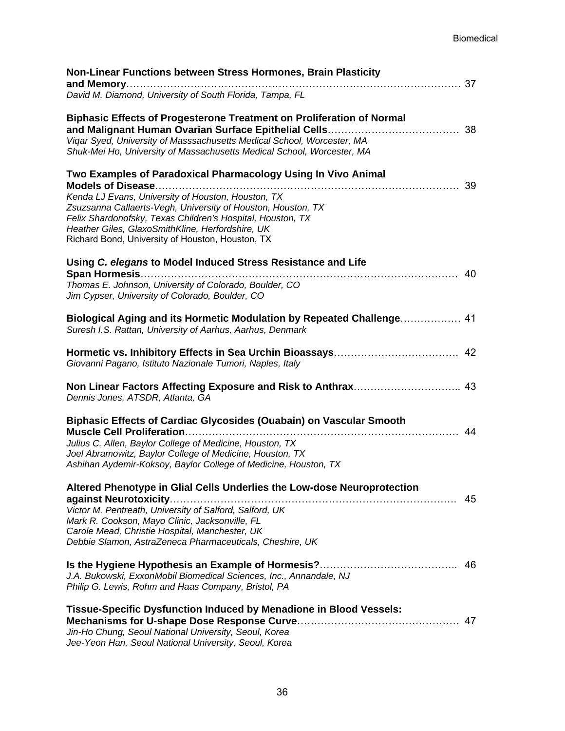**Non-Linear Functions between Stress Hormones, Brain Plasticity and Memory**……………………………………………………………………………………… 37
*David M. Diamond, University of South Florida, Tampa, FL*

**Biphasic Effects of Progesterone Treatment on Proliferation of Normal and Malignant Human Ovarian Surface Epithelial Cells**………………………………… 38
*Viqar Syed, University of Masssachusetts Medical School, Worcester, MA*
*Shuk-Mei Ho, University of Massachusetts Medical School, Worcester, MA*

**Two Examples of Paradoxical Pharmacology Using In Vivo Animal Models of Disease**………………………………………………………………………………… 39
*Kenda LJ Evans, University of Houston, Houston, TX*
*Zsuzsanna Callaerts-Vegh, University of Houston, Houston, TX*
*Felix Shardonofsky, Texas Children's Hospital, Houston, TX*
*Heather Giles, GlaxoSmithKline, Herfordshire, UK*
Richard Bond, University of Houston, Houston, TX

**Using *C. elegans* to Model Induced Stress Resistance and Life Span Hormesis**…………………………………………………………………………………… 40
*Thomas E. Johnson, University of Colorado, Boulder, CO*
*Jim Cypser, University of Colorado, Boulder, CO*

**Biological Aging and its Hormetic Modulation by Repeated Challenge**……………… 41
*Suresh I.S. Rattan, University of Aarhus, Aarhus, Denmark*

**Hormetic vs. Inhibitory Effects in Sea Urchin Bioassays**………………………………. 42
*Giovanni Pagano, Istituto Nazionale Tumori, Naples, Italy*

**Non Linear Factors Affecting Exposure and Risk to Anthrax**………………………….. 43
*Dennis Jones, ATSDR, Atlanta, GA*

**Biphasic Effects of Cardiac Glycosides (Ouabain) on Vascular Smooth Muscle Cell Proliferation**……………………………………………………………………… 44
*Julius C. Allen, Baylor College of Medicine, Houston, TX*
*Joel Abramowitz, Baylor College of Medicine, Houston, TX*
*Ashihan Aydemir-Koksoy, Baylor College of Medicine, Houston, TX*

**Altered Phenotype in Glial Cells Underlies the Low-dose Neuroprotection against Neurotoxicity**………………………………………………………………………. 45
*Victor M. Pentreath, University of Salford, Salford, UK*
*Mark R. Cookson, Mayo Clinic, Jacksonville, FL*
*Carole Mead, Christie Hospital, Manchester, UK*
*Debbie Slamon, AstraZeneca Pharmaceuticals, Cheshire, UK*

**Is the Hygiene Hypothesis an Example of Hormesis?**………………………………….. 46
*J.A. Bukowski, ExxonMobil Biomedical Sciences, Inc., Annandale, NJ*
*Philip G. Lewis, Rohm and Haas Company, Bristol, PA*

**Tissue-Specific Dysfunction Induced by Menadione in Blood Vessels: Mechanisms for U-shape Dose Response Curve**………………………………………… 47
*Jin-Ho Chung, Seoul National University, Seoul, Korea*
*Jee-Yeon Han, Seoul National University, Seoul, Korea*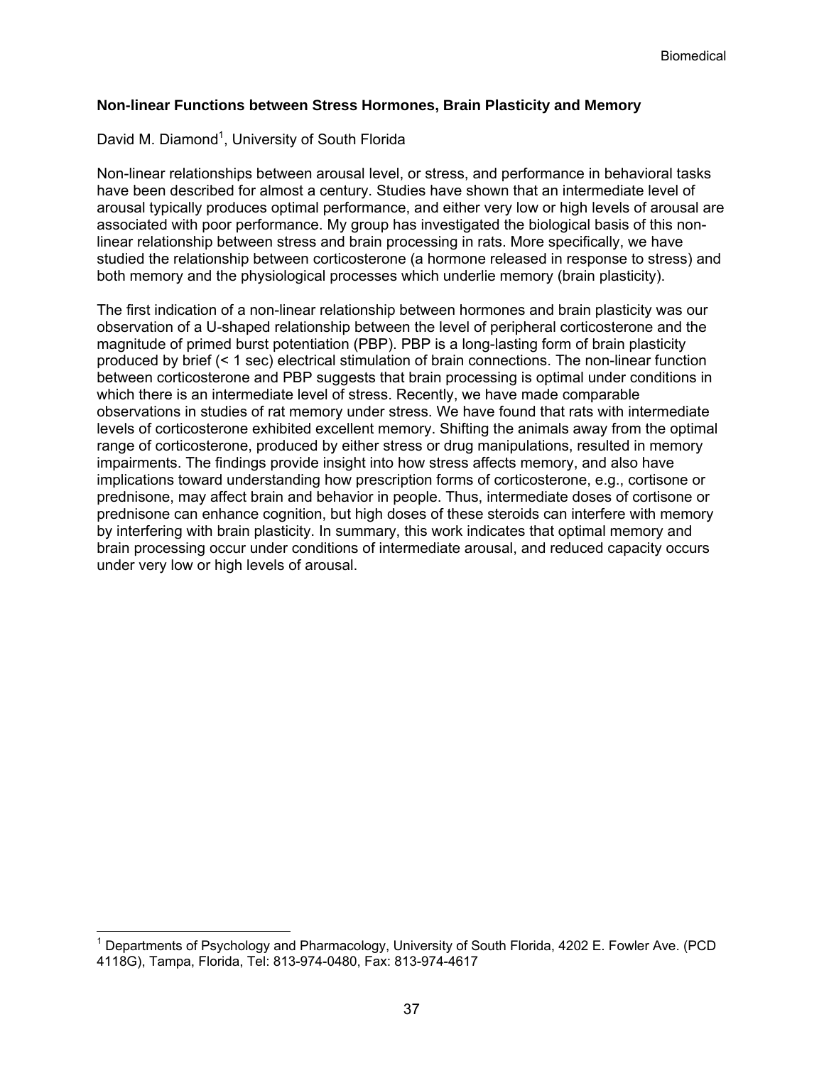**Non-linear Functions between Stress Hormones, Brain Plasticity and Memory**

David M. Diamond[1], University of South Florida

Non-linear relationships between arousal level, or stress, and performance in behavioral tasks have been described for almost a century. Studies have shown that an intermediate level of arousal typically produces optimal performance, and either very low or high levels of arousal are associated with poor performance. My group has investigated the biological basis of this non-linear relationship between stress and brain processing in rats. More specifically, we have studied the relationship between corticosterone (a hormone released in response to stress) and both memory and the physiological processes which underlie memory (brain plasticity).

The first indication of a non-linear relationship between hormones and brain plasticity was our observation of a U-shaped relationship between the level of peripheral corticosterone and the magnitude of primed burst potentiation (PBP). PBP is a long-lasting form of brain plasticity produced by brief (< 1 sec) electrical stimulation of brain connections. The non-linear function between corticosterone and PBP suggests that brain processing is optimal under conditions in which there is an intermediate level of stress. Recently, we have made comparable observations in studies of rat memory under stress. We have found that rats with intermediate levels of corticosterone exhibited excellent memory. Shifting the animals away from the optimal range of corticosterone, produced by either stress or drug manipulations, resulted in memory impairments. The findings provide insight into how stress affects memory, and also have implications toward understanding how prescription forms of corticosterone, e.g., cortisone or prednisone, may affect brain and behavior in people. Thus, intermediate doses of cortisone or prednisone can enhance cognition, but high doses of these steroids can interfere with memory by interfering with brain plasticity. In summary, this work indicates that optimal memory and brain processing occur under conditions of intermediate arousal, and reduced capacity occurs under very low or high levels of arousal.

---

[1] Departments of Psychology and Pharmacology, University of South Florida, 4202 E. Fowler Ave. (PCD 4118G), Tampa, Florida, Tel: 813-974-0480, Fax: 813-974-4617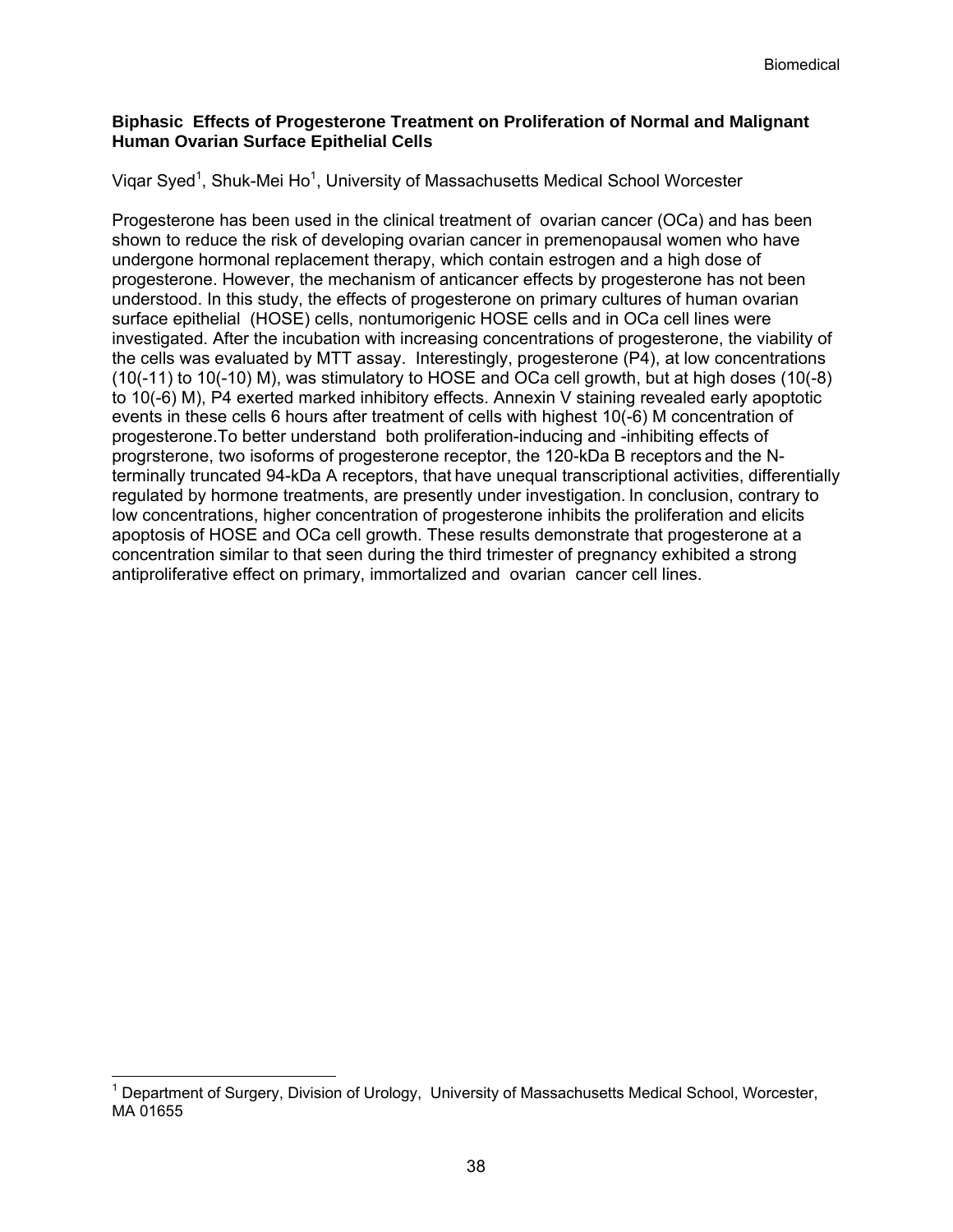**Biphasic Effects of Progesterone Treatment on Proliferation of Normal and Malignant Human Ovarian Surface Epithelial Cells**

Viqar Syed[1], Shuk-Mei Ho[1], University of Massachusetts Medical School Worcester

Progesterone has been used in the clinical treatment of ovarian cancer (OCa) and has been shown to reduce the risk of developing ovarian cancer in premenopausal women who have undergone hormonal replacement therapy, which contain estrogen and a high dose of progesterone. However, the mechanism of anticancer effects by progesterone has not been understood. In this study, the effects of progesterone on primary cultures of human ovarian surface epithelial (HOSE) cells, nontumorigenic HOSE cells and in OCa cell lines were investigated. After the incubation with increasing concentrations of progesterone, the viability of the cells was evaluated by MTT assay. Interestingly, progesterone (P4), at low concentrations (10(-11) to 10(-10) M), was stimulatory to HOSE and OCa cell growth, but at high doses (10(-8) to 10(-6) M), P4 exerted marked inhibitory effects. Annexin V staining revealed early apoptotic events in these cells 6 hours after treatment of cells with highest 10(-6) M concentration of progesterone.To better understand both proliferation-inducing and -inhibiting effects of progrsterone, two isoforms of progesterone receptor, the 120-kDa B receptors and the N-terminally truncated 94-kDa A receptors, that have unequal transcriptional activities, differentially regulated by hormone treatments, are presently under investigation. In conclusion, contrary to low concentrations, higher concentration of progesterone inhibits the proliferation and elicits apoptosis of HOSE and OCa cell growth. These results demonstrate that progesterone at a concentration similar to that seen during the third trimester of pregnancy exhibited a strong antiproliferative effect on primary, immortalized and ovarian cancer cell lines.

---

[1] Department of Surgery, Division of Urology, University of Massachusetts Medical School, Worcester, MA 01655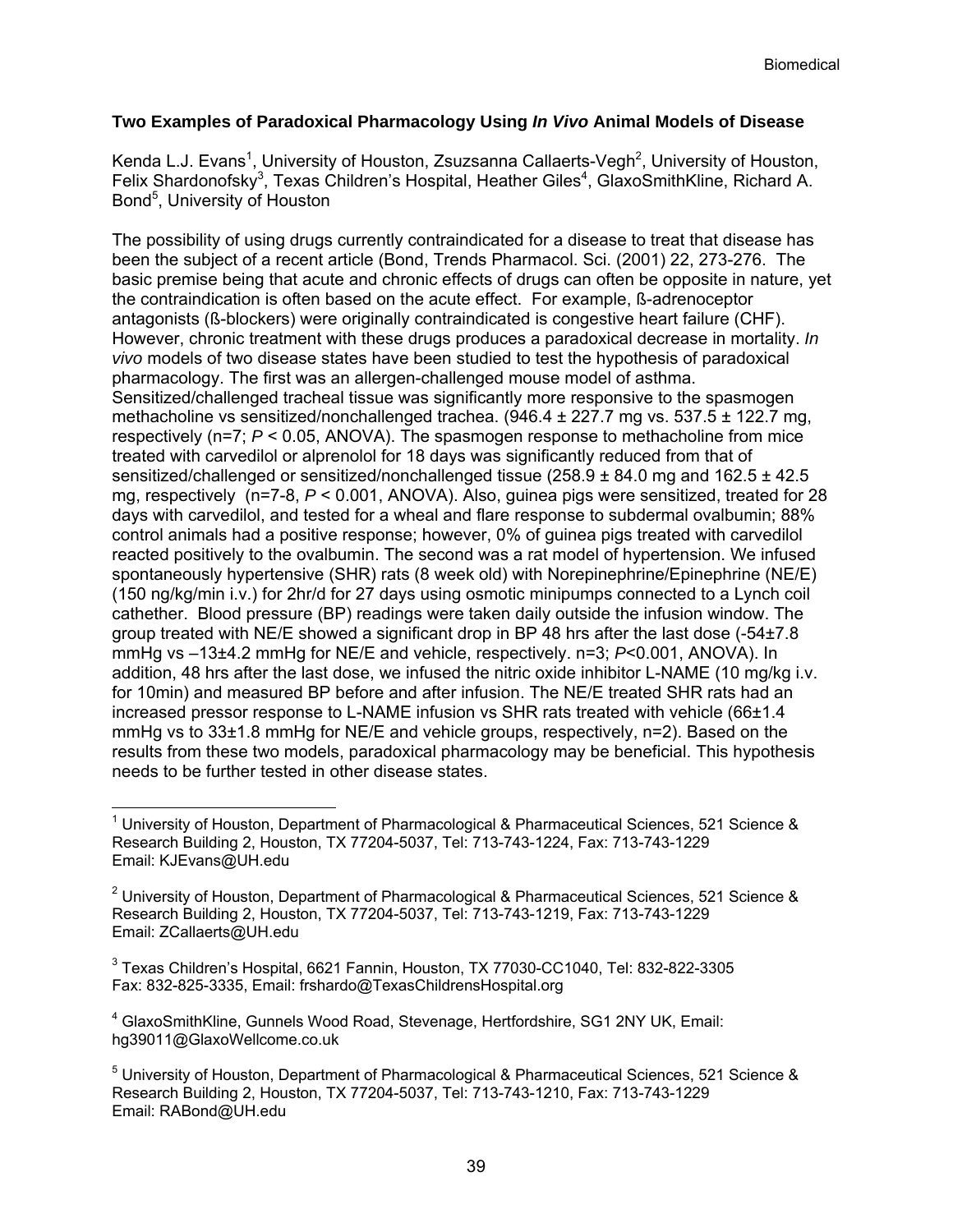**Two Examples of Paradoxical Pharmacology Using *In Vivo* Animal Models of Disease**

Kenda L.J. Evans[1], University of Houston, Zsuzsanna Callaerts-Vegh[2], University of Houston, Felix Shardonofsky[3], Texas Children's Hospital, Heather Giles[4], GlaxoSmithKline, Richard A. Bond[5], University of Houston

The possibility of using drugs currently contraindicated for a disease to treat that disease has been the subject of a recent article (Bond, Trends Pharmacol. Sci. (2001) 22, 273-276. The basic premise being that acute and chronic effects of drugs can often be opposite in nature, yet the contraindication is often based on the acute effect. For example, ß-adrenoceptor antagonists (ß-blockers) were originally contraindicated is congestive heart failure (CHF). However, chronic treatment with these drugs produces a paradoxical decrease in mortality. *In vivo* models of two disease states have been studied to test the hypothesis of paradoxical pharmacology. The first was an allergen-challenged mouse model of asthma. Sensitized/challenged tracheal tissue was significantly more responsive to the spasmogen methacholine vs sensitized/nonchallenged trachea. (946.4 ± 227.7 mg vs. 537.5 ± 122.7 mg, respectively (n=7; $P < 0.05$, ANOVA). The spasmogen response to methacholine from mice treated with carvedilol or alprenolol for 18 days was significantly reduced from that of sensitized/challenged or sensitized/nonchallenged tissue (258.9 ± 84.0 mg and 162.5 ± 42.5 mg, respectively (n=7-8, $P < 0.001$, ANOVA). Also, guinea pigs were sensitized, treated for 28 days with carvedilol, and tested for a wheal and flare response to subdermal ovalbumin; 88% control animals had a positive response; however, 0% of guinea pigs treated with carvedilol reacted positively to the ovalbumin. The second was a rat model of hypertension. We infused spontaneously hypertensive (SHR) rats (8 week old) with Norepinephrine/Epinephrine (NE/E) (150 ng/kg/min i.v.) for 2hr/d for 27 days using osmotic minipumps connected to a Lynch coil cathether. Blood pressure (BP) readings were taken daily outside the infusion window. The group treated with NE/E showed a significant drop in BP 48 hrs after the last dose (-54±7.8 mmHg vs –13±4.2 mmHg for NE/E and vehicle, respectively. n=3; $P<0.001$, ANOVA). In addition, 48 hrs after the last dose, we infused the nitric oxide inhibitor L-NAME (10 mg/kg i.v. for 10min) and measured BP before and after infusion. The NE/E treated SHR rats had an increased pressor response to L-NAME infusion vs SHR rats treated with vehicle (66±1.4 mmHg vs to 33±1.8 mmHg for NE/E and vehicle groups, respectively, n=2). Based on the results from these two models, paradoxical pharmacology may be beneficial. This hypothesis needs to be further tested in other disease states.

---

[1] University of Houston, Department of Pharmacological & Pharmaceutical Sciences, 521 Science & Research Building 2, Houston, TX 77204-5037, Tel: 713-743-1224, Fax: 713-743-1229 Email: KJEvans@UH.edu

[2] University of Houston, Department of Pharmacological & Pharmaceutical Sciences, 521 Science & Research Building 2, Houston, TX 77204-5037, Tel: 713-743-1219, Fax: 713-743-1229 Email: ZCallaerts@UH.edu

[3] Texas Children's Hospital, 6621 Fannin, Houston, TX 77030-CC1040, Tel: 832-822-3305 Fax: 832-825-3335, Email: frshardo@TexasChildrensHospital.org

[4] GlaxoSmithKline, Gunnels Wood Road, Stevenage, Hertfordshire, SG1 2NY UK, Email: hg39011@GlaxoWellcome.co.uk

[5] University of Houston, Department of Pharmacological & Pharmaceutical Sciences, 521 Science & Research Building 2, Houston, TX 77204-5037, Tel: 713-743-1210, Fax: 713-743-1229 Email: RABond@UH.edu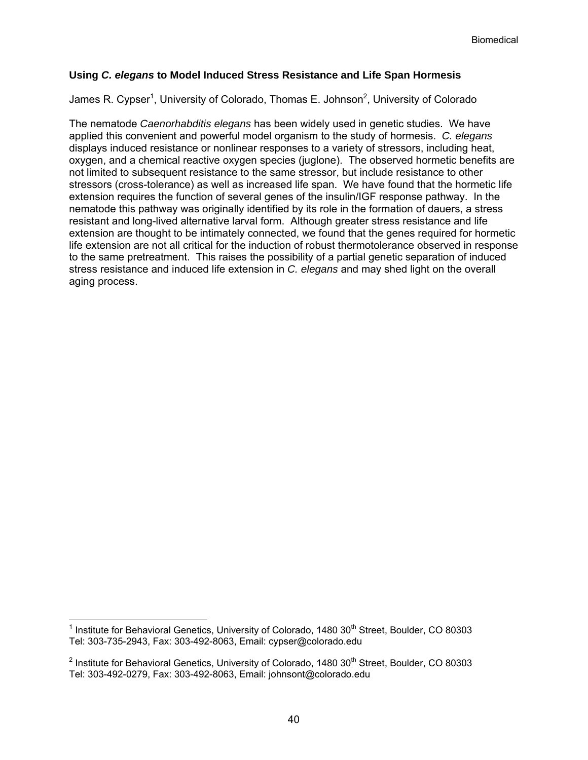### Using *C. elegans* to Model Induced Stress Resistance and Life Span Hormesis

James R. Cypser[1], University of Colorado, Thomas E. Johnson[2], University of Colorado

The nematode *Caenorhabditis elegans* has been widely used in genetic studies. We have applied this convenient and powerful model organism to the study of hormesis. *C. elegans* displays induced resistance or nonlinear responses to a variety of stressors, including heat, oxygen, and a chemical reactive oxygen species (juglone). The observed hormetic benefits are not limited to subsequent resistance to the same stressor, but include resistance to other stressors (cross-tolerance) as well as increased life span. We have found that the hormetic life extension requires the function of several genes of the insulin/IGF response pathway. In the nematode this pathway was originally identified by its role in the formation of dauers, a stress resistant and long-lived alternative larval form. Although greater stress resistance and life extension are thought to be intimately connected, we found that the genes required for hormetic life extension are not all critical for the induction of robust thermotolerance observed in response to the same pretreatment. This raises the possibility of a partial genetic separation of induced stress resistance and induced life extension in *C. elegans* and may shed light on the overall aging process.

---

[1] Institute for Behavioral Genetics, University of Colorado, 1480 30th Street, Boulder, CO 80303 Tel: 303-735-2943, Fax: 303-492-8063, Email: cypser@colorado.edu

[2] Institute for Behavioral Genetics, University of Colorado, 1480 30th Street, Boulder, CO 80303 Tel: 303-492-0279, Fax: 303-492-8063, Email: johnsont@colorado.edu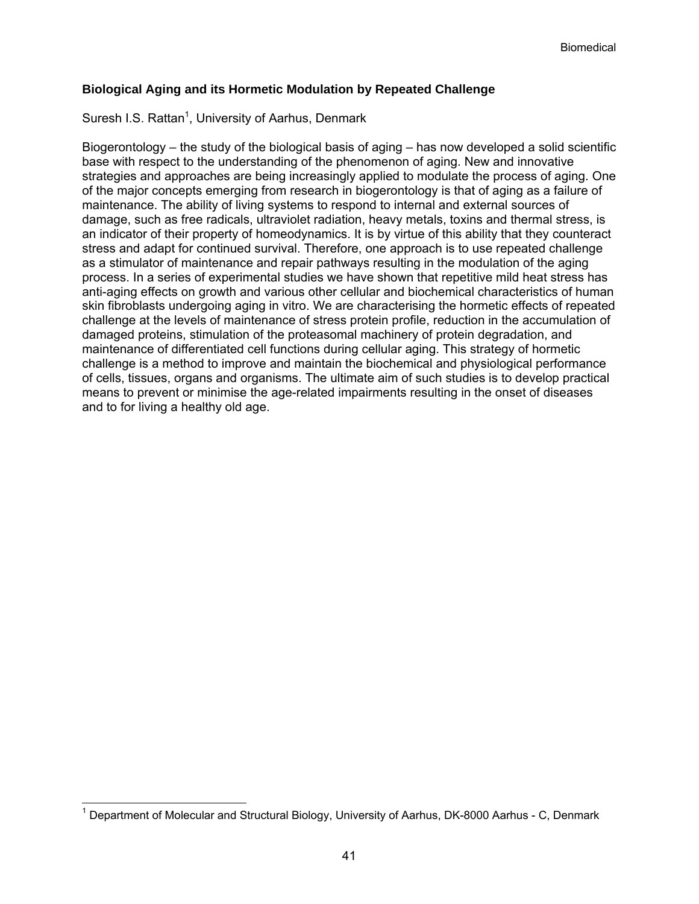## Biological Aging and its Hormetic Modulation by Repeated Challenge

Suresh I.S. Rattan[1], University of Aarhus, Denmark

Biogerontology – the study of the biological basis of aging – has now developed a solid scientific base with respect to the understanding of the phenomenon of aging. New and innovative strategies and approaches are being increasingly applied to modulate the process of aging. One of the major concepts emerging from research in biogerontology is that of aging as a failure of maintenance. The ability of living systems to respond to internal and external sources of damage, such as free radicals, ultraviolet radiation, heavy metals, toxins and thermal stress, is an indicator of their property of homeodynamics. It is by virtue of this ability that they counteract stress and adapt for continued survival. Therefore, one approach is to use repeated challenge as a stimulator of maintenance and repair pathways resulting in the modulation of the aging process. In a series of experimental studies we have shown that repetitive mild heat stress has anti-aging effects on growth and various other cellular and biochemical characteristics of human skin fibroblasts undergoing aging in vitro. We are characterising the hormetic effects of repeated challenge at the levels of maintenance of stress protein profile, reduction in the accumulation of damaged proteins, stimulation of the proteasomal machinery of protein degradation, and maintenance of differentiated cell functions during cellular aging. This strategy of hormetic challenge is a method to improve and maintain the biochemical and physiological performance of cells, tissues, organs and organisms. The ultimate aim of such studies is to develop practical means to prevent or minimise the age-related impairments resulting in the onset of diseases and to for living a healthy old age.

[1] Department of Molecular and Structural Biology, University of Aarhus, DK-8000 Aarhus - C, Denmark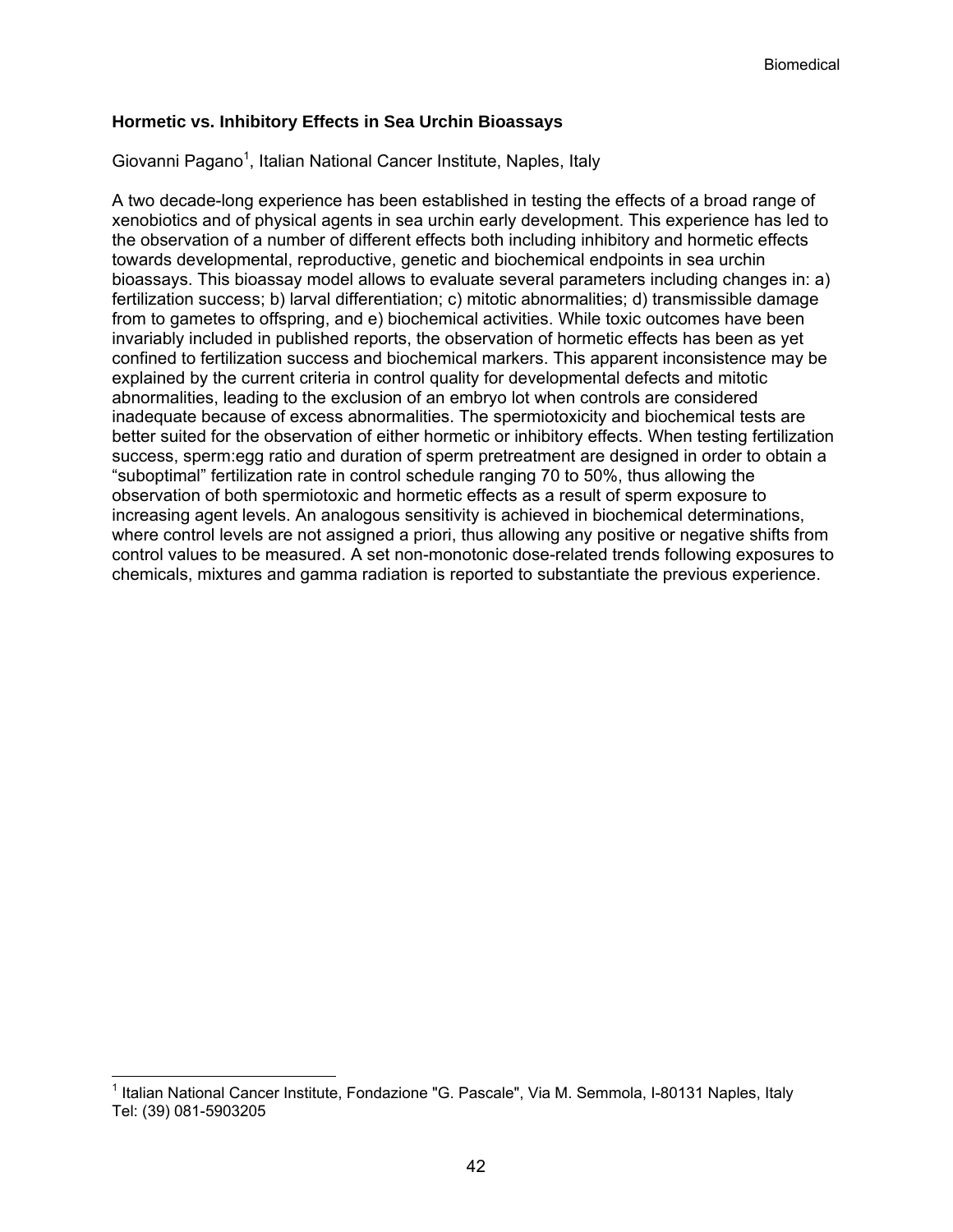## Hormetic vs. Inhibitory Effects in Sea Urchin Bioassays

Giovanni Pagano[1], Italian National Cancer Institute, Naples, Italy

A two decade-long experience has been established in testing the effects of a broad range of xenobiotics and of physical agents in sea urchin early development. This experience has led to the observation of a number of different effects both including inhibitory and hormetic effects towards developmental, reproductive, genetic and biochemical endpoints in sea urchin bioassays. This bioassay model allows to evaluate several parameters including changes in: a) fertilization success; b) larval differentiation; c) mitotic abnormalities; d) transmissible damage from to gametes to offspring, and e) biochemical activities. While toxic outcomes have been invariably included in published reports, the observation of hormetic effects has been as yet confined to fertilization success and biochemical markers. This apparent inconsistence may be explained by the current criteria in control quality for developmental defects and mitotic abnormalities, leading to the exclusion of an embryo lot when controls are considered inadequate because of excess abnormalities. The spermiotoxicity and biochemical tests are better suited for the observation of either hormetic or inhibitory effects. When testing fertilization success, sperm:egg ratio and duration of sperm pretreatment are designed in order to obtain a "suboptimal" fertilization rate in control schedule ranging 70 to 50%, thus allowing the observation of both spermiotoxic and hormetic effects as a result of sperm exposure to increasing agent levels. An analogous sensitivity is achieved in biochemical determinations, where control levels are not assigned a priori, thus allowing any positive or negative shifts from control values to be measured. A set non-monotonic dose-related trends following exposures to chemicals, mixtures and gamma radiation is reported to substantiate the previous experience.

[1] Italian National Cancer Institute, Fondazione "G. Pascale", Via M. Semmola, I-80131 Naples, Italy Tel: (39) 081-5903205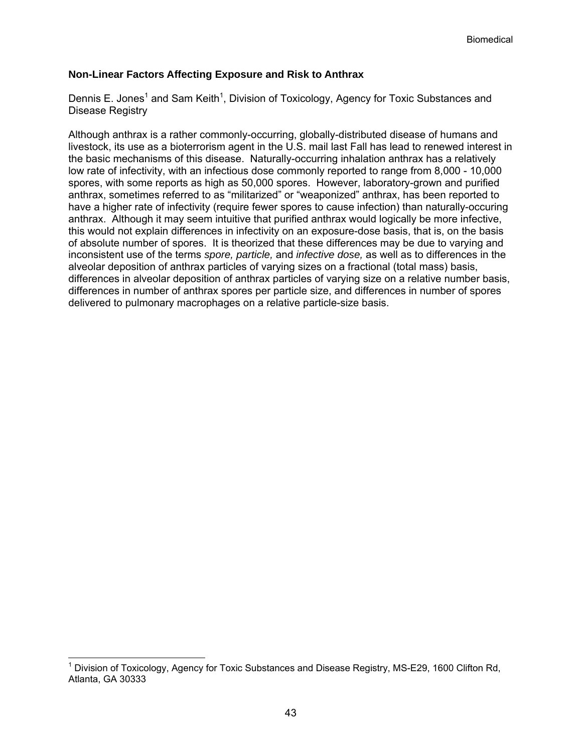### Non-Linear Factors Affecting Exposure and Risk to Anthrax

Dennis E. Jones[1] and Sam Keith[1], Division of Toxicology, Agency for Toxic Substances and Disease Registry

Although anthrax is a rather commonly-occurring, globally-distributed disease of humans and livestock, its use as a bioterrorism agent in the U.S. mail last Fall has lead to renewed interest in the basic mechanisms of this disease. Naturally-occurring inhalation anthrax has a relatively low rate of infectivity, with an infectious dose commonly reported to range from 8,000 - 10,000 spores, with some reports as high as 50,000 spores. However, laboratory-grown and purified anthrax, sometimes referred to as "militarized" or "weaponized" anthrax, has been reported to have a higher rate of infectivity (require fewer spores to cause infection) than naturally-occuring anthrax. Although it may seem intuitive that purified anthrax would logically be more infective, this would not explain differences in infectivity on an exposure-dose basis, that is, on the basis of absolute number of spores. It is theorized that these differences may be due to varying and inconsistent use of the terms *spore, particle,* and *infective dose,* as well as to differences in the alveolar deposition of anthrax particles of varying sizes on a fractional (total mass) basis, differences in alveolar deposition of anthrax particles of varying size on a relative number basis, differences in number of anthrax spores per particle size, and differences in number of spores delivered to pulmonary macrophages on a relative particle-size basis.

[1] Division of Toxicology, Agency for Toxic Substances and Disease Registry, MS-E29, 1600 Clifton Rd, Atlanta, GA 30333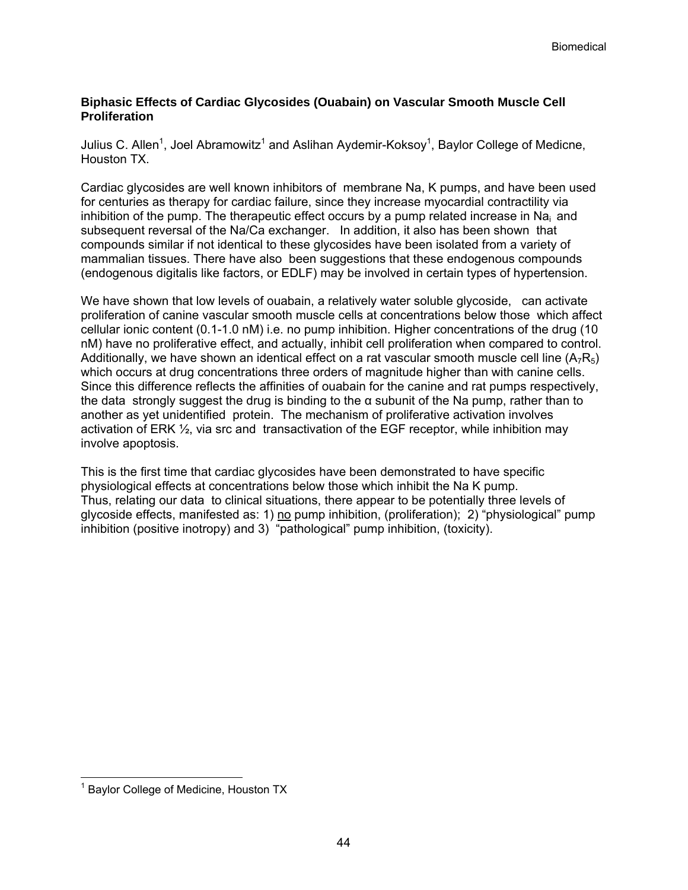## Biphasic Effects of Cardiac Glycosides (Ouabain) on Vascular Smooth Muscle Cell Proliferation

Julius C. Allen[1], Joel Abramowitz[1] and Aslihan Aydemir-Koksoy[1], Baylor College of Medicne, Houston TX.

Cardiac glycosides are well known inhibitors of membrane Na, K pumps, and have been used for centuries as therapy for cardiac failure, since they increase myocardial contractility via inhibition of the pump. The therapeutic effect occurs by a pump related increase in $Na_i$ and subsequent reversal of the Na/Ca exchanger. In addition, it also has been shown that compounds similar if not identical to these glycosides have been isolated from a variety of mammalian tissues. There have also been suggestions that these endogenous compounds (endogenous digitalis like factors, or EDLF) may be involved in certain types of hypertension.

We have shown that low levels of ouabain, a relatively water soluble glycoside, can activate proliferation of canine vascular smooth muscle cells at concentrations below those which affect cellular ionic content (0.1-1.0 nM) i.e. no pump inhibition. Higher concentrations of the drug (10 nM) have no proliferative effect, and actually, inhibit cell proliferation when compared to control. Additionally, we have shown an identical effect on a rat vascular smooth muscle cell line ($A_7R_5$) which occurs at drug concentrations three orders of magnitude higher than with canine cells. Since this difference reflects the affinities of ouabain for the canine and rat pumps respectively, the data strongly suggest the drug is binding to the α subunit of the Na pump, rather than to another as yet unidentified protein. The mechanism of proliferative activation involves activation of ERK ½, via src and transactivation of the EGF receptor, while inhibition may involve apoptosis.

This is the first time that cardiac glycosides have been demonstrated to have specific physiological effects at concentrations below those which inhibit the Na K pump. Thus, relating our data to clinical situations, there appear to be potentially three levels of glycoside effects, manifested as: 1) no pump inhibition, (proliferation); 2) "physiological" pump inhibition (positive inotropy) and 3) "pathological" pump inhibition, (toxicity).

[1] Baylor College of Medicine, Houston TX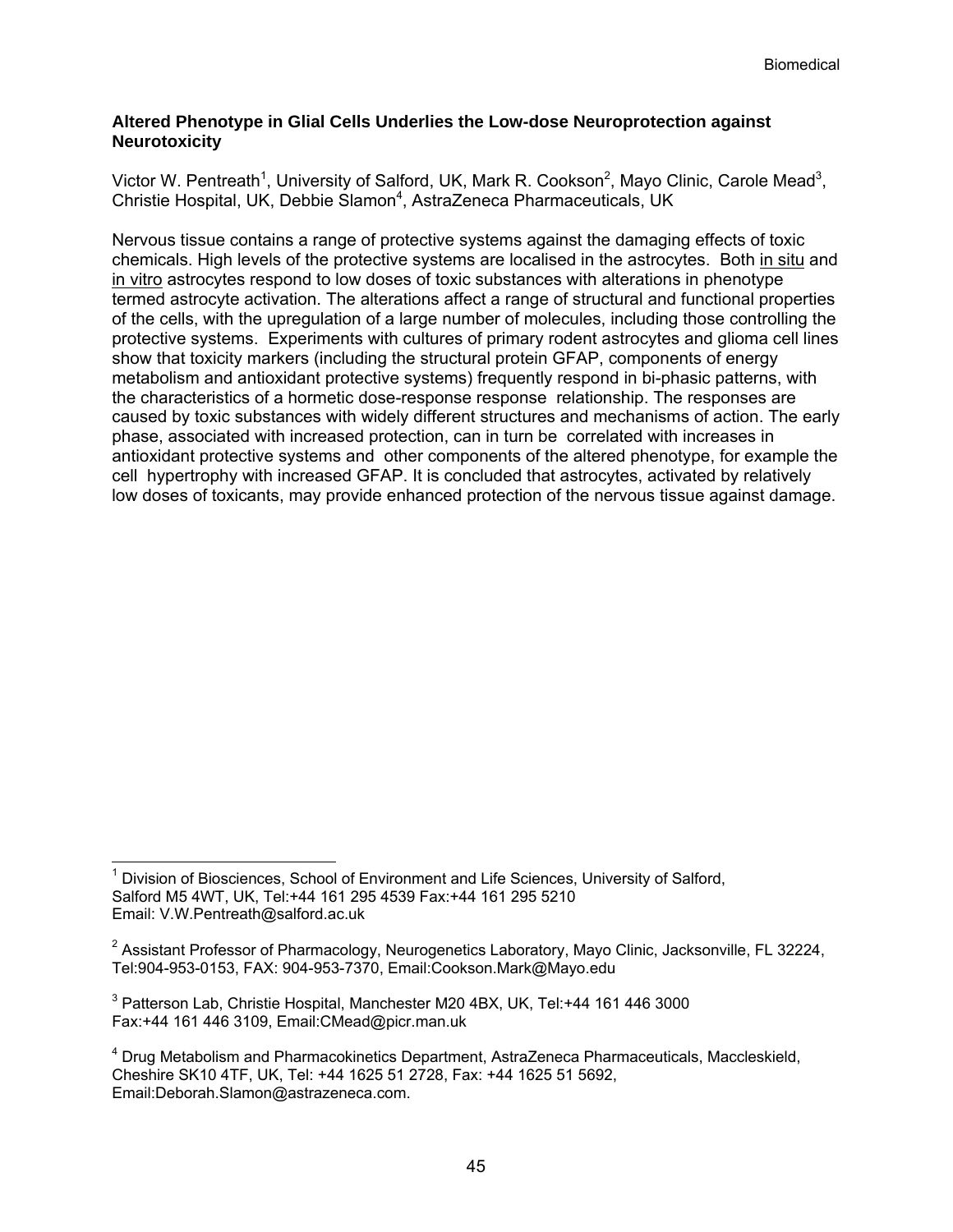## Altered Phenotype in Glial Cells Underlies the Low-dose Neuroprotection against Neurotoxicity

Victor W. Pentreath[1], University of Salford, UK, Mark R. Cookson[2], Mayo Clinic, Carole Mead[3], Christie Hospital, UK, Debbie Slamon[4], AstraZeneca Pharmaceuticals, UK

Nervous tissue contains a range of protective systems against the damaging effects of toxic chemicals. High levels of the protective systems are localised in the astrocytes. Both in situ and in vitro astrocytes respond to low doses of toxic substances with alterations in phenotype termed astrocyte activation. The alterations affect a range of structural and functional properties of the cells, with the upregulation of a large number of molecules, including those controlling the protective systems. Experiments with cultures of primary rodent astrocytes and glioma cell lines show that toxicity markers (including the structural protein GFAP, components of energy metabolism and antioxidant protective systems) frequently respond in bi-phasic patterns, with the characteristics of a hormetic dose-response response relationship. The responses are caused by toxic substances with widely different structures and mechanisms of action. The early phase, associated with increased protection, can in turn be correlated with increases in antioxidant protective systems and other components of the altered phenotype, for example the cell hypertrophy with increased GFAP. It is concluded that astrocytes, activated by relatively low doses of toxicants, may provide enhanced protection of the nervous tissue against damage.

---

[1] Division of Biosciences, School of Environment and Life Sciences, University of Salford, Salford M5 4WT, UK, Tel:+44 161 295 4539 Fax:+44 161 295 5210 Email: V.W.Pentreath@salford.ac.uk

[2] Assistant Professor of Pharmacology, Neurogenetics Laboratory, Mayo Clinic, Jacksonville, FL 32224, Tel:904-953-0153, FAX: 904-953-7370, Email:Cookson.Mark@Mayo.edu

[3] Patterson Lab, Christie Hospital, Manchester M20 4BX, UK, Tel:+44 161 446 3000 Fax:+44 161 446 3109, Email:CMead@picr.man.uk

[4] Drug Metabolism and Pharmacokinetics Department, AstraZeneca Pharmaceuticals, Maccleskield, Cheshire SK10 4TF, UK, Tel: +44 1625 51 2728, Fax: +44 1625 51 5692, Email:Deborah.Slamon@astrazeneca.com.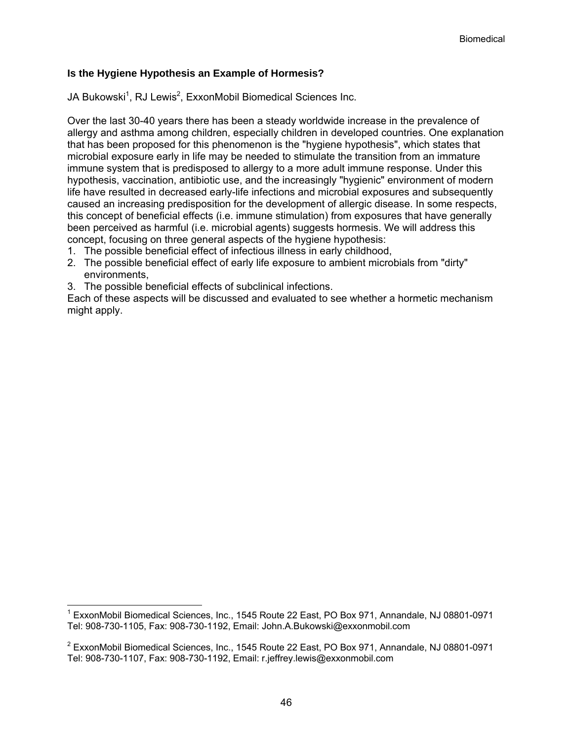## Is the Hygiene Hypothesis an Example of Hormesis?

JA Bukowski[1], RJ Lewis[2], ExxonMobil Biomedical Sciences Inc.

Over the last 30-40 years there has been a steady worldwide increase in the prevalence of allergy and asthma among children, especially children in developed countries. One explanation that has been proposed for this phenomenon is the "hygiene hypothesis", which states that microbial exposure early in life may be needed to stimulate the transition from an immature immune system that is predisposed to allergy to a more adult immune response. Under this hypothesis, vaccination, antibiotic use, and the increasingly "hygienic" environment of modern life have resulted in decreased early-life infections and microbial exposures and subsequently caused an increasing predisposition for the development of allergic disease. In some respects, this concept of beneficial effects (i.e. immune stimulation) from exposures that have generally been perceived as harmful (i.e. microbial agents) suggests hormesis. We will address this concept, focusing on three general aspects of the hygiene hypothesis:

1. The possible beneficial effect of infectious illness in early childhood,
2. The possible beneficial effect of early life exposure to ambient microbials from "dirty" environments,
3. The possible beneficial effects of subclinical infections.

Each of these aspects will be discussed and evaluated to see whether a hormetic mechanism might apply.

---

[1] ExxonMobil Biomedical Sciences, Inc., 1545 Route 22 East, PO Box 971, Annandale, NJ 08801-0971 Tel: 908-730-1105, Fax: 908-730-1192, Email: John.A.Bukowski@exxonmobil.com

[2] ExxonMobil Biomedical Sciences, Inc., 1545 Route 22 East, PO Box 971, Annandale, NJ 08801-0971 Tel: 908-730-1107, Fax: 908-730-1192, Email: r.jeffrey.lewis@exxonmobil.com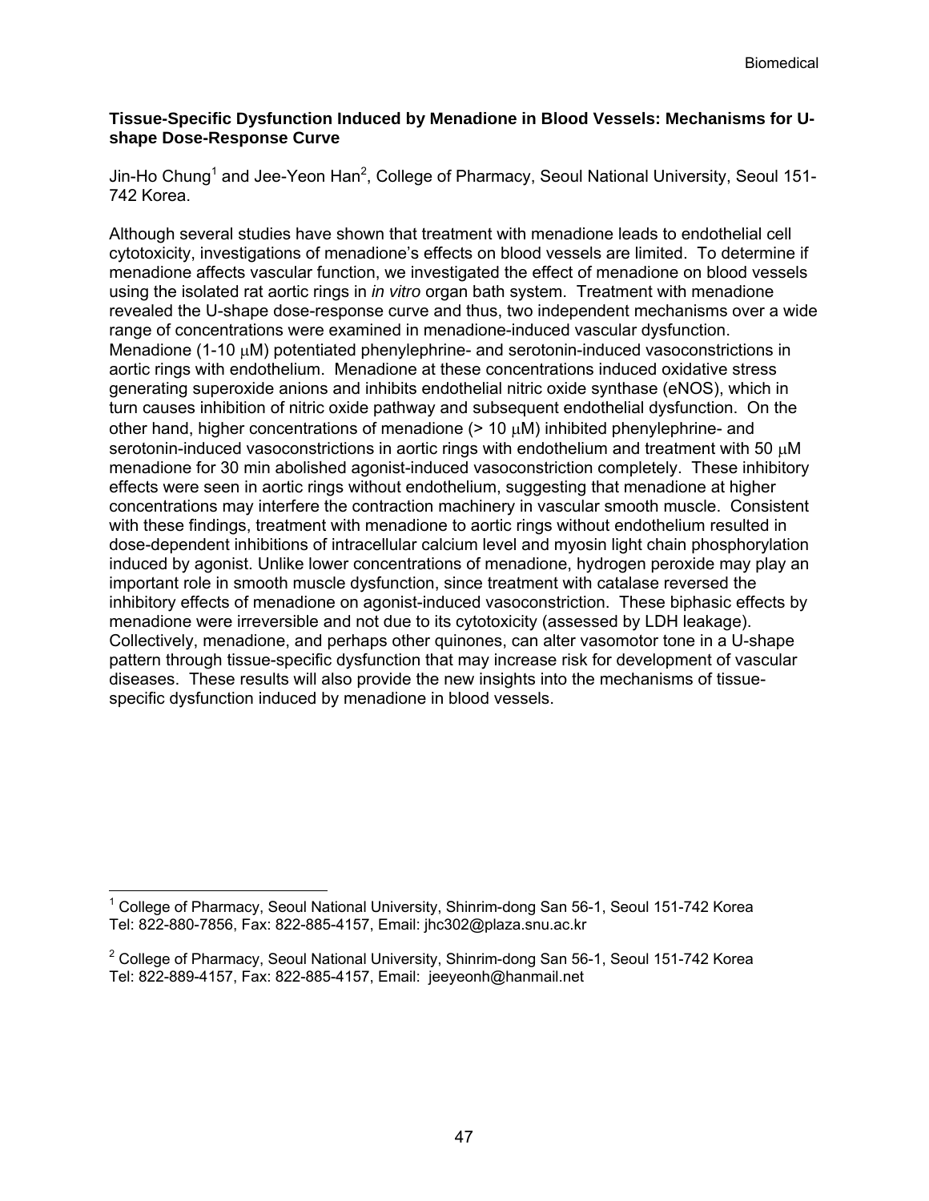### Tissue-Specific Dysfunction Induced by Menadione in Blood Vessels: Mechanisms for U-shape Dose-Response Curve

Jin-Ho Chung[1] and Jee-Yeon Han[2], College of Pharmacy, Seoul National University, Seoul 151-742 Korea.

Although several studies have shown that treatment with menadione leads to endothelial cell cytotoxicity, investigations of menadione's effects on blood vessels are limited. To determine if menadione affects vascular function, we investigated the effect of menadione on blood vessels using the isolated rat aortic rings in *in vitro* organ bath system. Treatment with menadione revealed the U-shape dose-response curve and thus, two independent mechanisms over a wide range of concentrations were examined in menadione-induced vascular dysfunction. Menadione (1-10 μM) potentiated phenylephrine- and serotonin-induced vasoconstrictions in aortic rings with endothelium. Menadione at these concentrations induced oxidative stress generating superoxide anions and inhibits endothelial nitric oxide synthase (eNOS), which in turn causes inhibition of nitric oxide pathway and subsequent endothelial dysfunction. On the other hand, higher concentrations of menadione (> 10 μM) inhibited phenylephrine- and serotonin-induced vasoconstrictions in aortic rings with endothelium and treatment with 50 μM menadione for 30 min abolished agonist-induced vasoconstriction completely. These inhibitory effects were seen in aortic rings without endothelium, suggesting that menadione at higher concentrations may interfere the contraction machinery in vascular smooth muscle. Consistent with these findings, treatment with menadione to aortic rings without endothelium resulted in dose-dependent inhibitions of intracellular calcium level and myosin light chain phosphorylation induced by agonist. Unlike lower concentrations of menadione, hydrogen peroxide may play an important role in smooth muscle dysfunction, since treatment with catalase reversed the inhibitory effects of menadione on agonist-induced vasoconstriction. These biphasic effects by menadione were irreversible and not due to its cytotoxicity (assessed by LDH leakage). Collectively, menadione, and perhaps other quinones, can alter vasomotor tone in a U-shape pattern through tissue-specific dysfunction that may increase risk for development of vascular diseases. These results will also provide the new insights into the mechanisms of tissue-specific dysfunction induced by menadione in blood vessels.

---

[1] College of Pharmacy, Seoul National University, Shinrim-dong San 56-1, Seoul 151-742 Korea
Tel: 822-880-7856, Fax: 822-885-4157, Email: jhc302@plaza.snu.ac.kr

[2] College of Pharmacy, Seoul National University, Shinrim-dong San 56-1, Seoul 151-742 Korea
Tel: 822-889-4157, Fax: 822-885-4157, Email: jeeyeonh@hanmail.net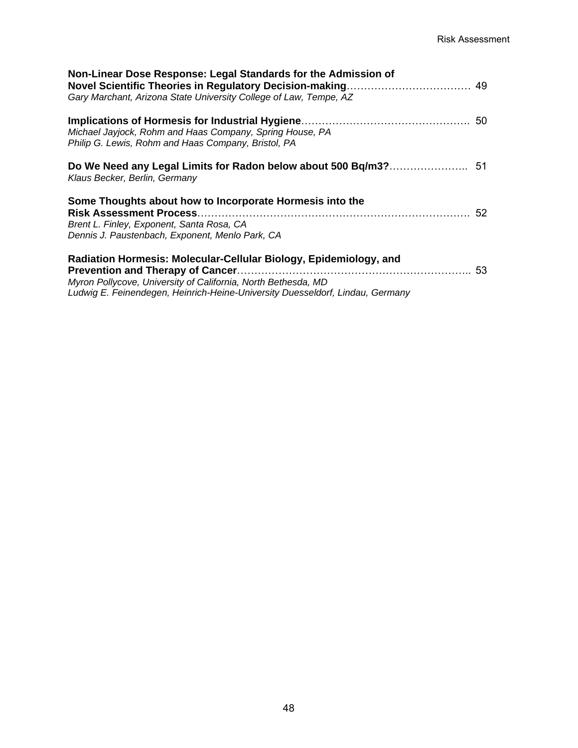**Non-Linear Dose Response: Legal Standards for the Admission of Novel Scientific Theories in Regulatory Decision-making** ………………………………. 49
*Gary Marchant, Arizona State University College of Law, Tempe, AZ*

**Implications of Hormesis for Industrial Hygiene** …………………………………………. 50
*Michael Jayjock, Rohm and Haas Company, Spring House, PA*
*Philip G. Lewis, Rohm and Haas Company, Bristol, PA*

**Do We Need any Legal Limits for Radon below about 500 Bq/m3?** ………………….. 51
*Klaus Becker, Berlin, Germany*

**Some Thoughts about how to Incorporate Hormesis into the Risk Assessment Process** ……………………………………………………………………. 52
*Brent L. Finley, Exponent, Santa Rosa, CA*
*Dennis J. Paustenbach, Exponent, Menlo Park, CA*

**Radiation Hormesis: Molecular-Cellular Biology, Epidemiology, and Prevention and Therapy of Cancer** …………………………………………………………….. 53
*Myron Pollycove, University of California, North Bethesda, MD*
*Ludwig E. Feinendegen, Heinrich-Heine-University Duesseldorf, Lindau, Germany*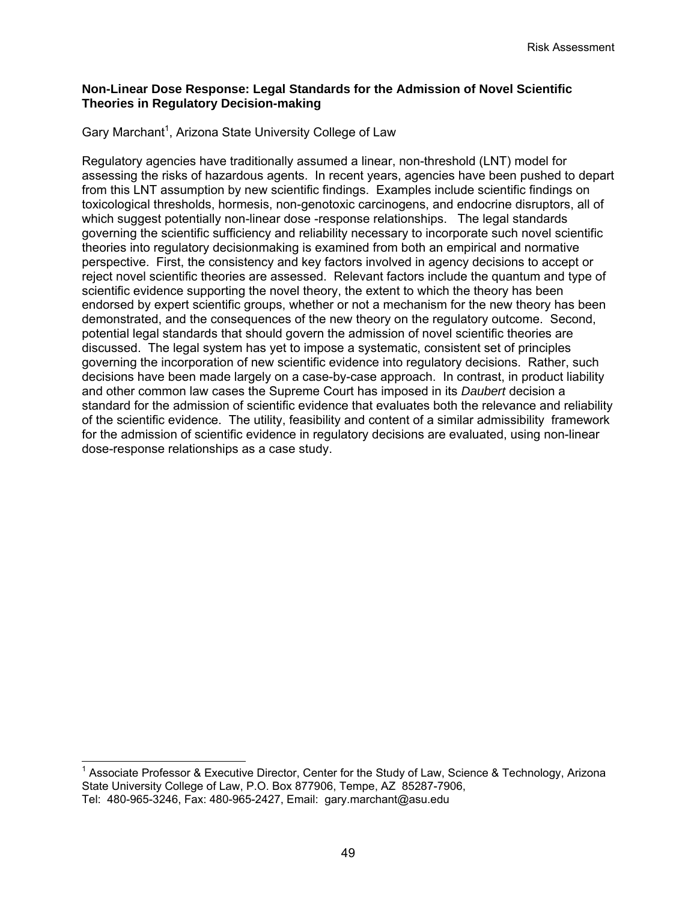## Non-Linear Dose Response: Legal Standards for the Admission of Novel Scientific Theories in Regulatory Decision-making

Gary Marchant[1], Arizona State University College of Law

Regulatory agencies have traditionally assumed a linear, non-threshold (LNT) model for assessing the risks of hazardous agents. In recent years, agencies have been pushed to depart from this LNT assumption by new scientific findings. Examples include scientific findings on toxicological thresholds, hormesis, non-genotoxic carcinogens, and endocrine disruptors, all of which suggest potentially non-linear dose -response relationships. The legal standards governing the scientific sufficiency and reliability necessary to incorporate such novel scientific theories into regulatory decisionmaking is examined from both an empirical and normative perspective. First, the consistency and key factors involved in agency decisions to accept or reject novel scientific theories are assessed. Relevant factors include the quantum and type of scientific evidence supporting the novel theory, the extent to which the theory has been endorsed by expert scientific groups, whether or not a mechanism for the new theory has been demonstrated, and the consequences of the new theory on the regulatory outcome. Second, potential legal standards that should govern the admission of novel scientific theories are discussed. The legal system has yet to impose a systematic, consistent set of principles governing the incorporation of new scientific evidence into regulatory decisions. Rather, such decisions have been made largely on a case-by-case approach. In contrast, in product liability and other common law cases the Supreme Court has imposed in its *Daubert* decision a standard for the admission of scientific evidence that evaluates both the relevance and reliability of the scientific evidence. The utility, feasibility and content of a similar admissibility framework for the admission of scientific evidence in regulatory decisions are evaluated, using non-linear dose-response relationships as a case study.

---

[1] Associate Professor & Executive Director, Center for the Study of Law, Science & Technology, Arizona State University College of Law, P.O. Box 877906, Tempe, AZ 85287-7906,
Tel: 480-965-3246, Fax: 480-965-2427, Email: gary.marchant@asu.edu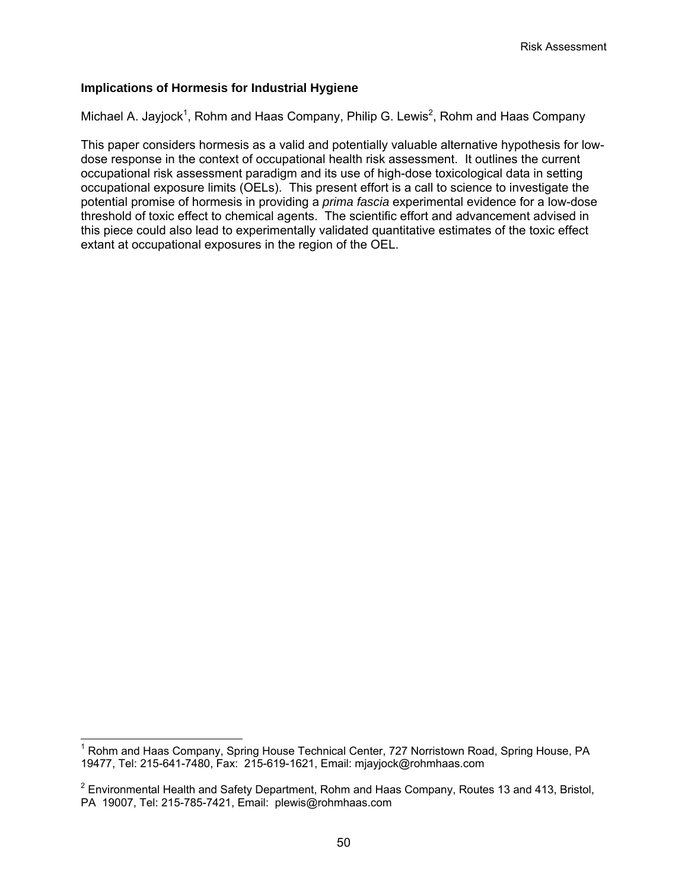### Implications of Hormesis for Industrial Hygiene

Michael A. Jayjock[1], Rohm and Haas Company, Philip G. Lewis[2], Rohm and Haas Company

This paper considers hormesis as a valid and potentially valuable alternative hypothesis for low-dose response in the context of occupational health risk assessment. It outlines the current occupational risk assessment paradigm and its use of high-dose toxicological data in setting occupational exposure limits (OELs). This present effort is a call to science to investigate the potential promise of hormesis in providing a *prima fascia* experimental evidence for a low-dose threshold of toxic effect to chemical agents. The scientific effort and advancement advised in this piece could also lead to experimentally validated quantitative estimates of the toxic effect extant at occupational exposures in the region of the OEL.

---

[1] Rohm and Haas Company, Spring House Technical Center, 727 Norristown Road, Spring House, PA 19477, Tel: 215-641-7480, Fax: 215-619-1621, Email: mjayjock@rohmhaas.com

[2] Environmental Health and Safety Department, Rohm and Haas Company, Routes 13 and 413, Bristol, PA 19007, Tel: 215-785-7421, Email: plewis@rohmhaas.com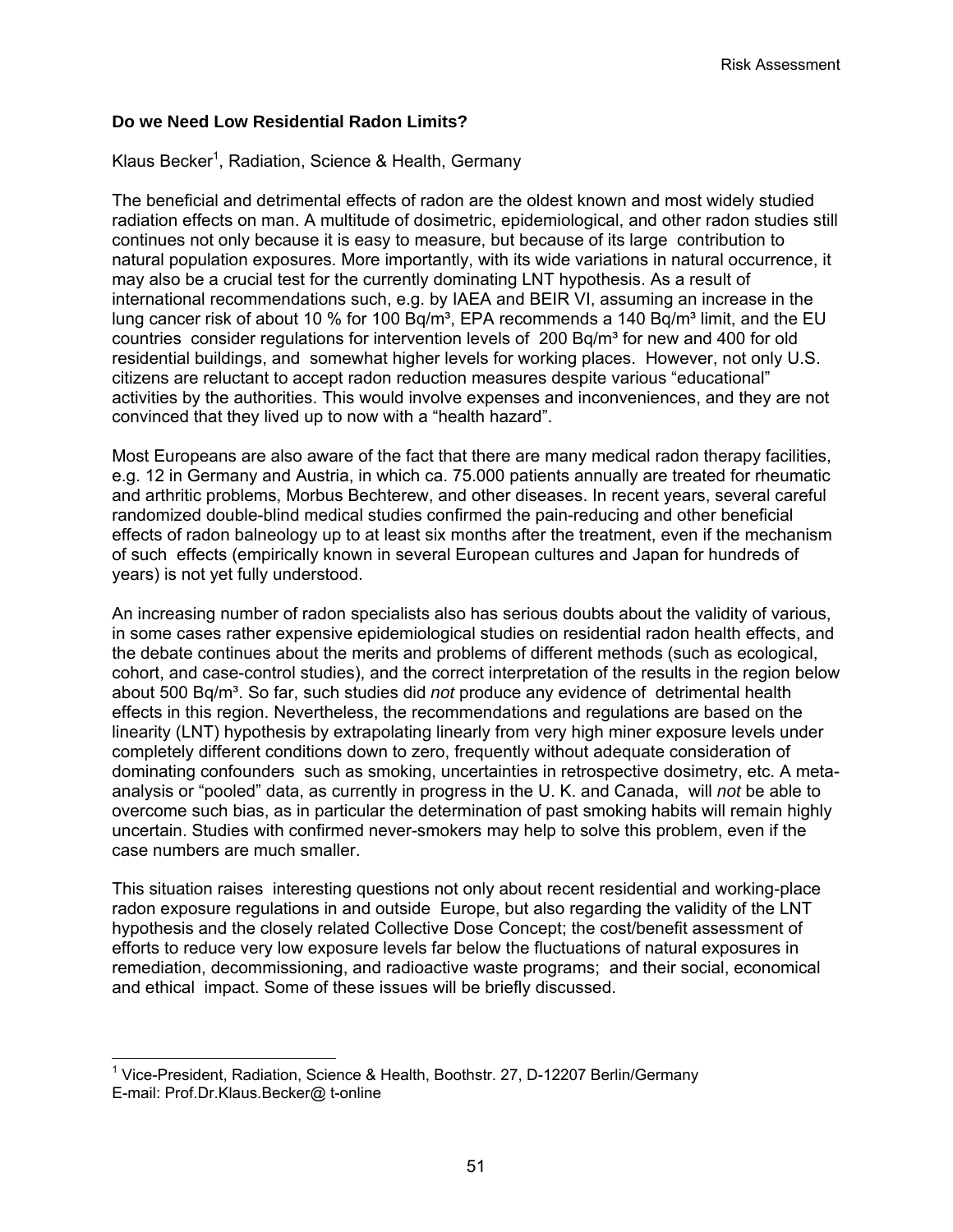### Do we Need Low Residential Radon Limits?

Klaus Becker[1], Radiation, Science & Health, Germany

The beneficial and detrimental effects of radon are the oldest known and most widely studied radiation effects on man. A multitude of dosimetric, epidemiological, and other radon studies still continues not only because it is easy to measure, but because of its large contribution to natural population exposures. More importantly, with its wide variations in natural occurrence, it may also be a crucial test for the currently dominating LNT hypothesis. As a result of international recommendations such, e.g. by IAEA and BEIR VI, assuming an increase in the lung cancer risk of about 10 % for 100 Bq/m³, EPA recommends a 140 Bq/m³ limit, and the EU countries consider regulations for intervention levels of 200 Bq/m³ for new and 400 for old residential buildings, and somewhat higher levels for working places. However, not only U.S. citizens are reluctant to accept radon reduction measures despite various "educational" activities by the authorities. This would involve expenses and inconveniences, and they are not convinced that they lived up to now with a "health hazard".

Most Europeans are also aware of the fact that there are many medical radon therapy facilities, e.g. 12 in Germany and Austria, in which ca. 75.000 patients annually are treated for rheumatic and arthritic problems, Morbus Bechterew, and other diseases. In recent years, several careful randomized double-blind medical studies confirmed the pain-reducing and other beneficial effects of radon balneology up to at least six months after the treatment, even if the mechanism of such effects (empirically known in several European cultures and Japan for hundreds of years) is not yet fully understood.

An increasing number of radon specialists also has serious doubts about the validity of various, in some cases rather expensive epidemiological studies on residential radon health effects, and the debate continues about the merits and problems of different methods (such as ecological, cohort, and case-control studies), and the correct interpretation of the results in the region below about 500 Bq/m³. So far, such studies did *not* produce any evidence of detrimental health effects in this region. Nevertheless, the recommendations and regulations are based on the linearity (LNT) hypothesis by extrapolating linearly from very high miner exposure levels under completely different conditions down to zero, frequently without adequate consideration of dominating confounders such as smoking, uncertainties in retrospective dosimetry, etc. A meta-analysis or "pooled" data, as currently in progress in the U. K. and Canada, will *not* be able to overcome such bias, as in particular the determination of past smoking habits will remain highly uncertain. Studies with confirmed never-smokers may help to solve this problem, even if the case numbers are much smaller.

This situation raises interesting questions not only about recent residential and working-place radon exposure regulations in and outside Europe, but also regarding the validity of the LNT hypothesis and the closely related Collective Dose Concept; the cost/benefit assessment of efforts to reduce very low exposure levels far below the fluctuations of natural exposures in remediation, decommissioning, and radioactive waste programs; and their social, economical and ethical impact. Some of these issues will be briefly discussed.

[1] Vice-President, Radiation, Science & Health, Boothstr. 27, D-12207 Berlin/Germany
E-mail: Prof.Dr.Klaus.Becker@ t-online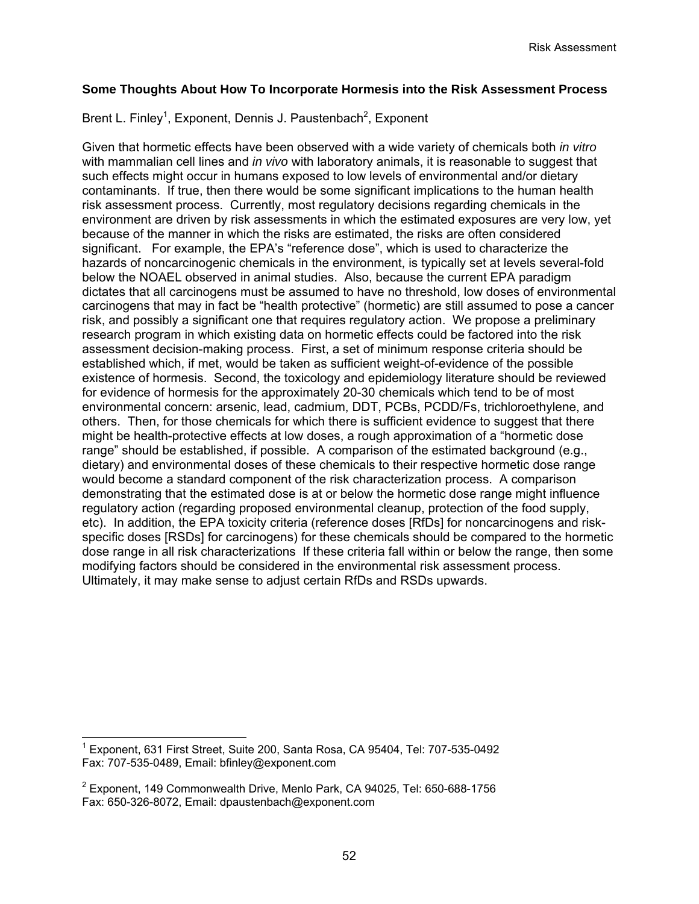### Some Thoughts About How To Incorporate Hormesis into the Risk Assessment Process

Brent L. Finley[1], Exponent, Dennis J. Paustenbach[2], Exponent

Given that hormetic effects have been observed with a wide variety of chemicals both *in vitro* with mammalian cell lines and *in vivo* with laboratory animals, it is reasonable to suggest that such effects might occur in humans exposed to low levels of environmental and/or dietary contaminants. If true, then there would be some significant implications to the human health risk assessment process. Currently, most regulatory decisions regarding chemicals in the environment are driven by risk assessments in which the estimated exposures are very low, yet because of the manner in which the risks are estimated, the risks are often considered significant. For example, the EPA's "reference dose", which is used to characterize the hazards of noncarcinogenic chemicals in the environment, is typically set at levels several-fold below the NOAEL observed in animal studies. Also, because the current EPA paradigm dictates that all carcinogens must be assumed to have no threshold, low doses of environmental carcinogens that may in fact be "health protective" (hormetic) are still assumed to pose a cancer risk, and possibly a significant one that requires regulatory action. We propose a preliminary research program in which existing data on hormetic effects could be factored into the risk assessment decision-making process. First, a set of minimum response criteria should be established which, if met, would be taken as sufficient weight-of-evidence of the possible existence of hormesis. Second, the toxicology and epidemiology literature should be reviewed for evidence of hormesis for the approximately 20-30 chemicals which tend to be of most environmental concern: arsenic, lead, cadmium, DDT, PCBs, PCDD/Fs, trichloroethylene, and others. Then, for those chemicals for which there is sufficient evidence to suggest that there might be health-protective effects at low doses, a rough approximation of a "hormetic dose range" should be established, if possible. A comparison of the estimated background (e.g., dietary) and environmental doses of these chemicals to their respective hormetic dose range would become a standard component of the risk characterization process. A comparison demonstrating that the estimated dose is at or below the hormetic dose range might influence regulatory action (regarding proposed environmental cleanup, protection of the food supply, etc). In addition, the EPA toxicity criteria (reference doses [RfDs] for noncarcinogens and risk-specific doses [RSDs] for carcinogens) for these chemicals should be compared to the hormetic dose range in all risk characterizations If these criteria fall within or below the range, then some modifying factors should be considered in the environmental risk assessment process. Ultimately, it may make sense to adjust certain RfDs and RSDs upwards.

---

[1] Exponent, 631 First Street, Suite 200, Santa Rosa, CA 95404, Tel: 707-535-0492 Fax: 707-535-0489, Email: bfinley@exponent.com

[2] Exponent, 149 Commonwealth Drive, Menlo Park, CA 94025, Tel: 650-688-1756 Fax: 650-326-8072, Email: dpaustenbach@exponent.com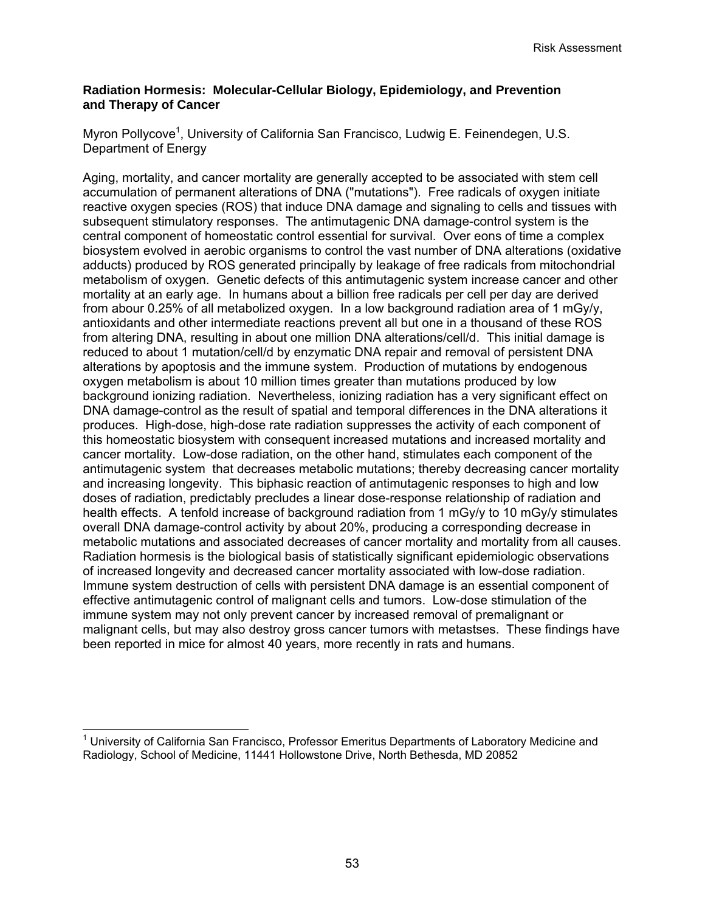**Radiation Hormesis: Molecular-Cellular Biology, Epidemiology, and Prevention and Therapy of Cancer**

Myron Pollycove[1], University of California San Francisco, Ludwig E. Feinendegen, U.S. Department of Energy

Aging, mortality, and cancer mortality are generally accepted to be associated with stem cell accumulation of permanent alterations of DNA ("mutations"). Free radicals of oxygen initiate reactive oxygen species (ROS) that induce DNA damage and signaling to cells and tissues with subsequent stimulatory responses. The antimutagenic DNA damage-control system is the central component of homeostatic control essential for survival. Over eons of time a complex biosystem evolved in aerobic organisms to control the vast number of DNA alterations (oxidative adducts) produced by ROS generated principally by leakage of free radicals from mitochondrial metabolism of oxygen. Genetic defects of this antimutagenic system increase cancer and other mortality at an early age. In humans about a billion free radicals per cell per day are derived from abour 0.25% of all metabolized oxygen. In a low background radiation area of 1 mGy/y, antioxidants and other intermediate reactions prevent all but one in a thousand of these ROS from altering DNA, resulting in about one million DNA alterations/cell/d. This initial damage is reduced to about 1 mutation/cell/d by enzymatic DNA repair and removal of persistent DNA alterations by apoptosis and the immune system. Production of mutations by endogenous oxygen metabolism is about 10 million times greater than mutations produced by low background ionizing radiation. Nevertheless, ionizing radiation has a very significant effect on DNA damage-control as the result of spatial and temporal differences in the DNA alterations it produces. High-dose, high-dose rate radiation suppresses the activity of each component of this homeostatic biosystem with consequent increased mutations and increased mortality and cancer mortality. Low-dose radiation, on the other hand, stimulates each component of the antimutagenic system that decreases metabolic mutations; thereby decreasing cancer mortality and increasing longevity. This biphasic reaction of antimutagenic responses to high and low doses of radiation, predictably precludes a linear dose-response relationship of radiation and health effects. A tenfold increase of background radiation from 1 mGy/y to 10 mGy/y stimulates overall DNA damage-control activity by about 20%, producing a corresponding decrease in metabolic mutations and associated decreases of cancer mortality and mortality from all causes. Radiation hormesis is the biological basis of statistically significant epidemiologic observations of increased longevity and decreased cancer mortality associated with low-dose radiation. Immune system destruction of cells with persistent DNA damage is an essential component of effective antimutagenic control of malignant cells and tumors. Low-dose stimulation of the immune system may not only prevent cancer by increased removal of premalignant or malignant cells, but may also destroy gross cancer tumors with metastses. These findings have been reported in mice for almost 40 years, more recently in rats and humans.

---

[1] University of California San Francisco, Professor Emeritus Departments of Laboratory Medicine and Radiology, School of Medicine, 11441 Hollowstone Drive, North Bethesda, MD 20852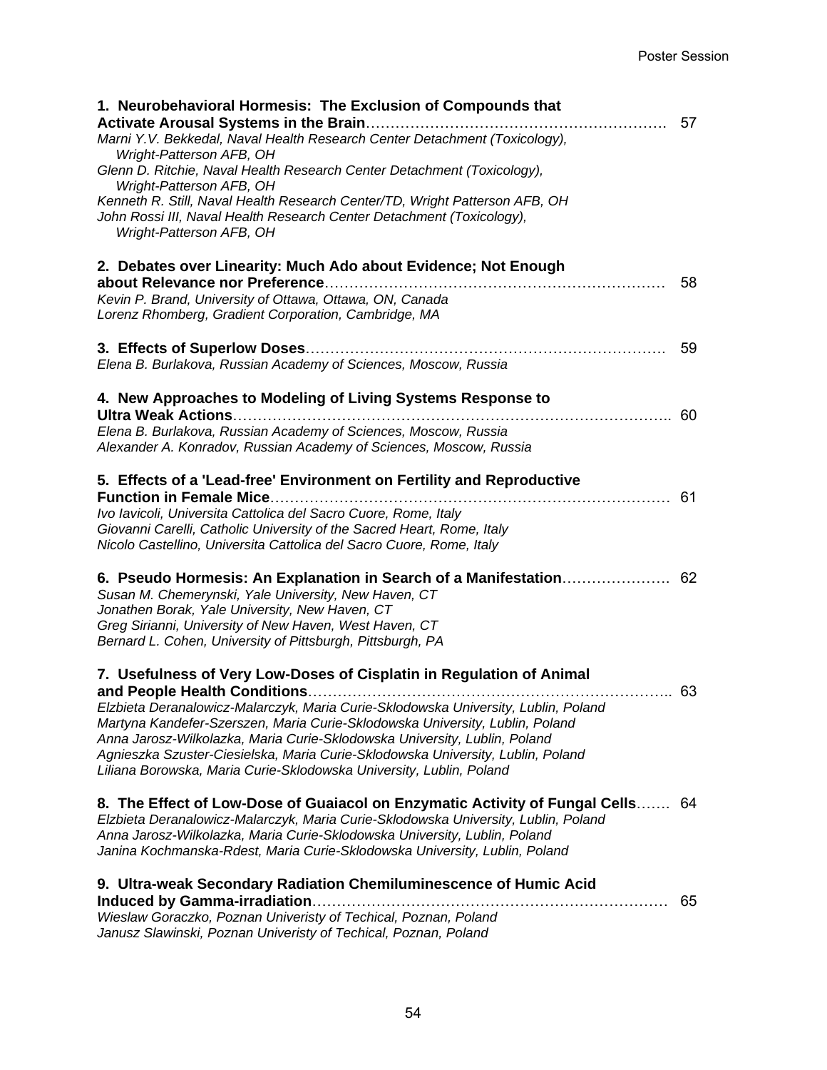**1. Neurobehavioral Hormesis: The Exclusion of Compounds that Activate Arousal Systems in the Brain**………………………………………………………. 57
*Marni Y.V. Bekkedal, Naval Health Research Center Detachment (Toxicology), Wright-Patterson AFB, OH*
*Glenn D. Ritchie, Naval Health Research Center Detachment (Toxicology), Wright-Patterson AFB, OH*
*Kenneth R. Still, Naval Health Research Center/TD, Wright Patterson AFB, OH*
*John Rossi III, Naval Health Research Center Detachment (Toxicology), Wright-Patterson AFB, OH*

**2. Debates over Linearity: Much Ado about Evidence; Not Enough about Relevance nor Preference**…………………………………………………………… 58
*Kevin P. Brand, University of Ottawa, Ottawa, ON, Canada*
*Lorenz Rhomberg, Gradient Corporation, Cambridge, MA*

**3. Effects of Superlow Doses**………………………………………………………………. 59
*Elena B. Burlakova, Russian Academy of Sciences, Moscow, Russia*

**4. New Approaches to Modeling of Living Systems Response to Ultra Weak Actions**……………………………………………………………………………….. 60
*Elena B. Burlakova, Russian Academy of Sciences, Moscow, Russia*
*Alexander A. Konradov, Russian Academy of Sciences, Moscow, Russia*

**5. Effects of a 'Lead-free' Environment on Fertility and Reproductive Function in Female Mice**………………………………………………………………………… 61
*Ivo Iavicoli, Universita Cattolica del Sacro Cuore, Rome, Italy*
*Giovanni Carelli, Catholic University of the Sacred Heart, Rome, Italy*
*Nicolo Castellino, Universita Cattolica del Sacro Cuore, Rome, Italy*

**6. Pseudo Hormesis: An Explanation in Search of a Manifestation**…………………. 62
*Susan M. Chemerynski, Yale University, New Haven, CT*
*Jonathen Borak, Yale University, New Haven, CT*
*Greg Sirianni, University of New Haven, West Haven, CT*
*Bernard L. Cohen, University of Pittsburgh, Pittsburgh, PA*

**7. Usefulness of Very Low-Doses of Cisplatin in Regulation of Animal and People Health Conditions**…………………………………………………………….. 63
*Elzbieta Deranalowicz-Malarczyk, Maria Curie-Sklodowska University, Lublin, Poland*
*Martyna Kandefer-Szerszen, Maria Curie-Sklodowska University, Lublin, Poland*
*Anna Jarosz-Wilkolazka, Maria Curie-Sklodowska University, Lublin, Poland*
*Agnieszka Szuster-Ciesielska, Maria Curie-Sklodowska University, Lublin, Poland*
*Liliana Borowska, Maria Curie-Sklodowska University, Lublin, Poland*

**8. The Effect of Low-Dose of Guaiacol on Enzymatic Activity of Fungal Cells**……. 64
*Elzbieta Deranalowicz-Malarczyk, Maria Curie-Sklodowska University, Lublin, Poland*
*Anna Jarosz-Wilkolazka, Maria Curie-Sklodowska University, Lublin, Poland*
*Janina Kochmanska-Rdest, Maria Curie-Sklodowska University, Lublin, Poland*

**9. Ultra-weak Secondary Radiation Chemiluminescence of Humic Acid Induced by Gamma-irradiation**…………………………………………………………… 65
*Wieslaw Goraczko, Poznan Univeristy of Techical, Poznan, Poland*
*Janusz Slawinski, Poznan Univeristy of Techical, Poznan, Poland*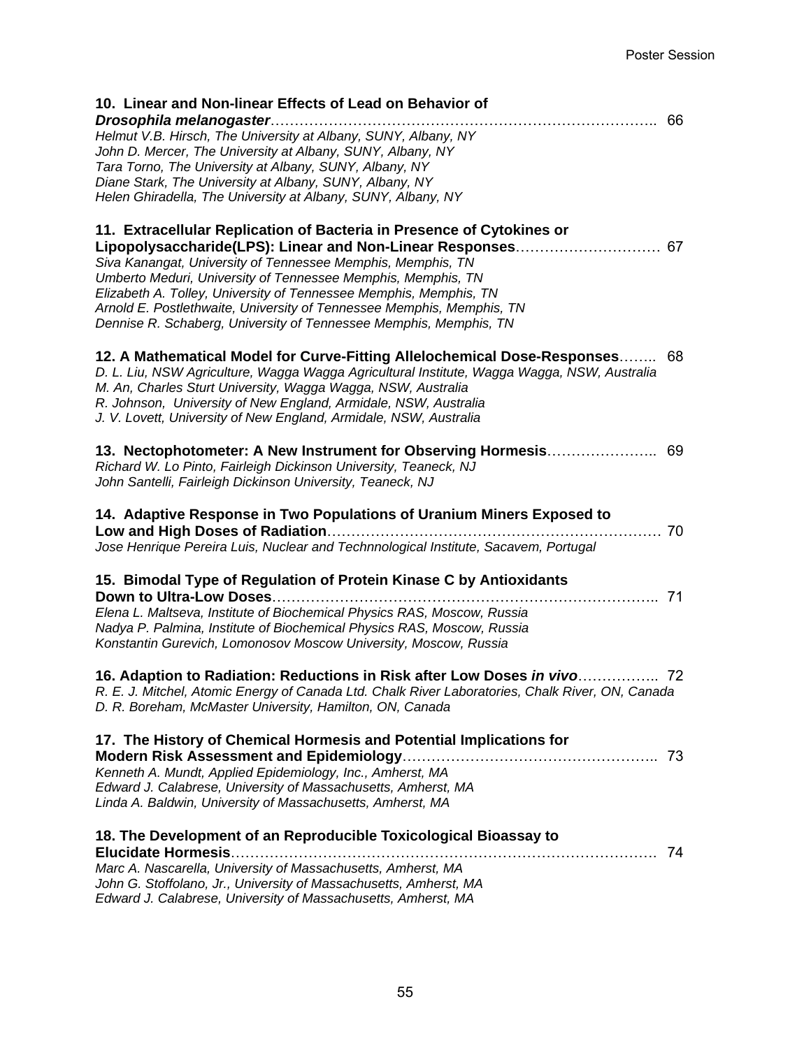**10. Linear and Non-linear Effects of Lead on Behavior of *Drosophila melanogaster*** …….. 66

*Helmut V.B. Hirsch, The University at Albany, SUNY, Albany, NY*
*John D. Mercer, The University at Albany, SUNY, Albany, NY*
*Tara Torno, The University at Albany, SUNY, Albany, NY*
*Diane Stark, The University at Albany, SUNY, Albany, NY*
*Helen Ghiradella, The University at Albany, SUNY, Albany, NY*

**11. Extracellular Replication of Bacteria in Presence of Cytokines or Lipopolysaccharide(LPS): Linear and Non-Linear Responses** ……. 67

*Siva Kanangat, University of Tennessee Memphis, Memphis, TN*
*Umberto Meduri, University of Tennessee Memphis, Memphis, TN*
*Elizabeth A. Tolley, University of Tennessee Memphis, Memphis, TN*
*Arnold E. Postlethwaite, University of Tennessee Memphis, Memphis, TN*
*Dennise R. Schaberg, University of Tennessee Memphis, Memphis, TN*

**12. A Mathematical Model for Curve-Fitting Allelochemical Dose-Responses** …….. 68

*D. L. Liu, NSW Agriculture, Wagga Wagga Agricultural Institute, Wagga Wagga, NSW, Australia*
*M. An, Charles Sturt University, Wagga Wagga, NSW, Australia*
*R. Johnson, University of New England, Armidale, NSW, Australia*
*J. V. Lovett, University of New England, Armidale, NSW, Australia*

**13. Nectophotometer: A New Instrument for Observing Hormesis** ……. 69

*Richard W. Lo Pinto, Fairleigh Dickinson University, Teaneck, NJ*
*John Santelli, Fairleigh Dickinson University, Teaneck, NJ*

**14. Adaptive Response in Two Populations of Uranium Miners Exposed to Low and High Doses of Radiation** ……. 70

*Jose Henrique Pereira Luis, Nuclear and Technnological Institute, Sacavem, Portugal*

**15. Bimodal Type of Regulation of Protein Kinase C by Antioxidants Down to Ultra-Low Doses** ……. 71

*Elena L. Maltseva, Institute of Biochemical Physics RAS, Moscow, Russia*
*Nadya P. Palmina, Institute of Biochemical Physics RAS, Moscow, Russia*
*Konstantin Gurevich, Lomonosov Moscow University, Moscow, Russia*

**16. Adaption to Radiation: Reductions in Risk after Low Doses *in vivo*** ……. 72

*R. E. J. Mitchel, Atomic Energy of Canada Ltd. Chalk River Laboratories, Chalk River, ON, Canada*
*D. R. Boreham, McMaster University, Hamilton, ON, Canada*

**17. The History of Chemical Hormesis and Potential Implications for Modern Risk Assessment and Epidemiology** ……. 73

*Kenneth A. Mundt, Applied Epidemiology, Inc., Amherst, MA*
*Edward J. Calabrese, University of Massachusetts, Amherst, MA*
*Linda A. Baldwin, University of Massachusetts, Amherst, MA*

**18. The Development of an Reproducible Toxicological Bioassay to Elucidate Hormesis** ……. 74

*Marc A. Nascarella, University of Massachusetts, Amherst, MA*
*John G. Stoffolano, Jr., University of Massachusetts, Amherst, MA*
*Edward J. Calabrese, University of Massachusetts, Amherst, MA*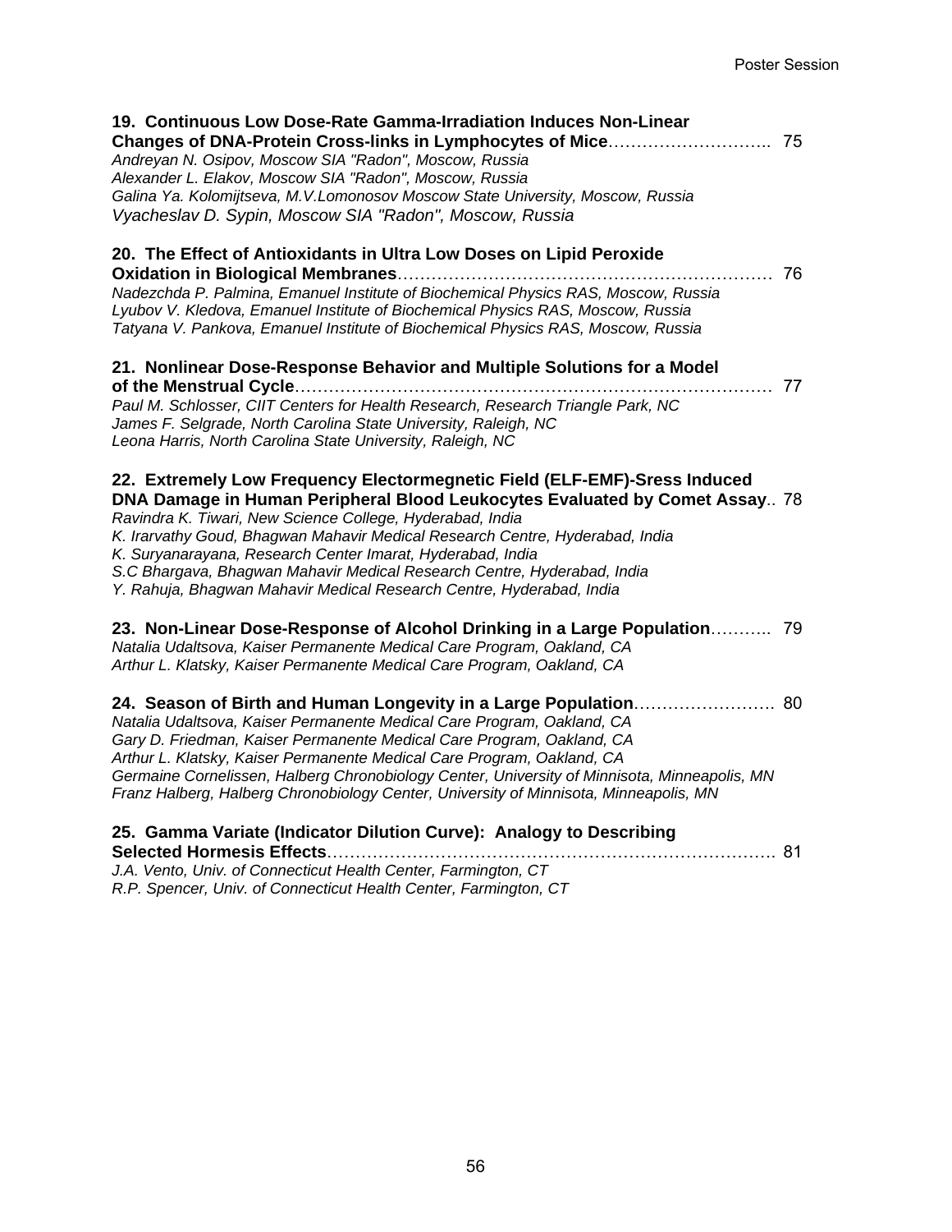**19. Continuous Low Dose-Rate Gamma-Irradiation Induces Non-Linear Changes of DNA-Protein Cross-links in Lymphocytes of Mice**………………………. 75
*Andreyan N. Osipov, Moscow SIA "Radon", Moscow, Russia*
*Alexander L. Elakov, Moscow SIA "Radon", Moscow, Russia*
*Galina Ya. Kolomijtseva, M.V.Lomonosov Moscow State University, Moscow, Russia*
*Vyacheslav D. Sypin, Moscow SIA "Radon", Moscow, Russia*

**20. The Effect of Antioxidants in Ultra Low Doses on Lipid Peroxide Oxidation in Biological Membranes**………………………………………………………… 76
*Nadezchda P. Palmina, Emanuel Institute of Biochemical Physics RAS, Moscow, Russia*
*Lyubov V. Kledova, Emanuel Institute of Biochemical Physics RAS, Moscow, Russia*
*Tatyana V. Pankova, Emanuel Institute of Biochemical Physics RAS, Moscow, Russia*

**21. Nonlinear Dose-Response Behavior and Multiple Solutions for a Model of the Menstrual Cycle**…………………………………………………………………… 77
*Paul M. Schlosser, CIIT Centers for Health Research, Research Triangle Park, NC*
*James F. Selgrade, North Carolina State University, Raleigh, NC*
*Leona Harris, North Carolina State University, Raleigh, NC*

**22. Extremely Low Frequency Electormegnetic Field (ELF-EMF)-Sress Induced DNA Damage in Human Peripheral Blood Leukocytes Evaluated by Comet Assay**.. 78
*Ravindra K. Tiwari, New Science College, Hyderabad, India*
*K. Irarvathy Goud, Bhagwan Mahavir Medical Research Centre, Hyderabad, India*
*K. Suryanarayana, Research Center Imarat, Hyderabad, India*
*S.C Bhargava, Bhagwan Mahavir Medical Research Centre, Hyderabad, India*
*Y. Rahuja, Bhagwan Mahavir Medical Research Centre, Hyderabad, India*

**23. Non-Linear Dose-Response of Alcohol Drinking in a Large Population**……….. 79
*Natalia Udaltsova, Kaiser Permanente Medical Care Program, Oakland, CA*
*Arthur L. Klatsky, Kaiser Permanente Medical Care Program, Oakland, CA*

**24. Season of Birth and Human Longevity in a Large Population**……………………. 80
*Natalia Udaltsova, Kaiser Permanente Medical Care Program, Oakland, CA*
*Gary D. Friedman, Kaiser Permanente Medical Care Program, Oakland, CA*
*Arthur L. Klatsky, Kaiser Permanente Medical Care Program, Oakland, CA*
*Germaine Cornelissen, Halberg Chronobiology Center, University of Minnisota, Minneapolis, MN*
*Franz Halberg, Halberg Chronobiology Center, University of Minnisota, Minneapolis, MN*

**25. Gamma Variate (Indicator Dilution Curve): Analogy to Describing Selected Hormesis Effects**……………………………………………………………………. 81
*J.A. Vento, Univ. of Connecticut Health Center, Farmington, CT*
*R.P. Spencer, Univ. of Connecticut Health Center, Farmington, CT*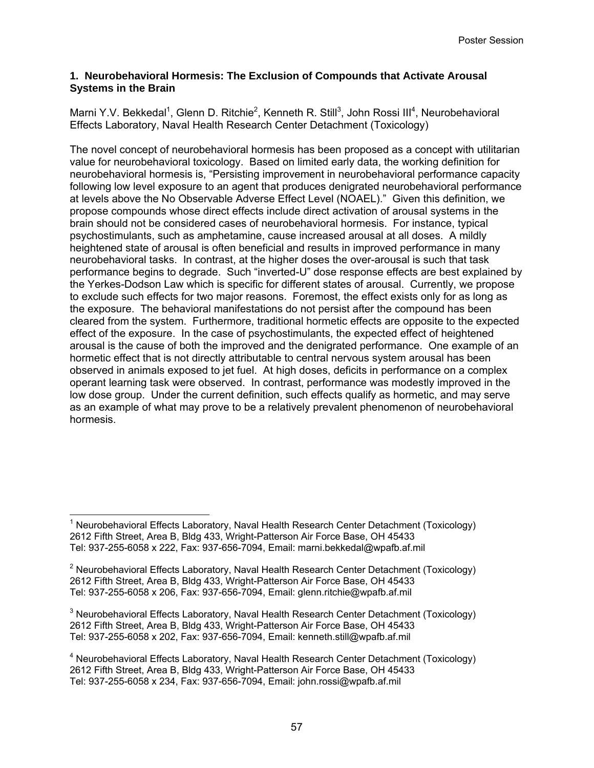### 1. Neurobehavioral Hormesis: The Exclusion of Compounds that Activate Arousal Systems in the Brain

Marni Y.V. Bekkedal[1], Glenn D. Ritchie[2], Kenneth R. Still[3], John Rossi III[4], Neurobehavioral Effects Laboratory, Naval Health Research Center Detachment (Toxicology)

The novel concept of neurobehavioral hormesis has been proposed as a concept with utilitarian value for neurobehavioral toxicology. Based on limited early data, the working definition for neurobehavioral hormesis is, "Persisting improvement in neurobehavioral performance capacity following low level exposure to an agent that produces denigrated neurobehavioral performance at levels above the No Observable Adverse Effect Level (NOAEL)." Given this definition, we propose compounds whose direct effects include direct activation of arousal systems in the brain should not be considered cases of neurobehavioral hormesis. For instance, typical psychostimulants, such as amphetamine, cause increased arousal at all doses. A mildly heightened state of arousal is often beneficial and results in improved performance in many neurobehavioral tasks. In contrast, at the higher doses the over-arousal is such that task performance begins to degrade. Such "inverted-U" dose response effects are best explained by the Yerkes-Dodson Law which is specific for different states of arousal. Currently, we propose to exclude such effects for two major reasons. Foremost, the effect exists only for as long as the exposure. The behavioral manifestations do not persist after the compound has been cleared from the system. Furthermore, traditional hormetic effects are opposite to the expected effect of the exposure. In the case of psychostimulants, the expected effect of heightened arousal is the cause of both the improved and the denigrated performance. One example of an hormetic effect that is not directly attributable to central nervous system arousal has been observed in animals exposed to jet fuel. At high doses, deficits in performance on a complex operant learning task were observed. In contrast, performance was modestly improved in the low dose group. Under the current definition, such effects qualify as hormetic, and may serve as an example of what may prove to be a relatively prevalent phenomenon of neurobehavioral hormesis.

---

[1] Neurobehavioral Effects Laboratory, Naval Health Research Center Detachment (Toxicology) 2612 Fifth Street, Area B, Bldg 433, Wright-Patterson Air Force Base, OH 45433 Tel: 937-255-6058 x 222, Fax: 937-656-7094, Email: marni.bekkedal@wpafb.af.mil

[2] Neurobehavioral Effects Laboratory, Naval Health Research Center Detachment (Toxicology) 2612 Fifth Street, Area B, Bldg 433, Wright-Patterson Air Force Base, OH 45433 Tel: 937-255-6058 x 206, Fax: 937-656-7094, Email: glenn.ritchie@wpafb.af.mil

[3] Neurobehavioral Effects Laboratory, Naval Health Research Center Detachment (Toxicology) 2612 Fifth Street, Area B, Bldg 433, Wright-Patterson Air Force Base, OH 45433 Tel: 937-255-6058 x 202, Fax: 937-656-7094, Email: kenneth.still@wpafb.af.mil

[4] Neurobehavioral Effects Laboratory, Naval Health Research Center Detachment (Toxicology) 2612 Fifth Street, Area B, Bldg 433, Wright-Patterson Air Force Base, OH 45433 Tel: 937-255-6058 x 234, Fax: 937-656-7094, Email: john.rossi@wpafb.af.mil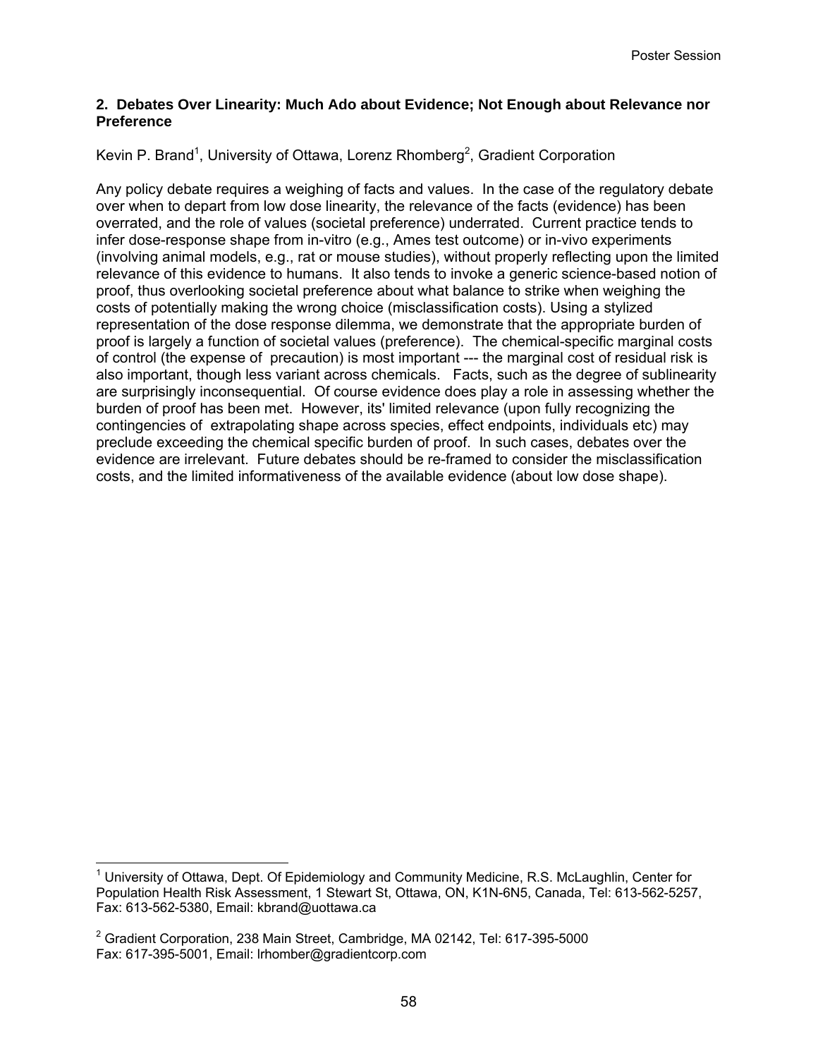## 2. Debates Over Linearity: Much Ado about Evidence; Not Enough about Relevance nor Preference

Kevin P. Brand[1], University of Ottawa, Lorenz Rhomberg[2], Gradient Corporation

Any policy debate requires a weighing of facts and values. In the case of the regulatory debate over when to depart from low dose linearity, the relevance of the facts (evidence) has been overrated, and the role of values (societal preference) underrated. Current practice tends to infer dose-response shape from in-vitro (e.g., Ames test outcome) or in-vivo experiments (involving animal models, e.g., rat or mouse studies), without properly reflecting upon the limited relevance of this evidence to humans. It also tends to invoke a generic science-based notion of proof, thus overlooking societal preference about what balance to strike when weighing the costs of potentially making the wrong choice (misclassification costs). Using a stylized representation of the dose response dilemma, we demonstrate that the appropriate burden of proof is largely a function of societal values (preference). The chemical-specific marginal costs of control (the expense of precaution) is most important --- the marginal cost of residual risk is also important, though less variant across chemicals. Facts, such as the degree of sublinearity are surprisingly inconsequential. Of course evidence does play a role in assessing whether the burden of proof has been met. However, its' limited relevance (upon fully recognizing the contingencies of extrapolating shape across species, effect endpoints, individuals etc) may preclude exceeding the chemical specific burden of proof. In such cases, debates over the evidence are irrelevant. Future debates should be re-framed to consider the misclassification costs, and the limited informativeness of the available evidence (about low dose shape).

---

[1] University of Ottawa, Dept. Of Epidemiology and Community Medicine, R.S. McLaughlin, Center for Population Health Risk Assessment, 1 Stewart St, Ottawa, ON, K1N-6N5, Canada, Tel: 613-562-5257, Fax: 613-562-5380, Email: kbrand@uottawa.ca

[2] Gradient Corporation, 238 Main Street, Cambridge, MA 02142, Tel: 617-395-5000 Fax: 617-395-5001, Email: lrhomber@gradientcorp.com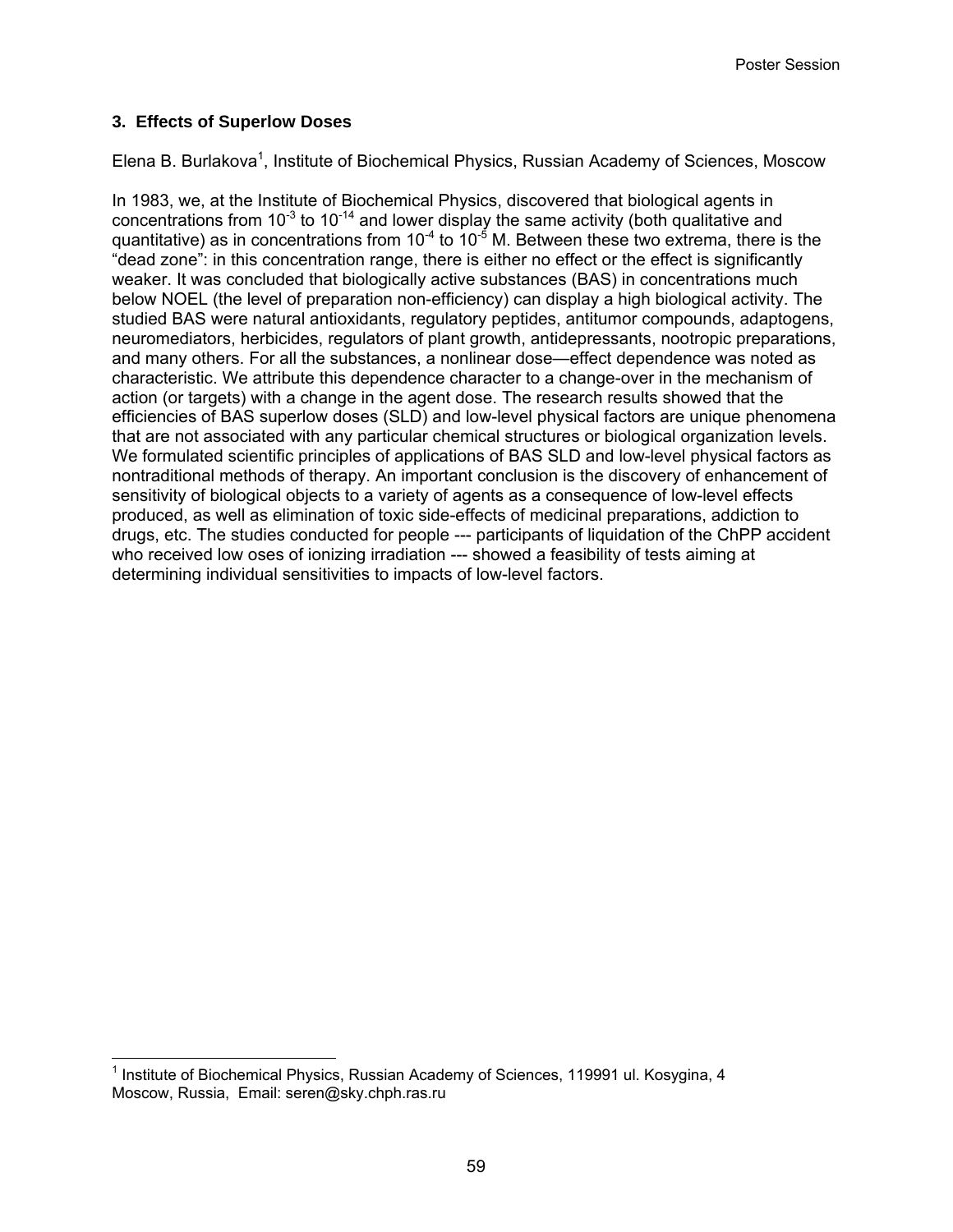### 3. Effects of Superlow Doses

Elena B. Burlakova[1], Institute of Biochemical Physics, Russian Academy of Sciences, Moscow

In 1983, we, at the Institute of Biochemical Physics, discovered that biological agents in concentrations from $10^{-3}$ to $10^{-14}$ and lower display the same activity (both qualitative and quantitative) as in concentrations from $10^{-4}$ to $10^{-5}$ M. Between these two extrema, there is the "dead zone": in this concentration range, there is either no effect or the effect is significantly weaker. It was concluded that biologically active substances (BAS) in concentrations much below NOEL (the level of preparation non-efficiency) can display a high biological activity. The studied BAS were natural antioxidants, regulatory peptides, antitumor compounds, adaptogens, neuromediators, herbicides, regulators of plant growth, antidepressants, nootropic preparations, and many others. For all the substances, a nonlinear dose—effect dependence was noted as characteristic. We attribute this dependence character to a change-over in the mechanism of action (or targets) with a change in the agent dose. The research results showed that the efficiencies of BAS superlow doses (SLD) and low-level physical factors are unique phenomena that are not associated with any particular chemical structures or biological organization levels. We formulated scientific principles of applications of BAS SLD and low-level physical factors as nontraditional methods of therapy. An important conclusion is the discovery of enhancement of sensitivity of biological objects to a variety of agents as a consequence of low-level effects produced, as well as elimination of toxic side-effects of medicinal preparations, addiction to drugs, etc. The studies conducted for people --- participants of liquidation of the ChPP accident who received low oses of ionizing irradiation --- showed a feasibility of tests aiming at determining individual sensitivities to impacts of low-level factors.

[1] Institute of Biochemical Physics, Russian Academy of Sciences, 119991 ul. Kosygina, 4 Moscow, Russia, Email: seren@sky.chph.ras.ru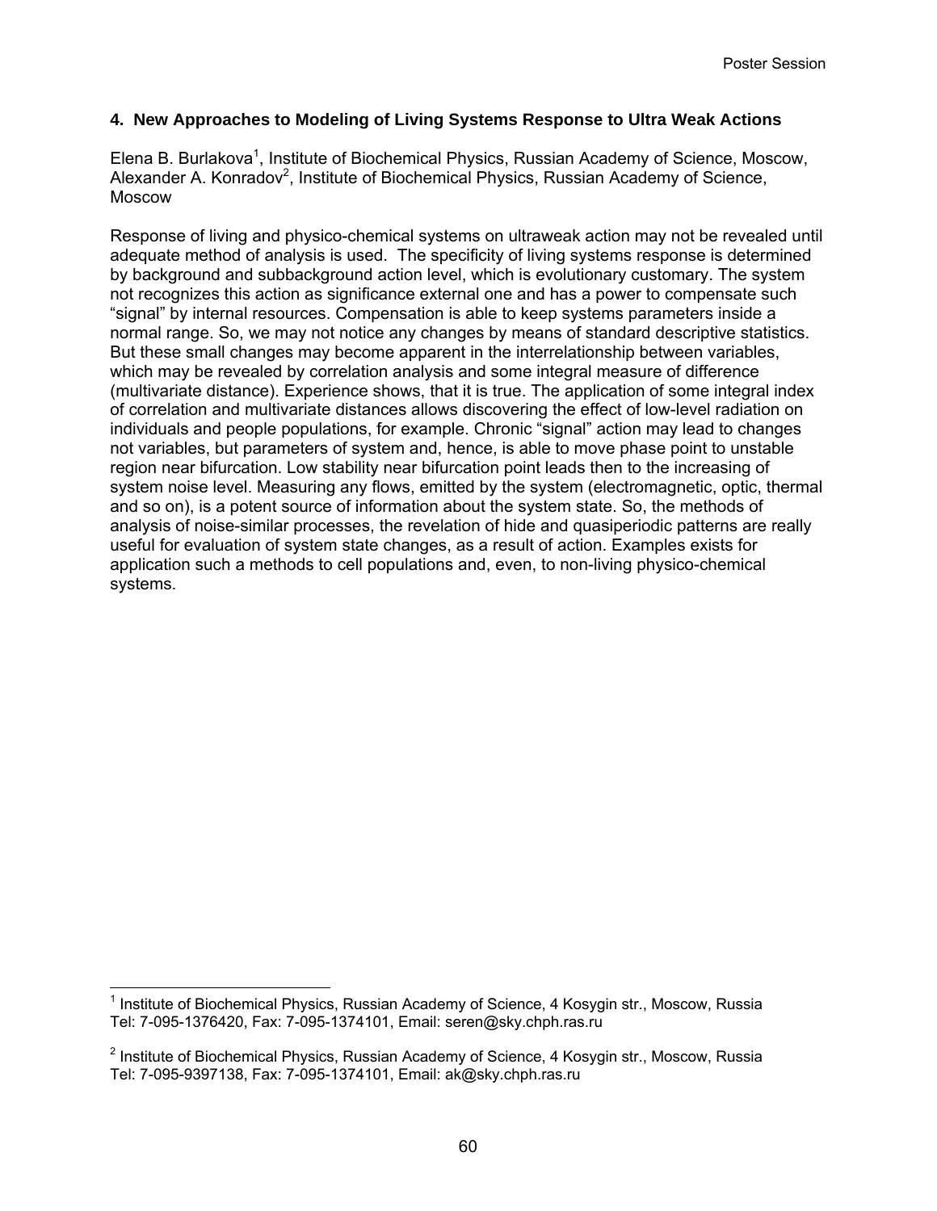### 4. New Approaches to Modeling of Living Systems Response to Ultra Weak Actions

Elena B. Burlakova[1], Institute of Biochemical Physics, Russian Academy of Science, Moscow, Alexander A. Konradov[2], Institute of Biochemical Physics, Russian Academy of Science, Moscow

Response of living and physico-chemical systems on ultraweak action may not be revealed until adequate method of analysis is used. The specificity of living systems response is determined by background and subbackground action level, which is evolutionary customary. The system not recognizes this action as significance external one and has a power to compensate such "signal" by internal resources. Compensation is able to keep systems parameters inside a normal range. So, we may not notice any changes by means of standard descriptive statistics. But these small changes may become apparent in the interrelationship between variables, which may be revealed by correlation analysis and some integral measure of difference (multivariate distance). Experience shows, that it is true. The application of some integral index of correlation and multivariate distances allows discovering the effect of low-level radiation on individuals and people populations, for example. Chronic "signal" action may lead to changes not variables, but parameters of system and, hence, is able to move phase point to unstable region near bifurcation. Low stability near bifurcation point leads then to the increasing of system noise level. Measuring any flows, emitted by the system (electromagnetic, optic, thermal and so on), is a potent source of information about the system state. So, the methods of analysis of noise-similar processes, the revelation of hide and quasiperiodic patterns are really useful for evaluation of system state changes, as a result of action. Examples exists for application such a methods to cell populations and, even, to non-living physico-chemical systems.

---

[1] Institute of Biochemical Physics, Russian Academy of Science, 4 Kosygin str., Moscow, Russia Tel: 7-095-1376420, Fax: 7-095-1374101, Email: seren@sky.chph.ras.ru

[2] Institute of Biochemical Physics, Russian Academy of Science, 4 Kosygin str., Moscow, Russia Tel: 7-095-9397138, Fax: 7-095-1374101, Email: ak@sky.chph.ras.ru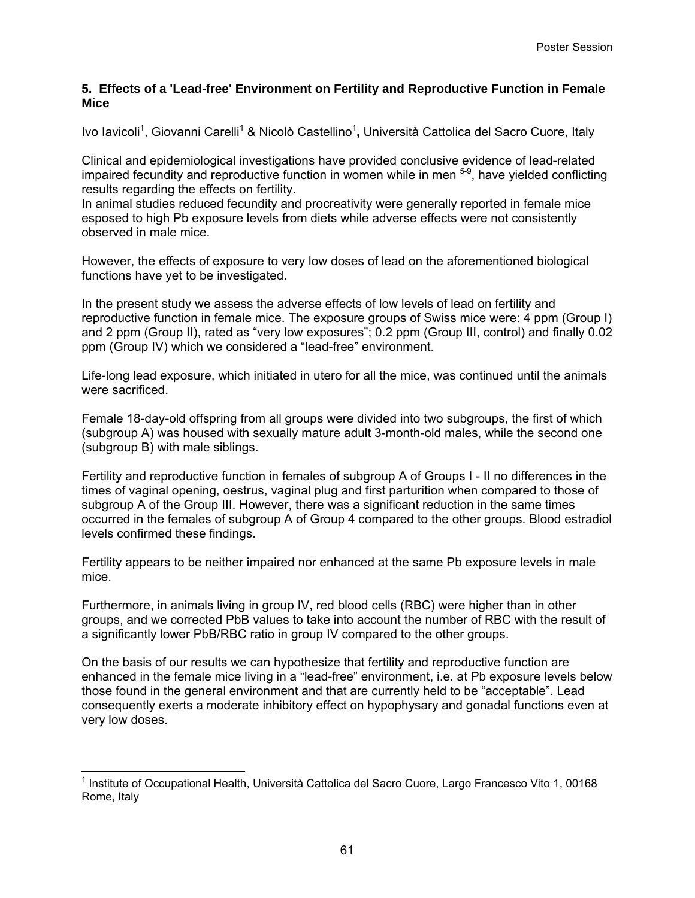### 5. Effects of a 'Lead-free' Environment on Fertility and Reproductive Function in Female Mice

Ivo Iavicoli[1], Giovanni Carelli[1] & Nicolò Castellino[1], Università Cattolica del Sacro Cuore, Italy

Clinical and epidemiological investigations have provided conclusive evidence of lead-related impaired fecundity and reproductive function in women while in men [5-9], have yielded conflicting results regarding the effects on fertility.
In animal studies reduced fecundity and procreativity were generally reported in female mice esposed to high Pb exposure levels from diets while adverse effects were not consistently observed in male mice.

However, the effects of exposure to very low doses of lead on the aforementioned biological functions have yet to be investigated.

In the present study we assess the adverse effects of low levels of lead on fertility and reproductive function in female mice. The exposure groups of Swiss mice were: 4 ppm (Group I) and 2 ppm (Group II), rated as "very low exposures"; 0.2 ppm (Group III, control) and finally 0.02 ppm (Group IV) which we considered a "lead-free" environment.

Life-long lead exposure, which initiated in utero for all the mice, was continued until the animals were sacrificed.

Female 18-day-old offspring from all groups were divided into two subgroups, the first of which (subgroup A) was housed with sexually mature adult 3-month-old males, while the second one (subgroup B) with male siblings.

Fertility and reproductive function in females of subgroup A of Groups I - II no differences in the times of vaginal opening, oestrus, vaginal plug and first parturition when compared to those of subgroup A of the Group III. However, there was a significant reduction in the same times occurred in the females of subgroup A of Group 4 compared to the other groups. Blood estradiol levels confirmed these findings.

Fertility appears to be neither impaired nor enhanced at the same Pb exposure levels in male mice.

Furthermore, in animals living in group IV, red blood cells (RBC) were higher than in other groups, and we corrected PbB values to take into account the number of RBC with the result of a significantly lower PbB/RBC ratio in group IV compared to the other groups.

On the basis of our results we can hypothesize that fertility and reproductive function are enhanced in the female mice living in a "lead-free" environment, i.e. at Pb exposure levels below those found in the general environment and that are currently held to be "acceptable". Lead consequently exerts a moderate inhibitory effect on hypophysary and gonadal functions even at very low doses.

[1] Institute of Occupational Health, Università Cattolica del Sacro Cuore, Largo Francesco Vito 1, 00168 Rome, Italy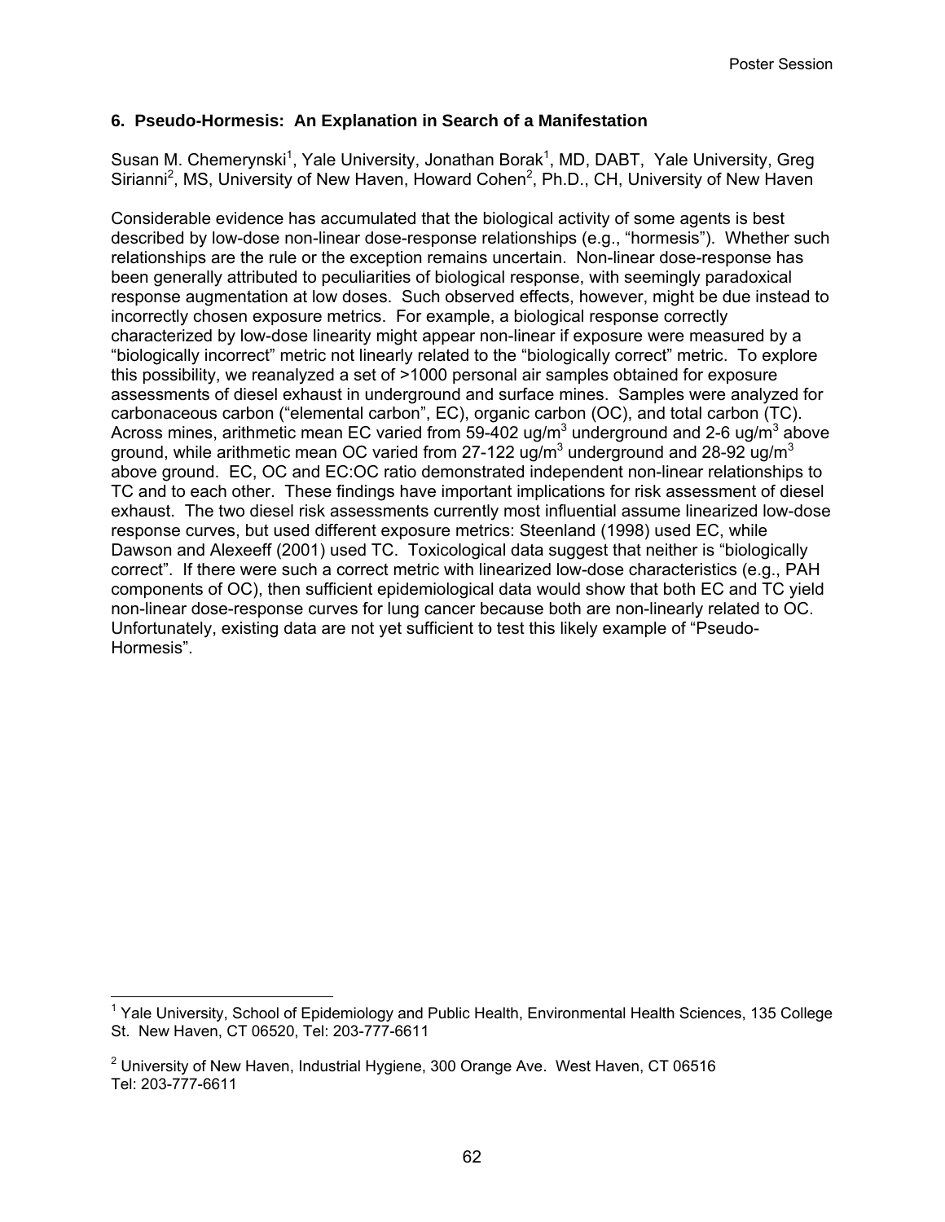### 6. Pseudo-Hormesis: An Explanation in Search of a Manifestation

Susan M. Chemerynski[1], Yale University, Jonathan Borak[1], MD, DABT, Yale University, Greg Sirianni[2], MS, University of New Haven, Howard Cohen[2], Ph.D., CH, University of New Haven

Considerable evidence has accumulated that the biological activity of some agents is best described by low-dose non-linear dose-response relationships (e.g., "hormesis"). Whether such relationships are the rule or the exception remains uncertain. Non-linear dose-response has been generally attributed to peculiarities of biological response, with seemingly paradoxical response augmentation at low doses. Such observed effects, however, might be due instead to incorrectly chosen exposure metrics. For example, a biological response correctly characterized by low-dose linearity might appear non-linear if exposure were measured by a "biologically incorrect" metric not linearly related to the "biologically correct" metric. To explore this possibility, we reanalyzed a set of >1000 personal air samples obtained for exposure assessments of diesel exhaust in underground and surface mines. Samples were analyzed for carbonaceous carbon ("elemental carbon", EC), organic carbon (OC), and total carbon (TC). Across mines, arithmetic mean EC varied from 59-402 ug/m$^3$ underground and 2-6 ug/m$^3$ above ground, while arithmetic mean OC varied from 27-122 ug/m$^3$ underground and 28-92 ug/m$^3$ above ground. EC, OC and EC:OC ratio demonstrated independent non-linear relationships to TC and to each other. These findings have important implications for risk assessment of diesel exhaust. The two diesel risk assessments currently most influential assume linearized low-dose response curves, but used different exposure metrics: Steenland (1998) used EC, while Dawson and Alexeeff (2001) used TC. Toxicological data suggest that neither is "biologically correct". If there were such a correct metric with linearized low-dose characteristics (e.g., PAH components of OC), then sufficient epidemiological data would show that both EC and TC yield non-linear dose-response curves for lung cancer because both are non-linearly related to OC. Unfortunately, existing data are not yet sufficient to test this likely example of "Pseudo-Hormesis".

---

[1] Yale University, School of Epidemiology and Public Health, Environmental Health Sciences, 135 College St. New Haven, CT 06520, Tel: 203-777-6611

[2] University of New Haven, Industrial Hygiene, 300 Orange Ave. West Haven, CT 06516 Tel: 203-777-6611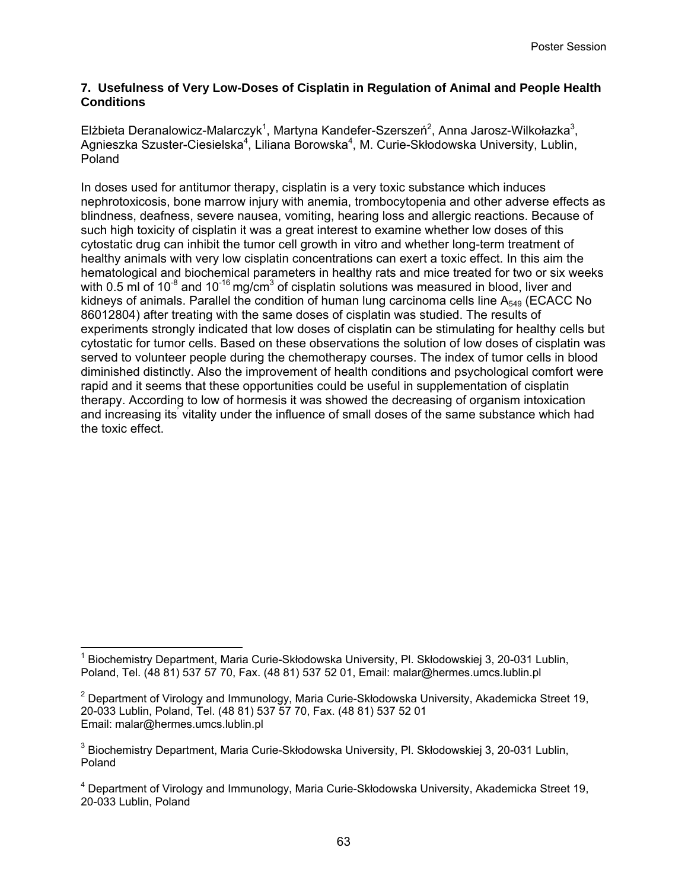### 7. Usefulness of Very Low-Doses of Cisplatin in Regulation of Animal and People Health Conditions

Elżbieta Deranalowicz-Malarczyk[1], Martyna Kandefer-Szerszeń[2], Anna Jarosz-Wilkołazka[3], Agnieszka Szuster-Ciesielska[4], Liliana Borowska[4], M. Curie-Skłodowska University, Lublin, Poland

In doses used for antitumor therapy, cisplatin is a very toxic substance which induces nephrotoxicosis, bone marrow injury with anemia, trombocytopenia and other adverse effects as blindness, deafness, severe nausea, vomiting, hearing loss and allergic reactions. Because of such high toxicity of cisplatin it was a great interest to examine whether low doses of this cytostatic drug can inhibit the tumor cell growth in vitro and whether long-term treatment of healthy animals with very low cisplatin concentrations can exert a toxic effect. In this aim the hematological and biochemical parameters in healthy rats and mice treated for two or six weeks with 0.5 ml of $10^{-8}$ and $10^{-16}$ mg/cm$^3$ of cisplatin solutions was measured in blood, liver and kidneys of animals. Parallel the condition of human lung carcinoma cells line $A_{549}$ (ECACC No 86012804) after treating with the same doses of cisplatin was studied. The results of experiments strongly indicated that low doses of cisplatin can be stimulating for healthy cells but cytostatic for tumor cells. Based on these observations the solution of low doses of cisplatin was served to volunteer people during the chemotherapy courses. The index of tumor cells in blood diminished distinctly. Also the improvement of health conditions and psychological comfort were rapid and it seems that these opportunities could be useful in supplementation of cisplatin therapy. According to low of hormesis it was showed the decreasing of organism intoxication and increasing its' vitality under the influence of small doses of the same substance which had the toxic effect.

---

[1] Biochemistry Department, Maria Curie-Skłodowska University, Pl. Skłodowskiej 3, 20-031 Lublin, Poland, Tel. (48 81) 537 57 70, Fax. (48 81) 537 52 01, Email: malar@hermes.umcs.lublin.pl

[2] Department of Virology and Immunology, Maria Curie-Skłodowska University, Akademicka Street 19, 20-033 Lublin, Poland, Tel. (48 81) 537 57 70, Fax. (48 81) 537 52 01
Email: malar@hermes.umcs.lublin.pl

[3] Biochemistry Department, Maria Curie-Skłodowska University, Pl. Skłodowskiej 3, 20-031 Lublin, Poland

[4] Department of Virology and Immunology, Maria Curie-Skłodowska University, Akademicka Street 19, 20-033 Lublin, Poland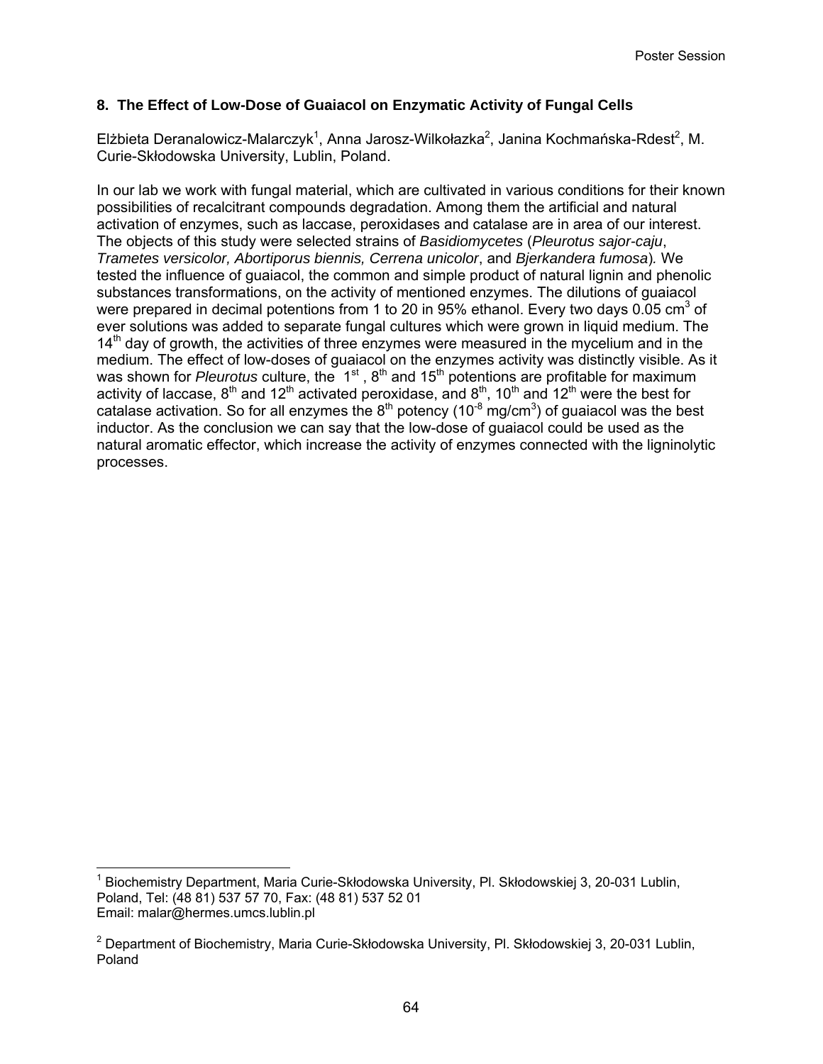### 8. The Effect of Low-Dose of Guaiacol on Enzymatic Activity of Fungal Cells

Elżbieta Deranalowicz-Malarczyk[1], Anna Jarosz-Wilkołazka[2], Janina Kochmańska-Rdest[2], M. Curie-Skłodowska University, Lublin, Poland.

In our lab we work with fungal material, which are cultivated in various conditions for their known possibilities of recalcitrant compounds degradation. Among them the artificial and natural activation of enzymes, such as laccase, peroxidases and catalase are in area of our interest. The objects of this study were selected strains of *Basidiomycetes* (*Pleurotus sajor-caju*, *Trametes versicolor, Abortiporus biennis, Cerrena unicolor*, and *Bjerkandera fumosa*). We tested the influence of guaiacol, the common and simple product of natural lignin and phenolic substances transformations, on the activity of mentioned enzymes. The dilutions of guaiacol were prepared in decimal potentions from 1 to 20 in 95% ethanol. Every two days 0.05 $cm^3$ of ever solutions was added to separate fungal cultures which were grown in liquid medium. The $14^{th}$ day of growth, the activities of three enzymes were measured in the mycelium and in the medium. The effect of low-doses of guaiacol on the enzymes activity was distinctly visible. As it was shown for *Pleurotus* culture, the $1^{st}$, $8^{th}$ and $15^{th}$ potentions are profitable for maximum activity of laccase, $8^{th}$ and $12^{th}$ activated peroxidase, and $8^{th}$, $10^{th}$ and $12^{th}$ were the best for catalase activation. So for all enzymes the $8^{th}$ potency ($10^{-8}$ mg/$cm^3$) of guaiacol was the best inductor. As the conclusion we can say that the low-dose of guaiacol could be used as the natural aromatic effector, which increase the activity of enzymes connected with the ligninolytic processes.

---

[1] Biochemistry Department, Maria Curie-Skłodowska University, Pl. Skłodowskiej 3, 20-031 Lublin, Poland, Tel: (48 81) 537 57 70, Fax: (48 81) 537 52 01
Email: malar@hermes.umcs.lublin.pl

[2] Department of Biochemistry, Maria Curie-Skłodowska University, Pl. Skłodowskiej 3, 20-031 Lublin, Poland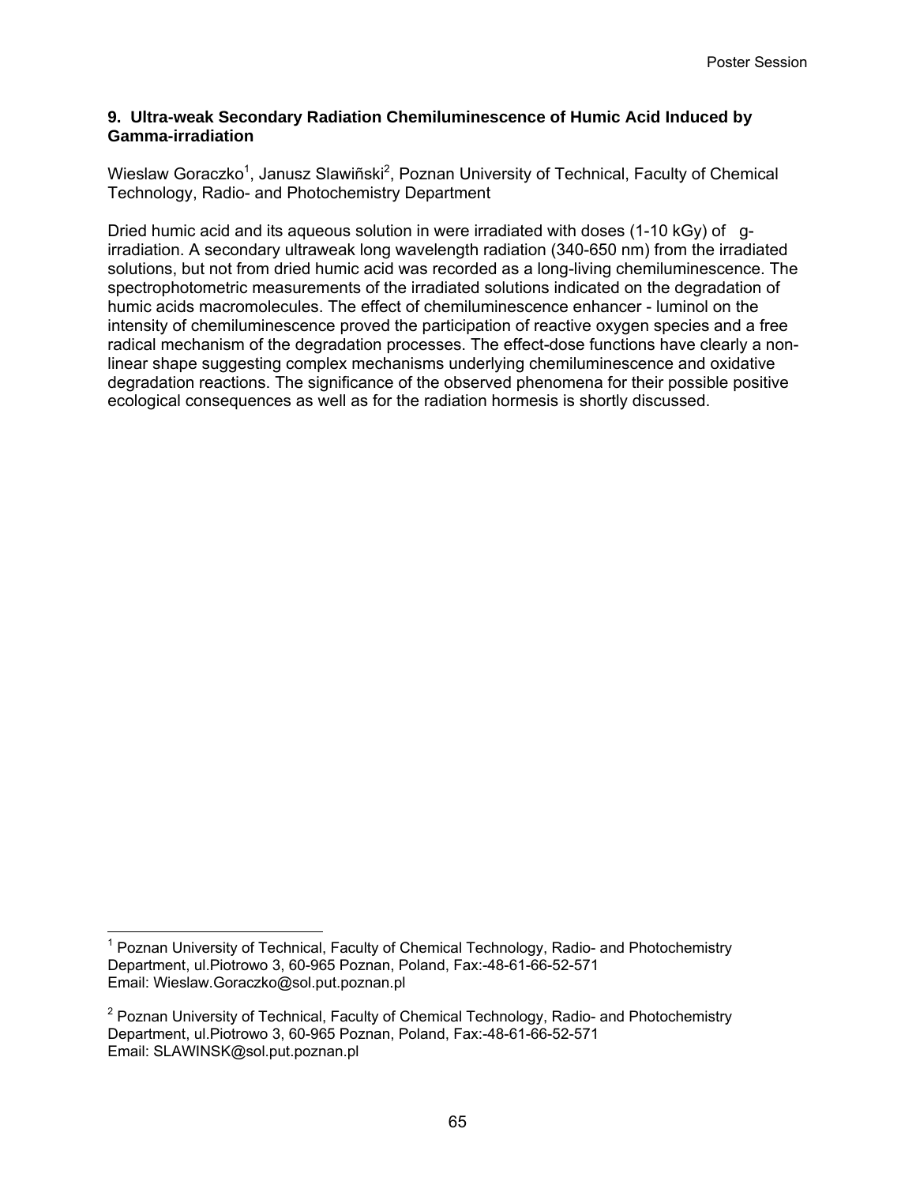### 9. Ultra-weak Secondary Radiation Chemiluminescence of Humic Acid Induced by Gamma-irradiation

Wieslaw Goraczko[1], Janusz Slawiñski[2], Poznan University of Technical, Faculty of Chemical Technology, Radio- and Photochemistry Department

Dried humic acid and its aqueous solution in were irradiated with doses (1-10 kGy) of g-irradiation. A secondary ultraweak long wavelength radiation (340-650 nm) from the irradiated solutions, but not from dried humic acid was recorded as a long-living chemiluminescence. The spectrophotometric measurements of the irradiated solutions indicated on the degradation of humic acids macromolecules. The effect of chemiluminescence enhancer - luminol on the intensity of chemiluminescence proved the participation of reactive oxygen species and a free radical mechanism of the degradation processes. The effect-dose functions have clearly a non-linear shape suggesting complex mechanisms underlying chemiluminescence and oxidative degradation reactions. The significance of the observed phenomena for their possible positive ecological consequences as well as for the radiation hormesis is shortly discussed.

---

[1] Poznan University of Technical, Faculty of Chemical Technology, Radio- and Photochemistry Department, ul.Piotrowo 3, 60-965 Poznan, Poland, Fax:-48-61-66-52-571
Email: Wieslaw.Goraczko@sol.put.poznan.pl

[2] Poznan University of Technical, Faculty of Chemical Technology, Radio- and Photochemistry Department, ul.Piotrowo 3, 60-965 Poznan, Poland, Fax:-48-61-66-52-571
Email: SLAWINSK@sol.put.poznan.pl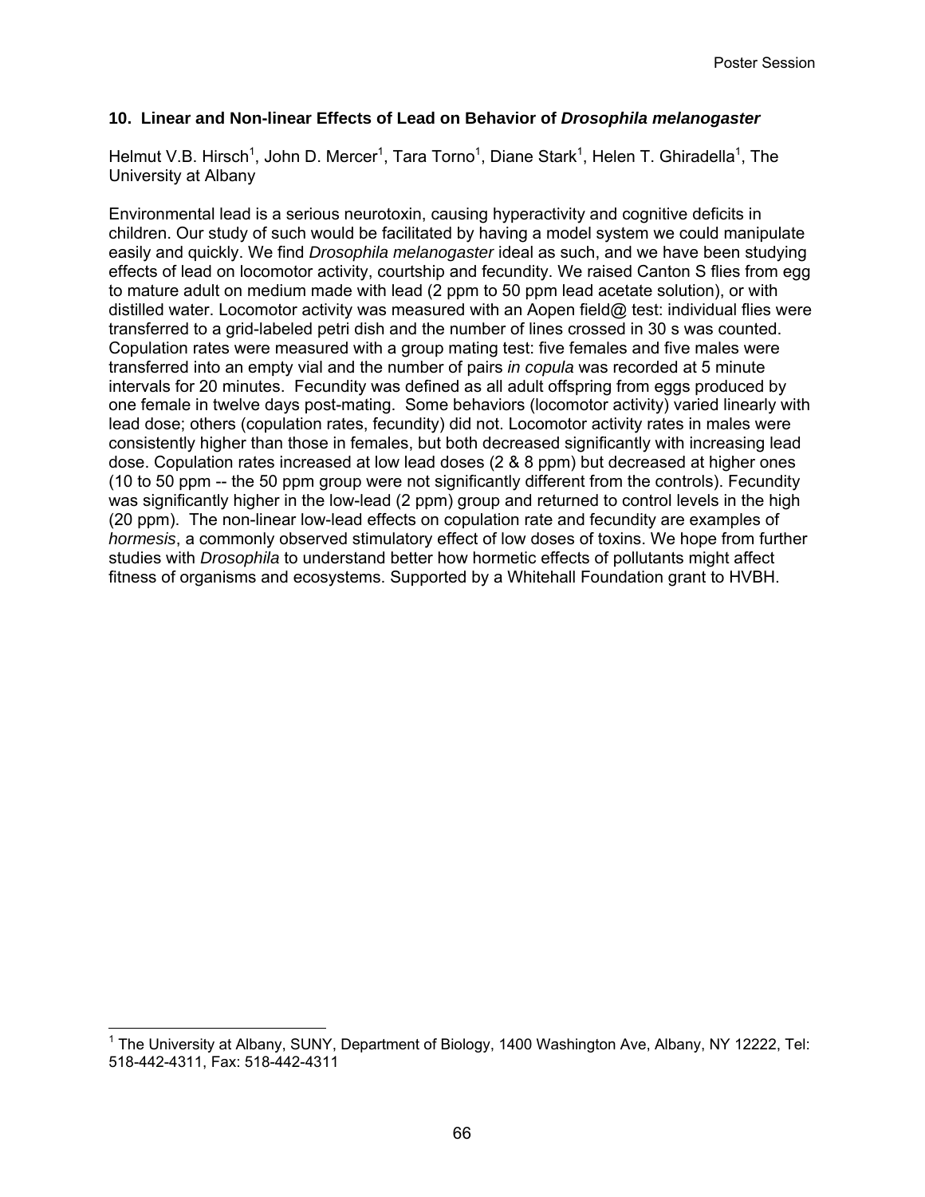### 10. Linear and Non-linear Effects of Lead on Behavior of *Drosophila melanogaster*

Helmut V.B. Hirsch[1], John D. Mercer[1], Tara Torno[1], Diane Stark[1], Helen T. Ghiradella[1], The University at Albany

Environmental lead is a serious neurotoxin, causing hyperactivity and cognitive deficits in children. Our study of such would be facilitated by having a model system we could manipulate easily and quickly. We find *Drosophila melanogaster* ideal as such, and we have been studying effects of lead on locomotor activity, courtship and fecundity. We raised Canton S flies from egg to mature adult on medium made with lead (2 ppm to 50 ppm lead acetate solution), or with distilled water. Locomotor activity was measured with an Aopen field@ test: individual flies were transferred to a grid-labeled petri dish and the number of lines crossed in 30 s was counted. Copulation rates were measured with a group mating test: five females and five males were transferred into an empty vial and the number of pairs *in copula* was recorded at 5 minute intervals for 20 minutes. Fecundity was defined as all adult offspring from eggs produced by one female in twelve days post-mating. Some behaviors (locomotor activity) varied linearly with lead dose; others (copulation rates, fecundity) did not. Locomotor activity rates in males were consistently higher than those in females, but both decreased significantly with increasing lead dose. Copulation rates increased at low lead doses (2 & 8 ppm) but decreased at higher ones (10 to 50 ppm -- the 50 ppm group were not significantly different from the controls). Fecundity was significantly higher in the low-lead (2 ppm) group and returned to control levels in the high (20 ppm). The non-linear low-lead effects on copulation rate and fecundity are examples of *hormesis*, a commonly observed stimulatory effect of low doses of toxins. We hope from further studies with *Drosophila* to understand better how hormetic effects of pollutants might affect fitness of organisms and ecosystems. Supported by a Whitehall Foundation grant to HVBH.

---

[1] The University at Albany, SUNY, Department of Biology, 1400 Washington Ave, Albany, NY 12222, Tel: 518-442-4311, Fax: 518-442-4311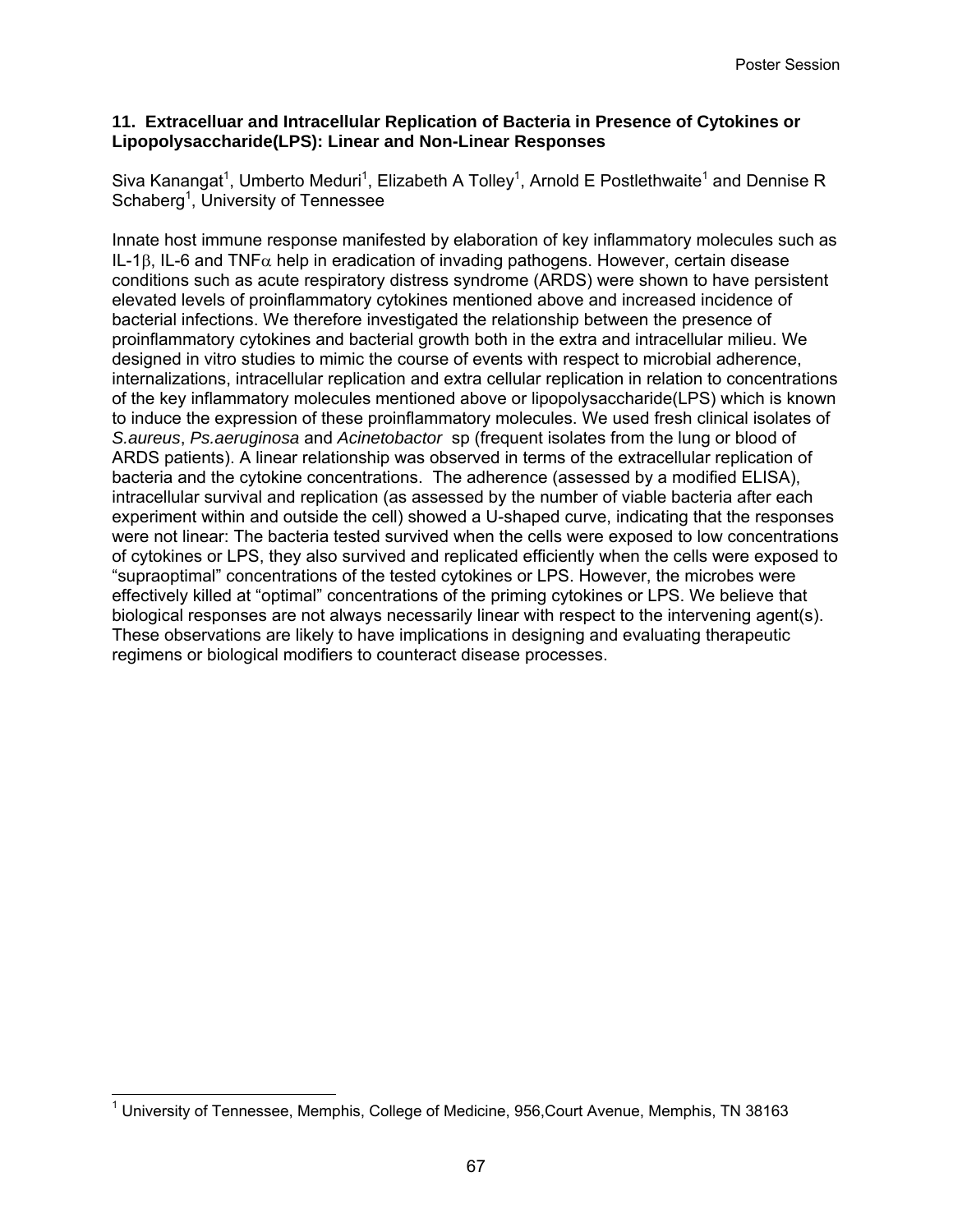### 11. Extracelluar and Intracellular Replication of Bacteria in Presence of Cytokines or Lipopolysaccharide(LPS): Linear and Non-Linear Responses

Siva Kanangat[1], Umberto Meduri[1], Elizabeth A Tolley[1], Arnold E Postlethwaite[1] and Dennise R Schaberg[1], University of Tennessee

Innate host immune response manifested by elaboration of key inflammatory molecules such as IL-1β, IL-6 and TNFα help in eradication of invading pathogens. However, certain disease conditions such as acute respiratory distress syndrome (ARDS) were shown to have persistent elevated levels of proinflammatory cytokines mentioned above and increased incidence of bacterial infections. We therefore investigated the relationship between the presence of proinflammatory cytokines and bacterial growth both in the extra and intracellular milieu. We designed in vitro studies to mimic the course of events with respect to microbial adherence, internalizations, intracellular replication and extra cellular replication in relation to concentrations of the key inflammatory molecules mentioned above or lipopolysaccharide(LPS) which is known to induce the expression of these proinflammatory molecules. We used fresh clinical isolates of *S.aureus*, *Ps.aeruginosa* and *Acinetobactor* sp (frequent isolates from the lung or blood of ARDS patients). A linear relationship was observed in terms of the extracellular replication of bacteria and the cytokine concentrations. The adherence (assessed by a modified ELISA), intracellular survival and replication (as assessed by the number of viable bacteria after each experiment within and outside the cell) showed a U-shaped curve, indicating that the responses were not linear: The bacteria tested survived when the cells were exposed to low concentrations of cytokines or LPS, they also survived and replicated efficiently when the cells were exposed to "supraoptimal" concentrations of the tested cytokines or LPS. However, the microbes were effectively killed at "optimal" concentrations of the priming cytokines or LPS. We believe that biological responses are not always necessarily linear with respect to the intervening agent(s). These observations are likely to have implications in designing and evaluating therapeutic regimens or biological modifiers to counteract disease processes.

[1] University of Tennessee, Memphis, College of Medicine, 956,Court Avenue, Memphis, TN 38163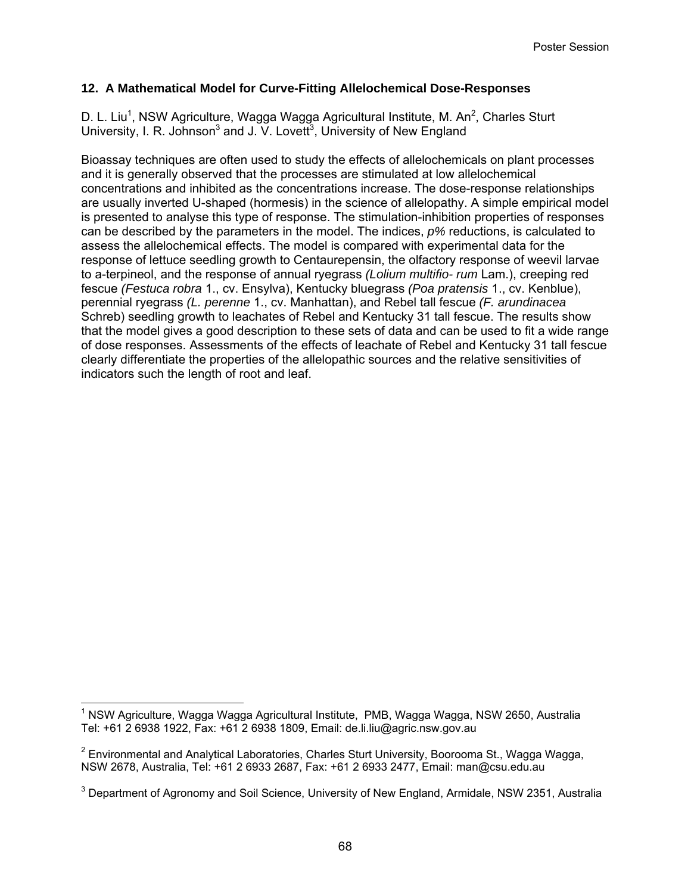## 12. A Mathematical Model for Curve-Fitting Allelochemical Dose-Responses

D. L. Liu[1], NSW Agriculture, Wagga Wagga Agricultural Institute, M. An[2], Charles Sturt University, I. R. Johnson[3] and J. V. Lovett[3], University of New England

Bioassay techniques are often used to study the effects of allelochemicals on plant processes and it is generally observed that the processes are stimulated at low allelochemical concentrations and inhibited as the concentrations increase. The dose-response relationships are usually inverted U-shaped (hormesis) in the science of allelopathy. A simple empirical model is presented to analyse this type of response. The stimulation-inhibition properties of responses can be described by the parameters in the model. The indices, *p%* reductions, is calculated to assess the allelochemical effects. The model is compared with experimental data for the response of lettuce seedling growth to Centaurepensin, the olfactory response of weevil larvae to a-terpineol, and the response of annual ryegrass *(Lolium multifio- rum* Lam.), creeping red fescue *(Festuca robra* 1., cv. Ensylva), Kentucky bluegrass *(Poa pratensis* 1., cv. Kenblue), perennial ryegrass *(L. perenne* 1., cv. Manhattan), and Rebel tall fescue *(F. arundinacea* Schreb) seedling growth to leachates of Rebel and Kentucky 31 tall fescue. The results show that the model gives a good description to these sets of data and can be used to fit a wide range of dose responses. Assessments of the effects of leachate of Rebel and Kentucky 31 tall fescue clearly differentiate the properties of the allelopathic sources and the relative sensitivities of indicators such the length of root and leaf.

---

[1] NSW Agriculture, Wagga Wagga Agricultural Institute, PMB, Wagga Wagga, NSW 2650, Australia Tel: +61 2 6938 1922, Fax: +61 2 6938 1809, Email: de.li.liu@agric.nsw.gov.au

[2] Environmental and Analytical Laboratories, Charles Sturt University, Boorooma St., Wagga Wagga, NSW 2678, Australia, Tel: +61 2 6933 2687, Fax: +61 2 6933 2477, Email: man@csu.edu.au

[3] Department of Agronomy and Soil Science, University of New England, Armidale, NSW 2351, Australia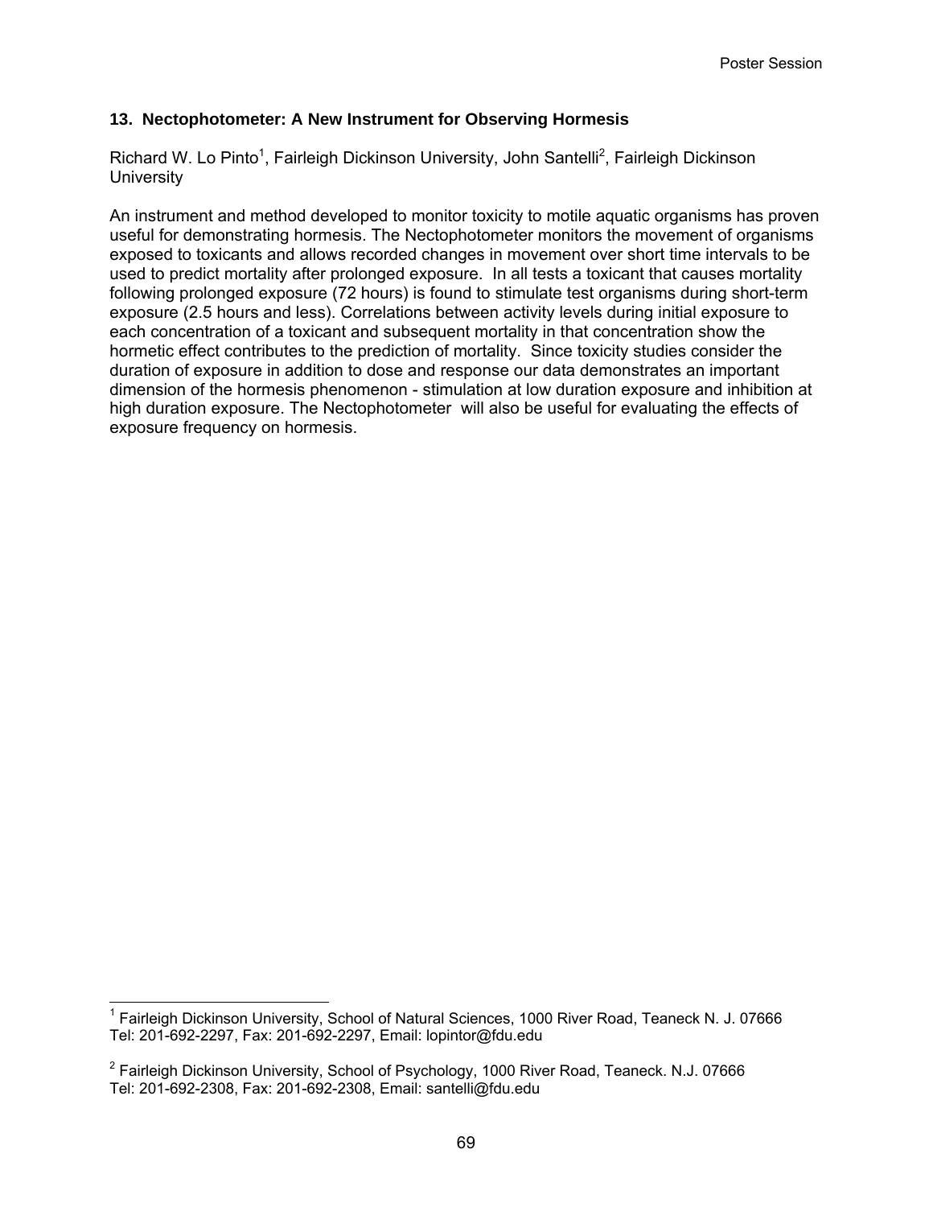### 13. Nectophotometer: A New Instrument for Observing Hormesis

Richard W. Lo Pinto[1], Fairleigh Dickinson University, John Santelli[2], Fairleigh Dickinson University

An instrument and method developed to monitor toxicity to motile aquatic organisms has proven useful for demonstrating hormesis. The Nectophotometer monitors the movement of organisms exposed to toxicants and allows recorded changes in movement over short time intervals to be used to predict mortality after prolonged exposure. In all tests a toxicant that causes mortality following prolonged exposure (72 hours) is found to stimulate test organisms during short-term exposure (2.5 hours and less). Correlations between activity levels during initial exposure to each concentration of a toxicant and subsequent mortality in that concentration show the hormetic effect contributes to the prediction of mortality. Since toxicity studies consider the duration of exposure in addition to dose and response our data demonstrates an important dimension of the hormesis phenomenon - stimulation at low duration exposure and inhibition at high duration exposure. The Nectophotometer will also be useful for evaluating the effects of exposure frequency on hormesis.

---

[1] Fairleigh Dickinson University, School of Natural Sciences, 1000 River Road, Teaneck N. J. 07666 Tel: 201-692-2297, Fax: 201-692-2297, Email: lopintor@fdu.edu

[2] Fairleigh Dickinson University, School of Psychology, 1000 River Road, Teaneck. N.J. 07666 Tel: 201-692-2308, Fax: 201-692-2308, Email: santelli@fdu.edu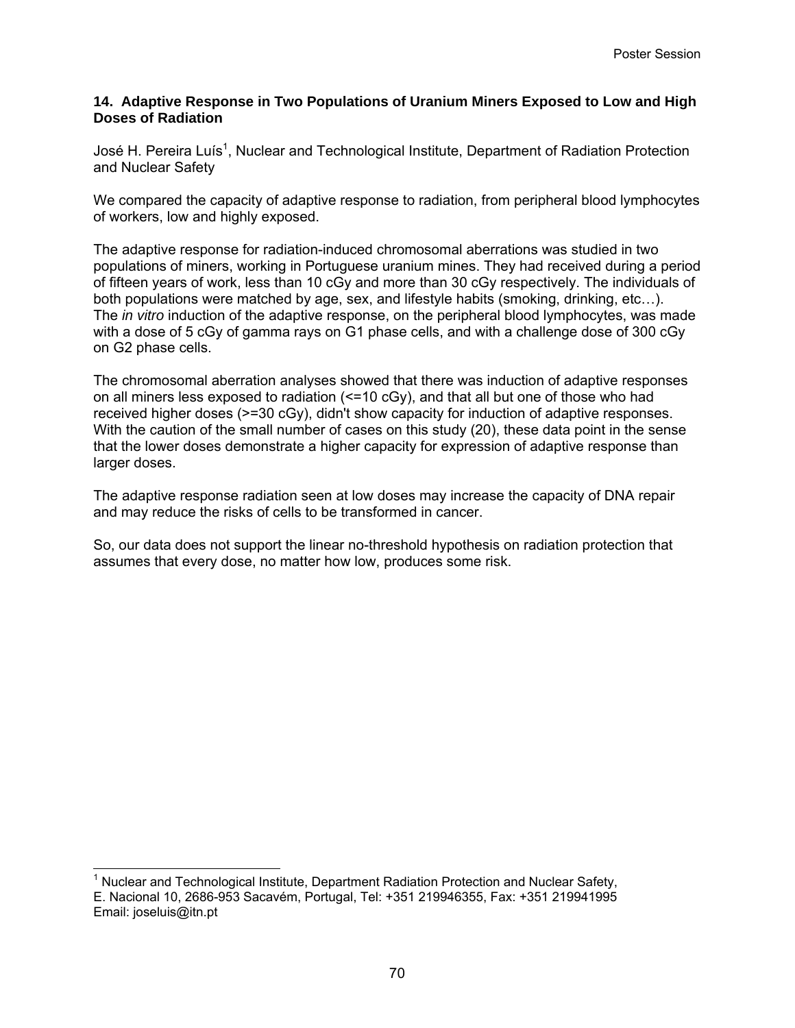### 14. Adaptive Response in Two Populations of Uranium Miners Exposed to Low and High Doses of Radiation

José H. Pereira Luís[1], Nuclear and Technological Institute, Department of Radiation Protection and Nuclear Safety

We compared the capacity of adaptive response to radiation, from peripheral blood lymphocytes of workers, low and highly exposed.

The adaptive response for radiation-induced chromosomal aberrations was studied in two populations of miners, working in Portuguese uranium mines. They had received during a period of fifteen years of work, less than 10 cGy and more than 30 cGy respectively. The individuals of both populations were matched by age, sex, and lifestyle habits (smoking, drinking, etc…). The *in vitro* induction of the adaptive response, on the peripheral blood lymphocytes, was made with a dose of 5 cGy of gamma rays on G1 phase cells, and with a challenge dose of 300 cGy on G2 phase cells.

The chromosomal aberration analyses showed that there was induction of adaptive responses on all miners less exposed to radiation (<=10 cGy), and that all but one of those who had received higher doses (>=30 cGy), didn't show capacity for induction of adaptive responses. With the caution of the small number of cases on this study (20), these data point in the sense that the lower doses demonstrate a higher capacity for expression of adaptive response than larger doses.

The adaptive response radiation seen at low doses may increase the capacity of DNA repair and may reduce the risks of cells to be transformed in cancer.

So, our data does not support the linear no-threshold hypothesis on radiation protection that assumes that every dose, no matter how low, produces some risk.

---

[1] Nuclear and Technological Institute, Department Radiation Protection and Nuclear Safety, E. Nacional 10, 2686-953 Sacavém, Portugal, Tel: +351 219946355, Fax: +351 219941995 Email: joseluis@itn.pt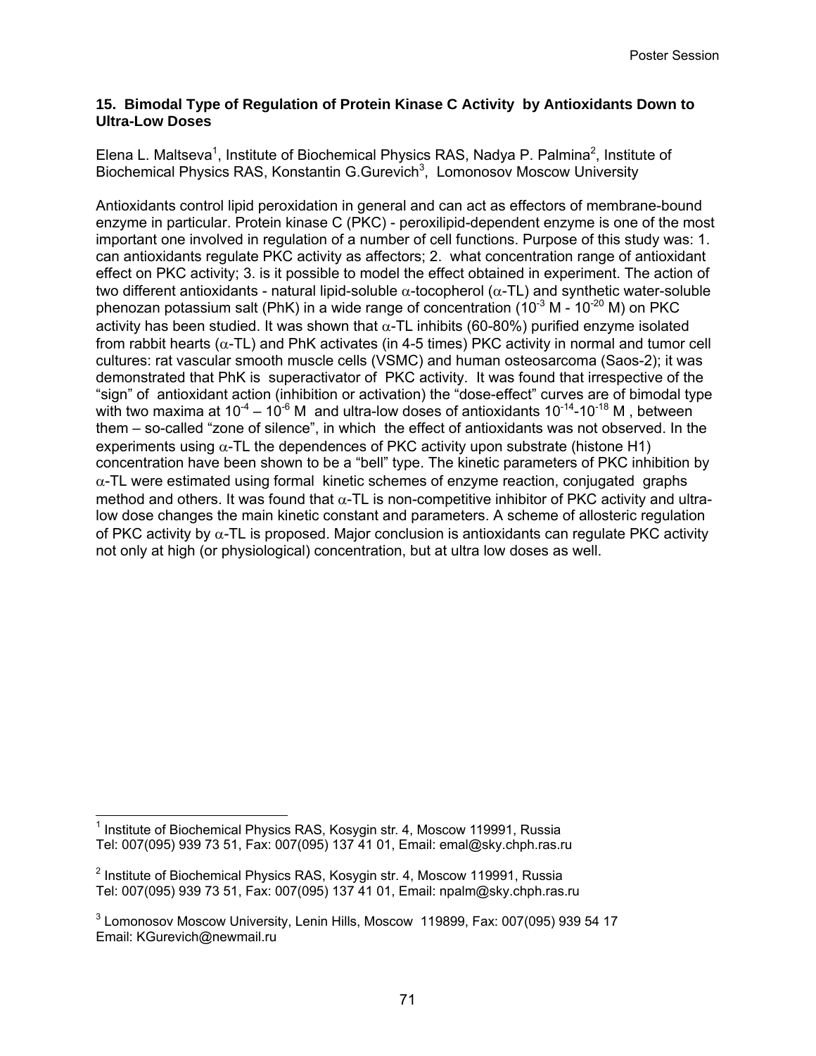## 15. Bimodal Type of Regulation of Protein Kinase C Activity by Antioxidants Down to Ultra-Low Doses

Elena L. Maltseva[1], Institute of Biochemical Physics RAS, Nadya P. Palmina[2], Institute of Biochemical Physics RAS, Konstantin G.Gurevich[3], Lomonosov Moscow University

Antioxidants control lipid peroxidation in general and can act as effectors of membrane-bound enzyme in particular. Protein kinase C (PKC) - peroxilipid-dependent enzyme is one of the most important one involved in regulation of a number of cell functions. Purpose of this study was: 1. can antioxidants regulate PKC activity as affectors; 2. what concentration range of antioxidant effect on PKC activity; 3. is it possible to model the effect obtained in experiment. The action of two different antioxidants - natural lipid-soluble $\alpha$-tocopherol ($\alpha$-TL) and synthetic water-soluble phenozan potassium salt (PhK) in a wide range of concentration ($10^{-3}$ M - $10^{-20}$ M) on PKC activity has been studied. It was shown that $\alpha$-TL inhibits (60-80%) purified enzyme isolated from rabbit hearts ($\alpha$-TL) and PhK activates (in 4-5 times) PKC activity in normal and tumor cell cultures: rat vascular smooth muscle cells (VSMC) and human osteosarcoma (Saos-2); it was demonstrated that PhK is superactivator of PKC activity. It was found that irrespective of the "sign" of antioxidant action (inhibition or activation) the "dose-effect" curves are of bimodal type with two maxima at $10^{-4}$ – $10^{-6}$ M and ultra-low doses of antioxidants $10^{-14}$-$10^{-18}$ M , between them – so-called "zone of silence", in which the effect of antioxidants was not observed. In the experiments using $\alpha$-TL the dependences of PKC activity upon substrate (histone H1) concentration have been shown to be a "bell" type. The kinetic parameters of PKC inhibition by $\alpha$-TL were estimated using formal kinetic schemes of enzyme reaction, conjugated graphs method and others. It was found that $\alpha$-TL is non-competitive inhibitor of PKC activity and ultra-low dose changes the main kinetic constant and parameters. A scheme of allosteric regulation of PKC activity by $\alpha$-TL is proposed. Major conclusion is antioxidants can regulate PKC activity not only at high (or physiological) concentration, but at ultra low doses as well.

---

[1] Institute of Biochemical Physics RAS, Kosygin str. 4, Moscow 119991, Russia
Tel: 007(095) 939 73 51, Fax: 007(095) 137 41 01, Email: emal@sky.chph.ras.ru

[2] Institute of Biochemical Physics RAS, Kosygin str. 4, Moscow 119991, Russia
Tel: 007(095) 939 73 51, Fax: 007(095) 137 41 01, Email: npalm@sky.chph.ras.ru

[3] Lomonosov Moscow University, Lenin Hills, Moscow 119899, Fax: 007(095) 939 54 17
Email: KGurevich@newmail.ru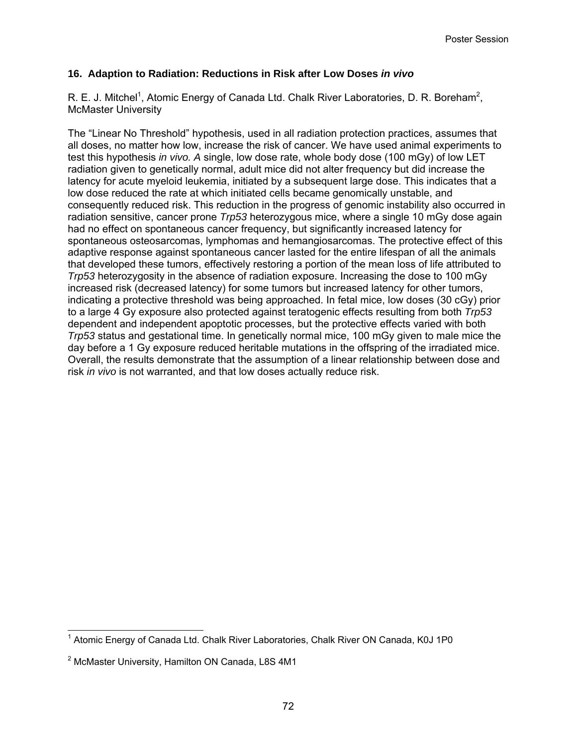### 16. Adaption to Radiation: Reductions in Risk after Low Doses *in vivo*

R. E. J. Mitchel[1], Atomic Energy of Canada Ltd. Chalk River Laboratories, D. R. Boreham[2], McMaster University

The "Linear No Threshold" hypothesis, used in all radiation protection practices, assumes that all doses, no matter how low, increase the risk of cancer. We have used animal experiments to test this hypothesis *in vivo. A* single, low dose rate, whole body dose (100 mGy) of low LET radiation given to genetically normal, adult mice did not alter frequency but did increase the latency for acute myeloid leukemia, initiated by a subsequent large dose. This indicates that a low dose reduced the rate at which initiated cells became genomically unstable, and consequently reduced risk. This reduction in the progress of genomic instability also occurred in radiation sensitive, cancer prone *Trp53* heterozygous mice, where a single 10 mGy dose again had no effect on spontaneous cancer frequency, but significantly increased latency for spontaneous osteosarcomas, lymphomas and hemangiosarcomas. The protective effect of this adaptive response against spontaneous cancer lasted for the entire lifespan of all the animals that developed these tumors, effectively restoring a portion of the mean loss of life attributed to *Trp53* heterozygosity in the absence of radiation exposure. Increasing the dose to 100 mGy increased risk (decreased latency) for some tumors but increased latency for other tumors, indicating a protective threshold was being approached. In fetal mice, low doses (30 cGy) prior to a large 4 Gy exposure also protected against teratogenic effects resulting from both *Trp53* dependent and independent apoptotic processes, but the protective effects varied with both *Trp53* status and gestational time. In genetically normal mice, 100 mGy given to male mice the day before a 1 Gy exposure reduced heritable mutations in the offspring of the irradiated mice. Overall, the results demonstrate that the assumption of a linear relationship between dose and risk *in vivo* is not warranted, and that low doses actually reduce risk.

---

[1] Atomic Energy of Canada Ltd. Chalk River Laboratories, Chalk River ON Canada, K0J 1P0

[2] McMaster University, Hamilton ON Canada, L8S 4M1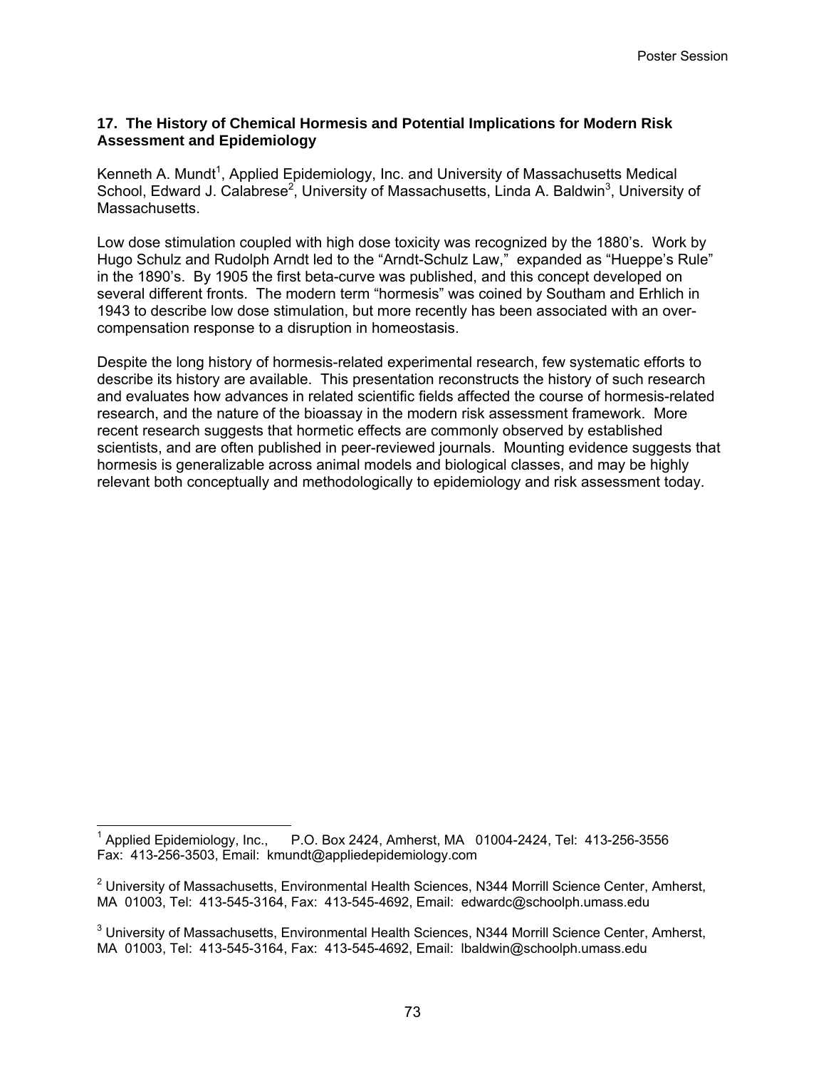### 17. The History of Chemical Hormesis and Potential Implications for Modern Risk Assessment and Epidemiology

Kenneth A. Mundt[1], Applied Epidemiology, Inc. and University of Massachusetts Medical School, Edward J. Calabrese[2], University of Massachusetts, Linda A. Baldwin[3], University of Massachusetts.

Low dose stimulation coupled with high dose toxicity was recognized by the 1880's. Work by Hugo Schulz and Rudolph Arndt led to the "Arndt-Schulz Law," expanded as "Hueppe's Rule" in the 1890's. By 1905 the first beta-curve was published, and this concept developed on several different fronts. The modern term "hormesis" was coined by Southam and Erhlich in 1943 to describe low dose stimulation, but more recently has been associated with an over-compensation response to a disruption in homeostasis.

Despite the long history of hormesis-related experimental research, few systematic efforts to describe its history are available. This presentation reconstructs the history of such research and evaluates how advances in related scientific fields affected the course of hormesis-related research, and the nature of the bioassay in the modern risk assessment framework. More recent research suggests that hormetic effects are commonly observed by established scientists, and are often published in peer-reviewed journals. Mounting evidence suggests that hormesis is generalizable across animal models and biological classes, and may be highly relevant both conceptually and methodologically to epidemiology and risk assessment today.

---

[1] Applied Epidemiology, Inc., P.O. Box 2424, Amherst, MA 01004-2424, Tel: 413-256-3556 Fax: 413-256-3503, Email: kmundt@appliedepidemiology.com

[2] University of Massachusetts, Environmental Health Sciences, N344 Morrill Science Center, Amherst, MA 01003, Tel: 413-545-3164, Fax: 413-545-4692, Email: edwardc@schoolph.umass.edu

[3] University of Massachusetts, Environmental Health Sciences, N344 Morrill Science Center, Amherst, MA 01003, Tel: 413-545-3164, Fax: 413-545-4692, Email: lbaldwin@schoolph.umass.edu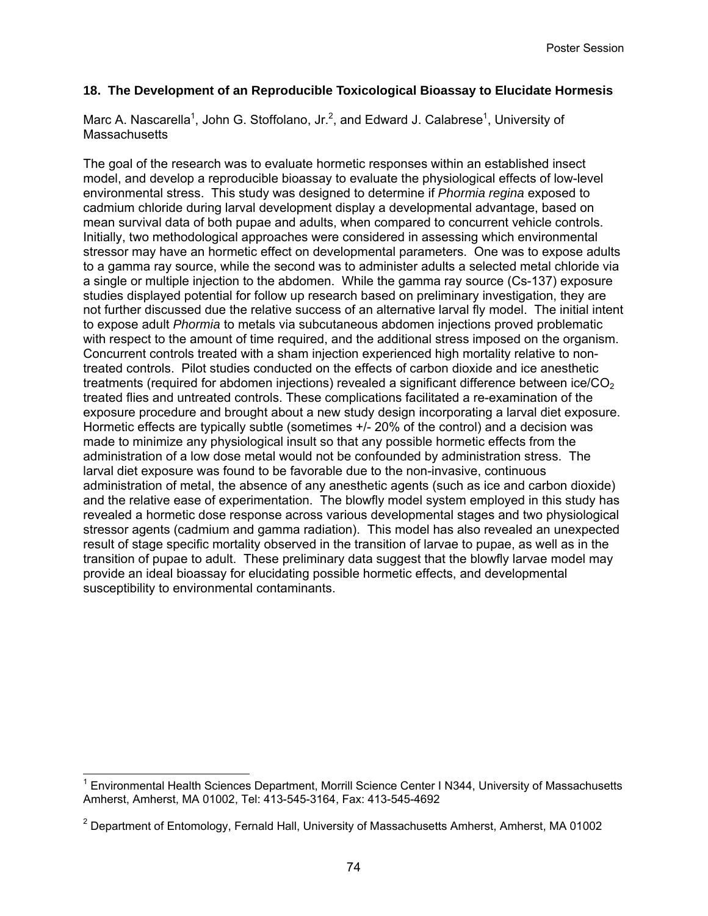### 18. The Development of an Reproducible Toxicological Bioassay to Elucidate Hormesis

Marc A. Nascarella[1], John G. Stoffolano, Jr.[2], and Edward J. Calabrese[1], University of Massachusetts

The goal of the research was to evaluate hormetic responses within an established insect model, and develop a reproducible bioassay to evaluate the physiological effects of low-level environmental stress. This study was designed to determine if *Phormia regina* exposed to cadmium chloride during larval development display a developmental advantage, based on mean survival data of both pupae and adults, when compared to concurrent vehicle controls. Initially, two methodological approaches were considered in assessing which environmental stressor may have an hormetic effect on developmental parameters. One was to expose adults to a gamma ray source, while the second was to administer adults a selected metal chloride via a single or multiple injection to the abdomen. While the gamma ray source (Cs-137) exposure studies displayed potential for follow up research based on preliminary investigation, they are not further discussed due the relative success of an alternative larval fly model. The initial intent to expose adult *Phormia* to metals via subcutaneous abdomen injections proved problematic with respect to the amount of time required, and the additional stress imposed on the organism. Concurrent controls treated with a sham injection experienced high mortality relative to non-treated controls. Pilot studies conducted on the effects of carbon dioxide and ice anesthetic treatments (required for abdomen injections) revealed a significant difference between ice/$CO_2$ treated flies and untreated controls. These complications facilitated a re-examination of the exposure procedure and brought about a new study design incorporating a larval diet exposure. Hormetic effects are typically subtle (sometimes +/- 20% of the control) and a decision was made to minimize any physiological insult so that any possible hormetic effects from the administration of a low dose metal would not be confounded by administration stress. The larval diet exposure was found to be favorable due to the non-invasive, continuous administration of metal, the absence of any anesthetic agents (such as ice and carbon dioxide) and the relative ease of experimentation. The blowfly model system employed in this study has revealed a hormetic dose response across various developmental stages and two physiological stressor agents (cadmium and gamma radiation). This model has also revealed an unexpected result of stage specific mortality observed in the transition of larvae to pupae, as well as in the transition of pupae to adult. These preliminary data suggest that the blowfly larvae model may provide an ideal bioassay for elucidating possible hormetic effects, and developmental susceptibility to environmental contaminants.

---

[1] Environmental Health Sciences Department, Morrill Science Center I N344, University of Massachusetts Amherst, Amherst, MA 01002, Tel: 413-545-3164, Fax: 413-545-4692

[2] Department of Entomology, Fernald Hall, University of Massachusetts Amherst, Amherst, MA 01002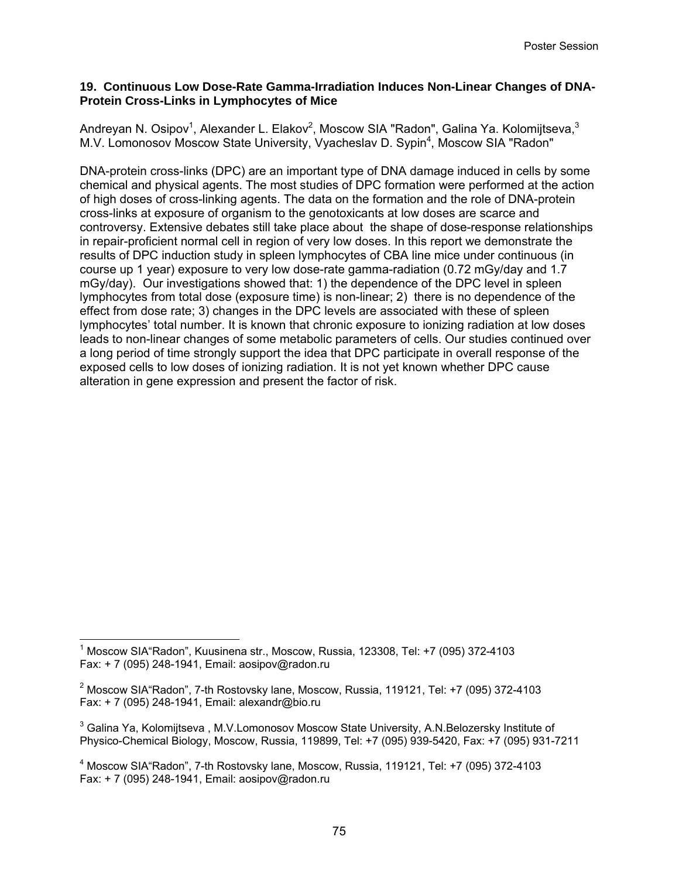### 19. Continuous Low Dose-Rate Gamma-Irradiation Induces Non-Linear Changes of DNA-Protein Cross-Links in Lymphocytes of Mice

Andreyan N. Osipov[1], Alexander L. Elakov[2], Moscow SIA "Radon", Galina Ya. Kolomijtseva,[3] M.V. Lomonosov Moscow State University, Vyacheslav D. Sypin[4], Moscow SIA "Radon"

DNA-protein cross-links (DPC) are an important type of DNA damage induced in cells by some chemical and physical agents. The most studies of DPC formation were performed at the action of high doses of cross-linking agents. The data on the formation and the role of DNA-protein cross-links at exposure of organism to the genotoxicants at low doses are scarce and controversy. Extensive debates still take place about the shape of dose-response relationships in repair-proficient normal cell in region of very low doses. In this report we demonstrate the results of DPC induction study in spleen lymphocytes of CBA line mice under continuous (in course up 1 year) exposure to very low dose-rate gamma-radiation (0.72 mGy/day and 1.7 mGy/day). Our investigations showed that: 1) the dependence of the DPC level in spleen lymphocytes from total dose (exposure time) is non-linear; 2) there is no dependence of the effect from dose rate; 3) changes in the DPC levels are associated with these of spleen lymphocytes' total number. It is known that chronic exposure to ionizing radiation at low doses leads to non-linear changes of some metabolic parameters of cells. Our studies continued over a long period of time strongly support the idea that DPC participate in overall response of the exposed cells to low doses of ionizing radiation. It is not yet known whether DPC cause alteration in gene expression and present the factor of risk.

---

[1] Moscow SIA"Radon", Kuusinena str., Moscow, Russia, 123308, Tel: +7 (095) 372-4103 Fax: + 7 (095) 248-1941, Email: aosipov@radon.ru

[2] Moscow SIA"Radon", 7-th Rostovsky lane, Moscow, Russia, 119121, Tel: +7 (095) 372-4103 Fax: + 7 (095) 248-1941, Email: alexandr@bio.ru

[3] Galina Ya, Kolomijtseva , M.V.Lomonosov Moscow State University, A.N.Belozersky Institute of Physico-Chemical Biology, Moscow, Russia, 119899, Tel: +7 (095) 939-5420, Fax: +7 (095) 931-7211

[4] Moscow SIA"Radon", 7-th Rostovsky lane, Moscow, Russia, 119121, Tel: +7 (095) 372-4103 Fax: + 7 (095) 248-1941, Email: aosipov@radon.ru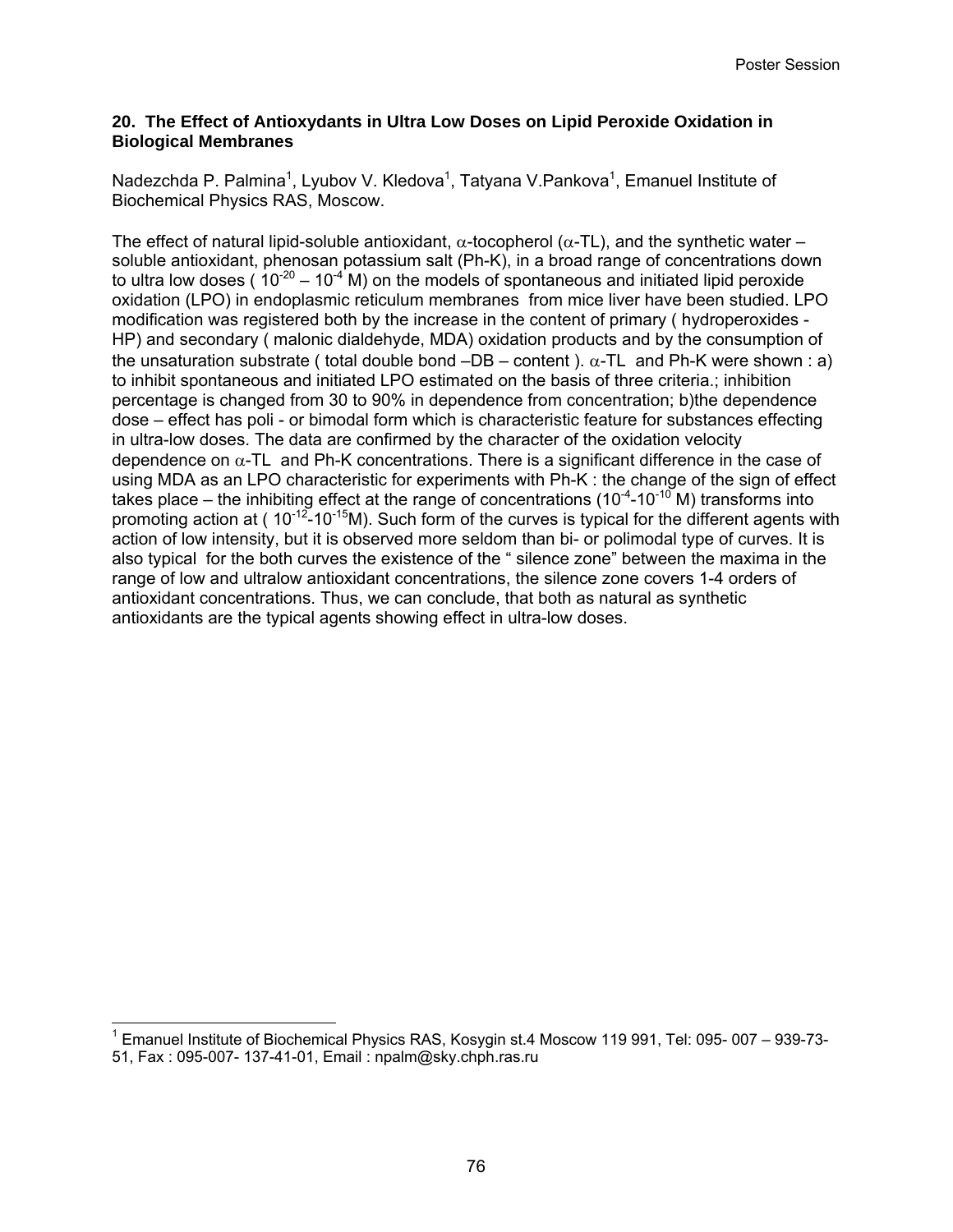### 20. The Effect of Antioxydants in Ultra Low Doses on Lipid Peroxide Oxidation in Biological Membranes

Nadezchda P. Palmina[1], Lyubov V. Kledova[1], Tatyana V.Pankova[1], Emanuel Institute of Biochemical Physics RAS, Moscow.

The effect of natural lipid-soluble antioxidant, α-tocopherol (α-TL), and the synthetic water – soluble antioxidant, phenosan potassium salt (Ph-K), in a broad range of concentrations down to ultra low doses ( $10^{-20}$ – $10^{-4}$ M) on the models of spontaneous and initiated lipid peroxide oxidation (LPO) in endoplasmic reticulum membranes from mice liver have been studied. LPO modification was registered both by the increase in the content of primary ( hydroperoxides - HP) and secondary ( malonic dialdehyde, MDA) oxidation products and by the consumption of the unsaturation substrate ( total double bond –DB – content ). α-TL and Ph-K were shown : a) to inhibit spontaneous and initiated LPO estimated on the basis of three criteria.; inhibition percentage is changed from 30 to 90% in dependence from concentration; b)the dependence dose – effect has poli - or bimodal form which is characteristic feature for substances effecting in ultra-low doses. The data are confirmed by the character of the oxidation velocity dependence on α-TL and Ph-K concentrations. There is a significant difference in the case of using MDA as an LPO characteristic for experiments with Ph-K : the change of the sign of effect takes place – the inhibiting effect at the range of concentrations ($10^{-4}$-$10^{-10}$ M) transforms into promoting action at ( $10^{-12}$-$10^{-15}$M). Such form of the curves is typical for the different agents with action of low intensity, but it is observed more seldom than bi- or polimodal type of curves. It is also typical for the both curves the existence of the " silence zone" between the maxima in the range of low and ultralow antioxidant concentrations, the silence zone covers 1-4 orders of antioxidant concentrations. Thus, we can conclude, that both as natural as synthetic antioxidants are the typical agents showing effect in ultra-low doses.

[1] Emanuel Institute of Biochemical Physics RAS, Kosygin st.4 Moscow 119 991, Tel: 095- 007 – 939-73-51, Fax : 095-007- 137-41-01, Email : npalm@sky.chph.ras.ru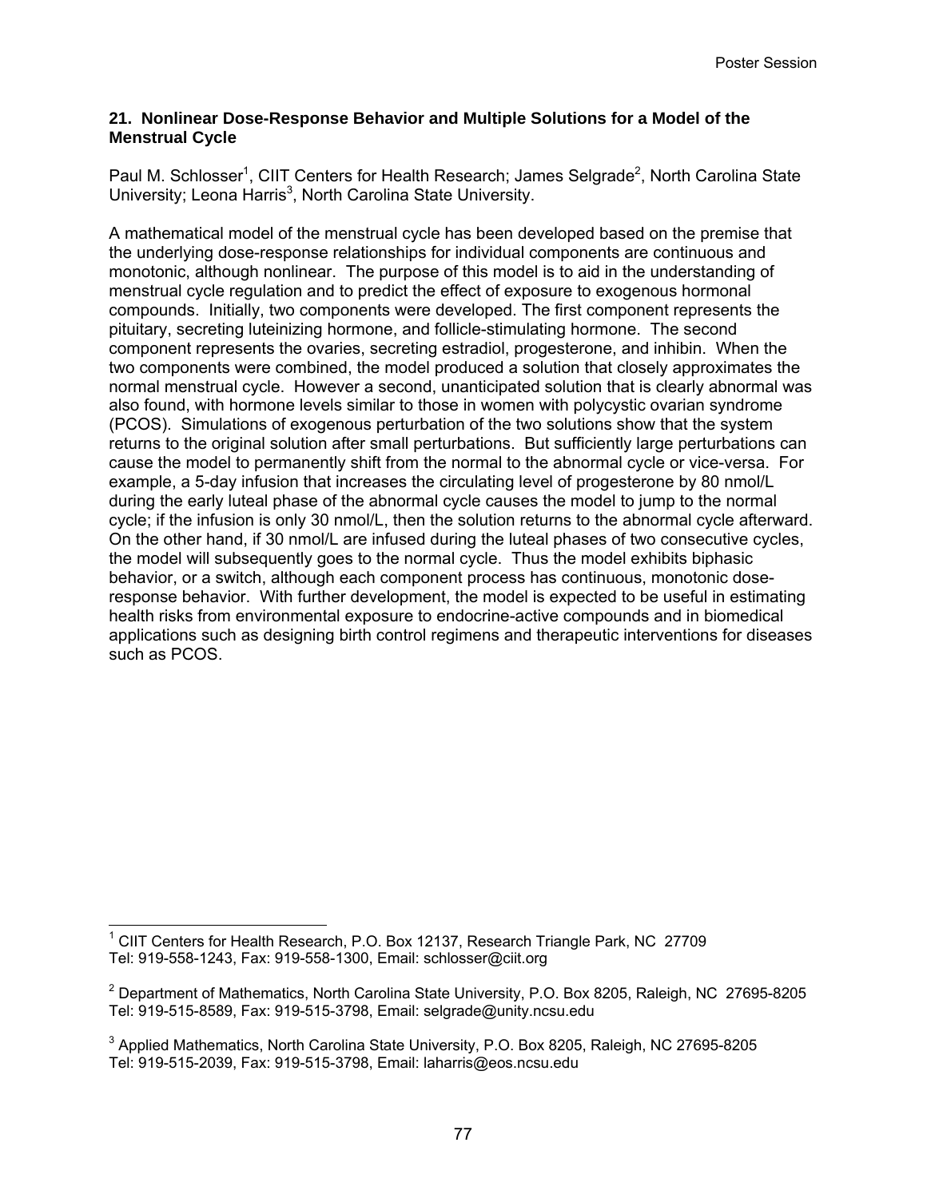### 21. Nonlinear Dose-Response Behavior and Multiple Solutions for a Model of the Menstrual Cycle

Paul M. Schlosser[1], CIIT Centers for Health Research; James Selgrade[2], North Carolina State University; Leona Harris[3], North Carolina State University.

A mathematical model of the menstrual cycle has been developed based on the premise that the underlying dose-response relationships for individual components are continuous and monotonic, although nonlinear. The purpose of this model is to aid in the understanding of menstrual cycle regulation and to predict the effect of exposure to exogenous hormonal compounds. Initially, two components were developed. The first component represents the pituitary, secreting luteinizing hormone, and follicle-stimulating hormone. The second component represents the ovaries, secreting estradiol, progesterone, and inhibin. When the two components were combined, the model produced a solution that closely approximates the normal menstrual cycle. However a second, unanticipated solution that is clearly abnormal was also found, with hormone levels similar to those in women with polycystic ovarian syndrome (PCOS). Simulations of exogenous perturbation of the two solutions show that the system returns to the original solution after small perturbations. But sufficiently large perturbations can cause the model to permanently shift from the normal to the abnormal cycle or vice-versa. For example, a 5-day infusion that increases the circulating level of progesterone by 80 nmol/L during the early luteal phase of the abnormal cycle causes the model to jump to the normal cycle; if the infusion is only 30 nmol/L, then the solution returns to the abnormal cycle afterward. On the other hand, if 30 nmol/L are infused during the luteal phases of two consecutive cycles, the model will subsequently goes to the normal cycle. Thus the model exhibits biphasic behavior, or a switch, although each component process has continuous, monotonic dose-response behavior. With further development, the model is expected to be useful in estimating health risks from environmental exposure to endocrine-active compounds and in biomedical applications such as designing birth control regimens and therapeutic interventions for diseases such as PCOS.

---

[1] CIIT Centers for Health Research, P.O. Box 12137, Research Triangle Park, NC 27709
Tel: 919-558-1243, Fax: 919-558-1300, Email: schlosser@ciit.org

[2] Department of Mathematics, North Carolina State University, P.O. Box 8205, Raleigh, NC 27695-8205
Tel: 919-515-8589, Fax: 919-515-3798, Email: selgrade@unity.ncsu.edu

[3] Applied Mathematics, North Carolina State University, P.O. Box 8205, Raleigh, NC 27695-8205
Tel: 919-515-2039, Fax: 919-515-3798, Email: laharris@eos.ncsu.edu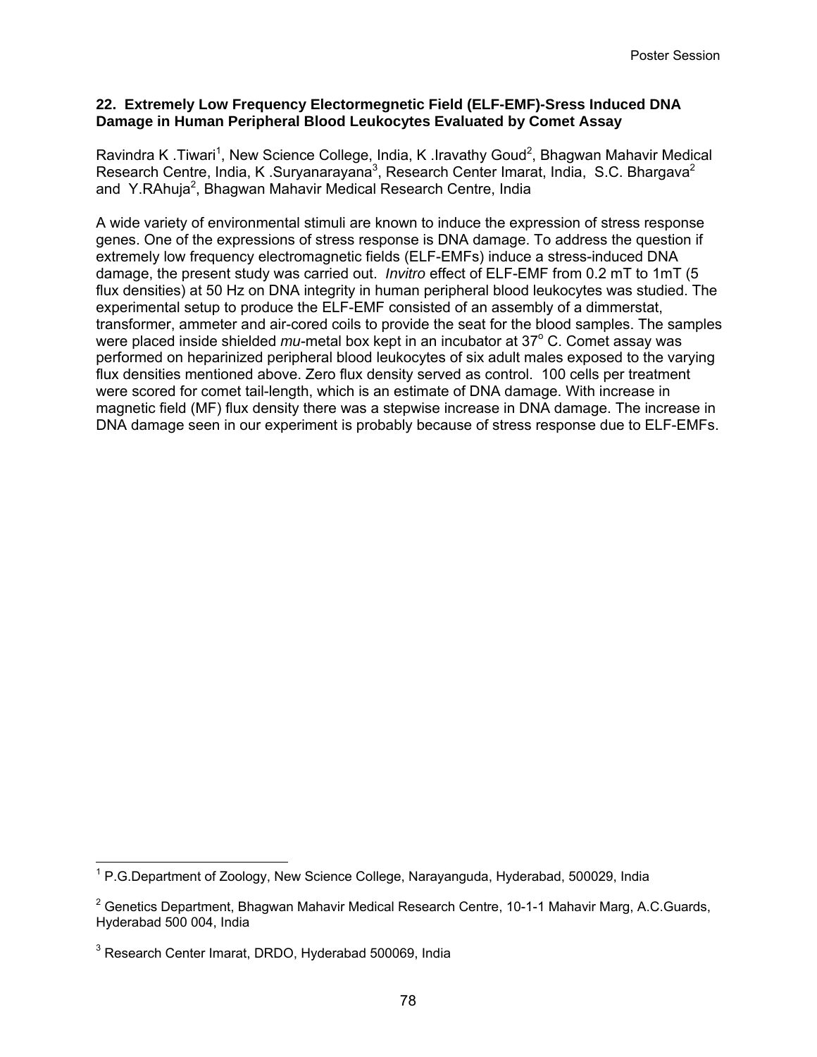### 22. Extremely Low Frequency Electormegnetic Field (ELF-EMF)-Sress Induced DNA Damage in Human Peripheral Blood Leukocytes Evaluated by Comet Assay

Ravindra K .Tiwari[1], New Science College, India, K .Iravathy Goud[2], Bhagwan Mahavir Medical Research Centre, India, K .Suryanarayana[3], Research Center Imarat, India, S.C. Bhargava[2] and Y.RAhuja[2], Bhagwan Mahavir Medical Research Centre, India

A wide variety of environmental stimuli are known to induce the expression of stress response genes. One of the expressions of stress response is DNA damage. To address the question if extremely low frequency electromagnetic fields (ELF-EMFs) induce a stress-induced DNA damage, the present study was carried out. *Invitro* effect of ELF-EMF from 0.2 mT to 1mT (5 flux densities) at 50 Hz on DNA integrity in human peripheral blood leukocytes was studied. The experimental setup to produce the ELF-EMF consisted of an assembly of a dimmerstat, transformer, ammeter and air-cored coils to provide the seat for the blood samples. The samples were placed inside shielded *mu*-metal box kept in an incubator at 37$^{o}$ C. Comet assay was performed on heparinized peripheral blood leukocytes of six adult males exposed to the varying flux densities mentioned above. Zero flux density served as control. 100 cells per treatment were scored for comet tail-length, which is an estimate of DNA damage. With increase in magnetic field (MF) flux density there was a stepwise increase in DNA damage. The increase in DNA damage seen in our experiment is probably because of stress response due to ELF-EMFs.

---

[1] P.G.Department of Zoology, New Science College, Narayanguda, Hyderabad, 500029, India

[2] Genetics Department, Bhagwan Mahavir Medical Research Centre, 10-1-1 Mahavir Marg, A.C.Guards, Hyderabad 500 004, India

[3] Research Center Imarat, DRDO, Hyderabad 500069, India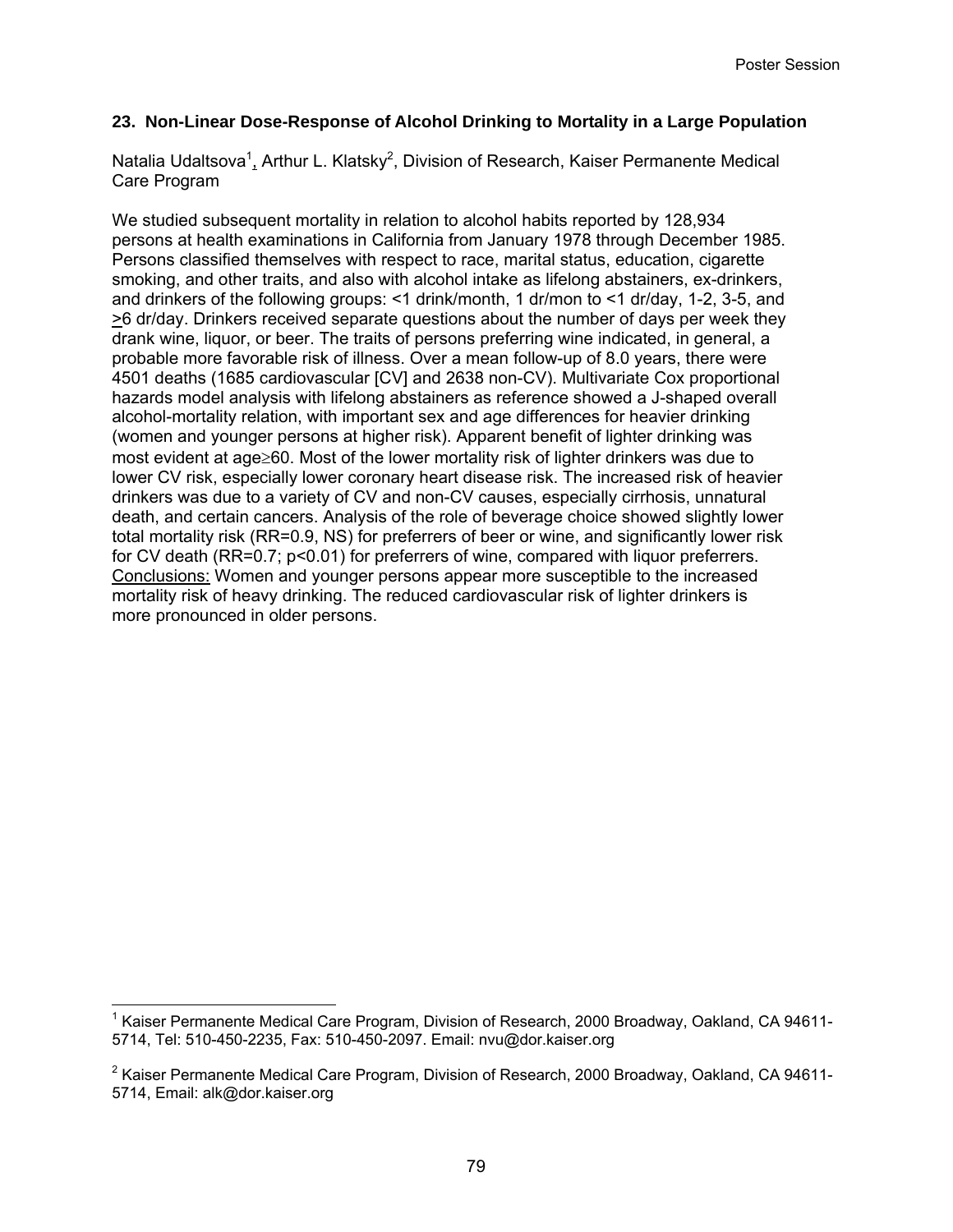### 23. Non-Linear Dose-Response of Alcohol Drinking to Mortality in a Large Population

Natalia Udaltsova[1], Arthur L. Klatsky[2], Division of Research, Kaiser Permanente Medical Care Program

We studied subsequent mortality in relation to alcohol habits reported by 128,934 persons at health examinations in California from January 1978 through December 1985. Persons classified themselves with respect to race, marital status, education, cigarette smoking, and other traits, and also with alcohol intake as lifelong abstainers, ex-drinkers, and drinkers of the following groups: <1 drink/month, 1 dr/mon to <1 dr/day, 1-2, 3-5, and ≥6 dr/day. Drinkers received separate questions about the number of days per week they drank wine, liquor, or beer. The traits of persons preferring wine indicated, in general, a probable more favorable risk of illness. Over a mean follow-up of 8.0 years, there were 4501 deaths (1685 cardiovascular [CV] and 2638 non-CV). Multivariate Cox proportional hazards model analysis with lifelong abstainers as reference showed a J-shaped overall alcohol-mortality relation, with important sex and age differences for heavier drinking (women and younger persons at higher risk). Apparent benefit of lighter drinking was most evident at age≥60. Most of the lower mortality risk of lighter drinkers was due to lower CV risk, especially lower coronary heart disease risk. The increased risk of heavier drinkers was due to a variety of CV and non-CV causes, especially cirrhosis, unnatural death, and certain cancers. Analysis of the role of beverage choice showed slightly lower total mortality risk (RR=0.9, NS) for preferrers of beer or wine, and significantly lower risk for CV death (RR=0.7; $p<0.01$) for preferrers of wine, compared with liquor preferrers.

Conclusions: Women and younger persons appear more susceptible to the increased mortality risk of heavy drinking. The reduced cardiovascular risk of lighter drinkers is more pronounced in older persons.

---

[1] Kaiser Permanente Medical Care Program, Division of Research, 2000 Broadway, Oakland, CA 94611-5714, Tel: 510-450-2235, Fax: 510-450-2097. Email: nvu@dor.kaiser.org

[2] Kaiser Permanente Medical Care Program, Division of Research, 2000 Broadway, Oakland, CA 94611-5714, Email: alk@dor.kaiser.org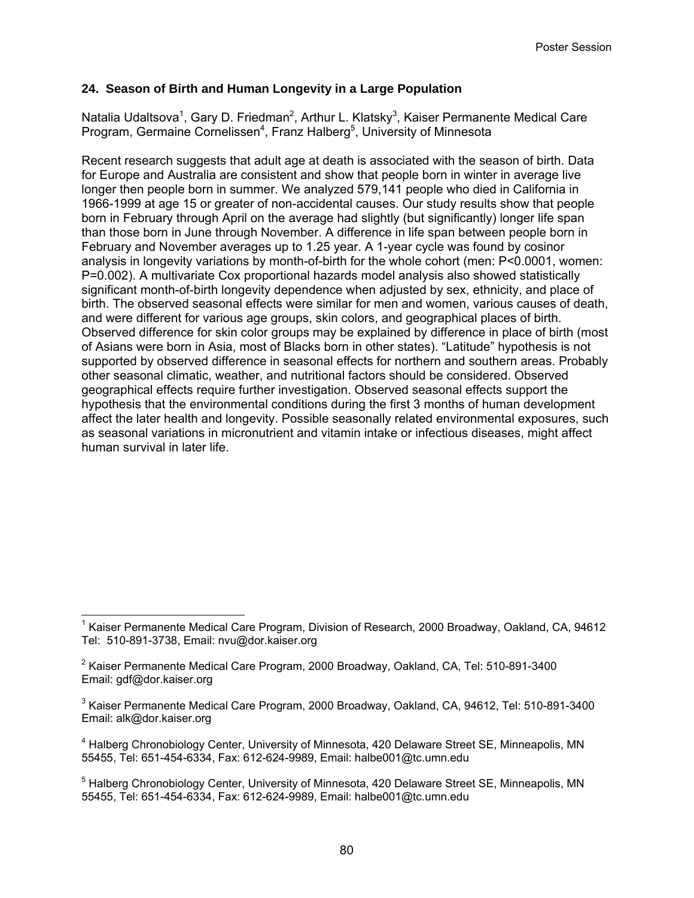## 24. Season of Birth and Human Longevity in a Large Population

Natalia Udaltsova[1], Gary D. Friedman[2], Arthur L. Klatsky[3], Kaiser Permanente Medical Care Program, Germaine Cornelissen[4], Franz Halberg[5], University of Minnesota

Recent research suggests that adult age at death is associated with the season of birth. Data for Europe and Australia are consistent and show that people born in winter in average live longer then people born in summer. We analyzed 579,141 people who died in California in 1966-1999 at age 15 or greater of non-accidental causes. Our study results show that people born in February through April on the average had slightly (but significantly) longer life span than those born in June through November. A difference in life span between people born in February and November averages up to 1.25 year. A 1-year cycle was found by cosinor analysis in longevity variations by month-of-birth for the whole cohort (men: $P<0.0001$, women: $P=0.002$). A multivariate Cox proportional hazards model analysis also showed statistically significant month-of-birth longevity dependence when adjusted by sex, ethnicity, and place of birth. The observed seasonal effects were similar for men and women, various causes of death, and were different for various age groups, skin colors, and geographical places of birth. Observed difference for skin color groups may be explained by difference in place of birth (most of Asians were born in Asia, most of Blacks born in other states). "Latitude" hypothesis is not supported by observed difference in seasonal effects for northern and southern areas. Probably other seasonal climatic, weather, and nutritional factors should be considered. Observed geographical effects require further investigation. Observed seasonal effects support the hypothesis that the environmental conditions during the first 3 months of human development affect the later health and longevity. Possible seasonally related environmental exposures, such as seasonal variations in micronutrient and vitamin intake or infectious diseases, might affect human survival in later life.

---

[1] Kaiser Permanente Medical Care Program, Division of Research, 2000 Broadway, Oakland, CA, 94612 Tel: 510-891-3738, Email: nvu@dor.kaiser.org

[2] Kaiser Permanente Medical Care Program, 2000 Broadway, Oakland, CA, Tel: 510-891-3400 Email: gdf@dor.kaiser.org

[3] Kaiser Permanente Medical Care Program, 2000 Broadway, Oakland, CA, 94612, Tel: 510-891-3400 Email: alk@dor.kaiser.org

[4] Halberg Chronobiology Center, University of Minnesota, 420 Delaware Street SE, Minneapolis, MN 55455, Tel: 651-454-6334, Fax: 612-624-9989, Email: halbe001@tc.umn.edu

[5] Halberg Chronobiology Center, University of Minnesota, 420 Delaware Street SE, Minneapolis, MN 55455, Tel: 651-454-6334, Fax: 612-624-9989, Email: halbe001@tc.umn.edu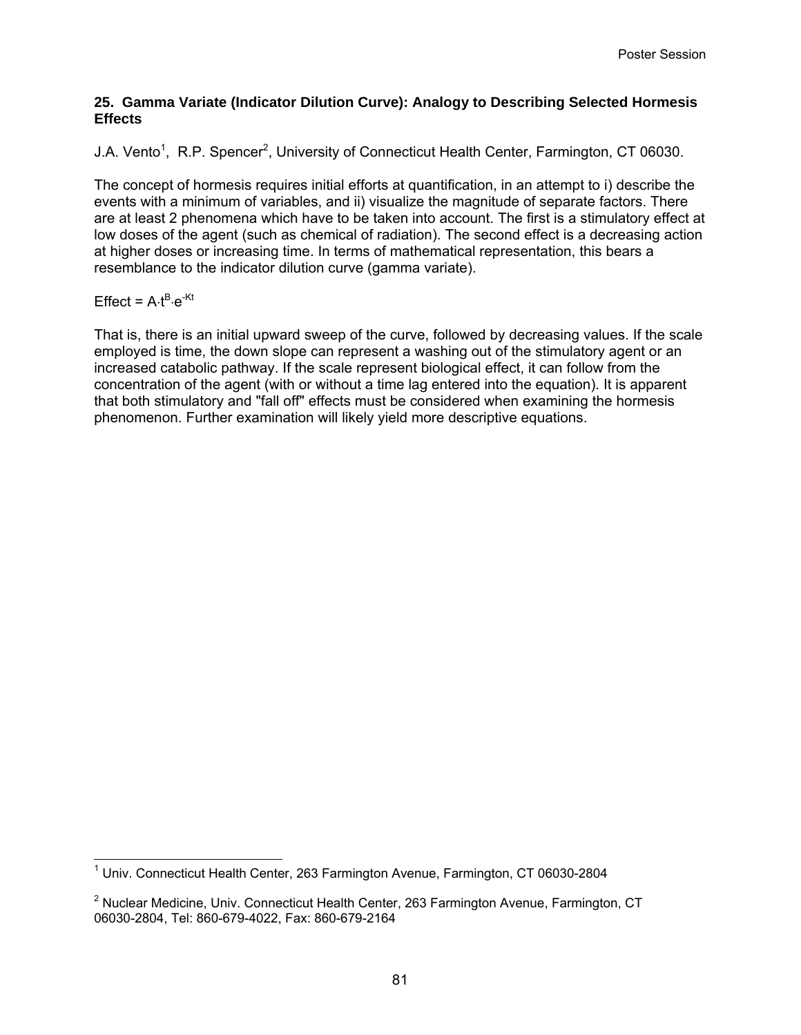### 25. Gamma Variate (Indicator Dilution Curve): Analogy to Describing Selected Hormesis Effects

J.A. Vento[1], R.P. Spencer[2], University of Connecticut Health Center, Farmington, CT 06030.

The concept of hormesis requires initial efforts at quantification, in an attempt to i) describe the events with a minimum of variables, and ii) visualize the magnitude of separate factors. There are at least 2 phenomena which have to be taken into account. The first is a stimulatory effect at low doses of the agent (such as chemical of radiation). The second effect is a decreasing action at higher doses or increasing time. In terms of mathematical representation, this bears a resemblance to the indicator dilution curve (gamma variate).

$$\text{Effect} = A \cdot t^{B} \cdot e^{-Kt}$$

That is, there is an initial upward sweep of the curve, followed by decreasing values. If the scale employed is time, the down slope can represent a washing out of the stimulatory agent or an increased catabolic pathway. If the scale represent biological effect, it can follow from the concentration of the agent (with or without a time lag entered into the equation). It is apparent that both stimulatory and "fall off" effects must be considered when examining the hormesis phenomenon. Further examination will likely yield more descriptive equations.

---

[1] Univ. Connecticut Health Center, 263 Farmington Avenue, Farmington, CT 06030-2804

[2] Nuclear Medicine, Univ. Connecticut Health Center, 263 Farmington Avenue, Farmington, CT 06030-2804, Tel: 860-679-4022, Fax: 860-679-2164